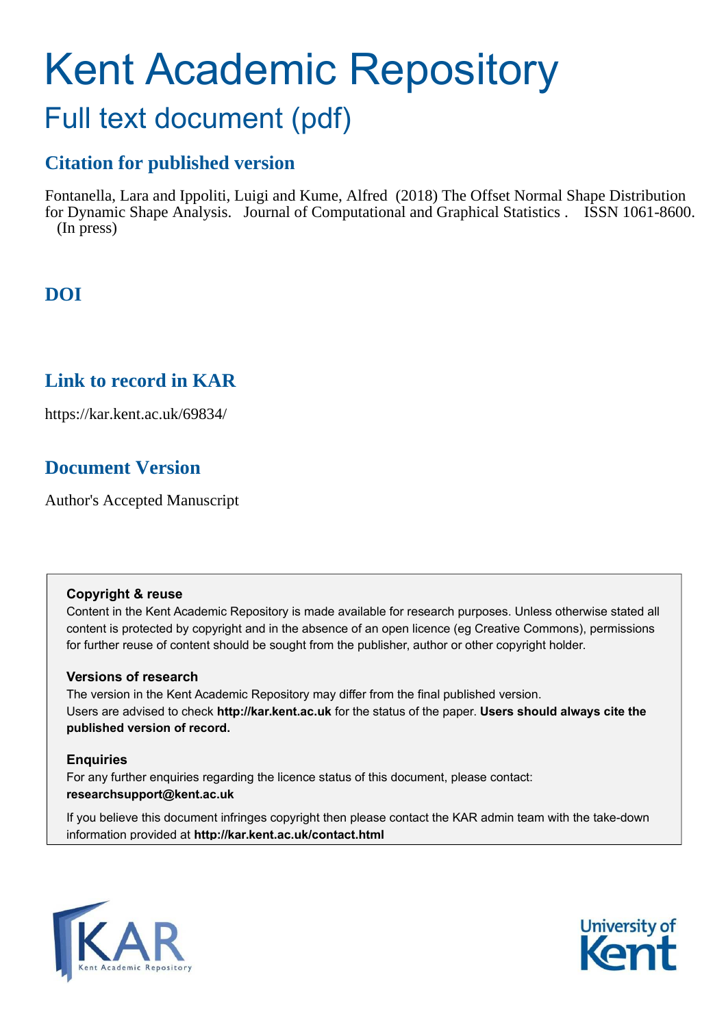# Kent Academic Repository

## Full text document (pdf)

## Citation for published version

Fontanella, Lara and Ippoliti, Luigi and Kume, Alfred (2018) The Offset Normal Shape Distribution for Dynamic Shape Analysis. Journal of Computational and Graphical Statistics . ISSN 1061-8600. (In press)

## DOI

## Link to record in KAR

https://kar.kent.ac.uk/69834/

## Document Version

Author's Accepted Manuscript

**Copyright & reuse**

Content in the Kent Academic Repository is made available for research purposes. Unless otherwise stated all content is protected by copyright and in the absence of an open licence (eg Creative Commons), permissions for further reuse of content should be sought from the publisher, author or other copyright holder.

**Versions of research**

The version in the Kent Academic Repository may differ from the final published version. Users are advised to check **http://kar.kent.ac.uk** for the status of the paper. **Users should always cite the published version of record.**

**Enquiries**

For any further enquiries regarding the licence status of this document, please contact: **researchsupport@kent.ac.uk**

If you believe this document infringes copyright then please contact the KAR admin team with the take-down information provided at **http://kar.kent.ac.uk/contact.html**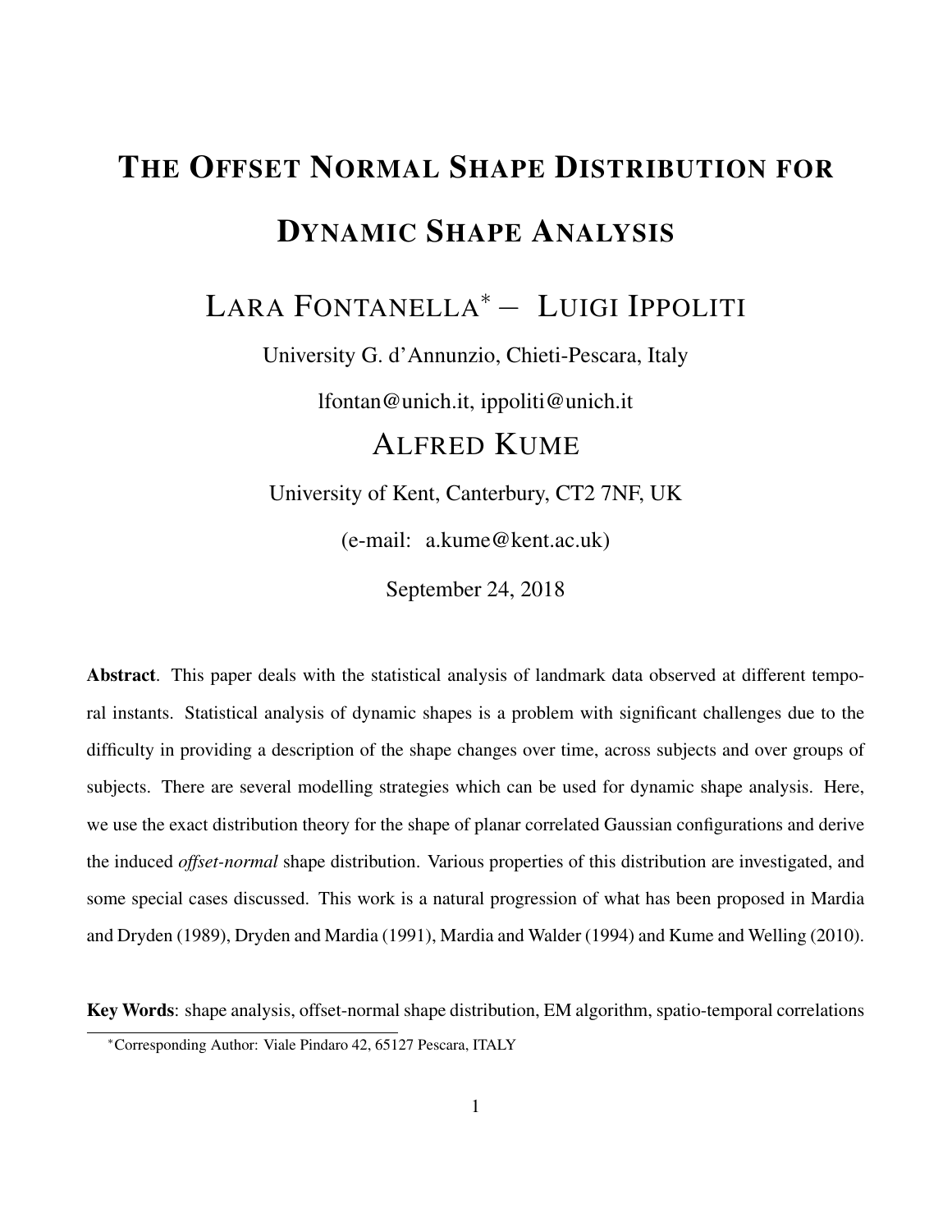# The Offset Normal Shape Distribution for Dynamic Shape Analysis

## Lara Fontanella[*] – Luigi Ippoliti

University G. d'Annunzio, Chieti-Pescara, Italy

lfontan@unich.it, ippoliti@unich.it

## Alfred Kume

University of Kent, Canterbury, CT2 7NF, UK

(e-mail: a.kume@kent.ac.uk)

September 24, 2018

**Abstract**. This paper deals with the statistical analysis of landmark data observed at different temporal instants. Statistical analysis of dynamic shapes is a problem with significant challenges due to the difficulty in providing a description of the shape changes over time, across subjects and over groups of subjects. There are several modelling strategies which can be used for dynamic shape analysis. Here, we use the exact distribution theory for the shape of planar correlated Gaussian configurations and derive the induced *offset-normal* shape distribution. Various properties of this distribution are investigated, and some special cases discussed. This work is a natural progression of what has been proposed in Mardia and Dryden (1989), Dryden and Mardia (1991), Mardia and Walder (1994) and Kume and Welling (2010).

**Key Words**: shape analysis, offset-normal shape distribution, EM algorithm, spatio-temporal correlations

[*]Corresponding Author: Viale Pindaro 42, 65127 Pescara, ITALY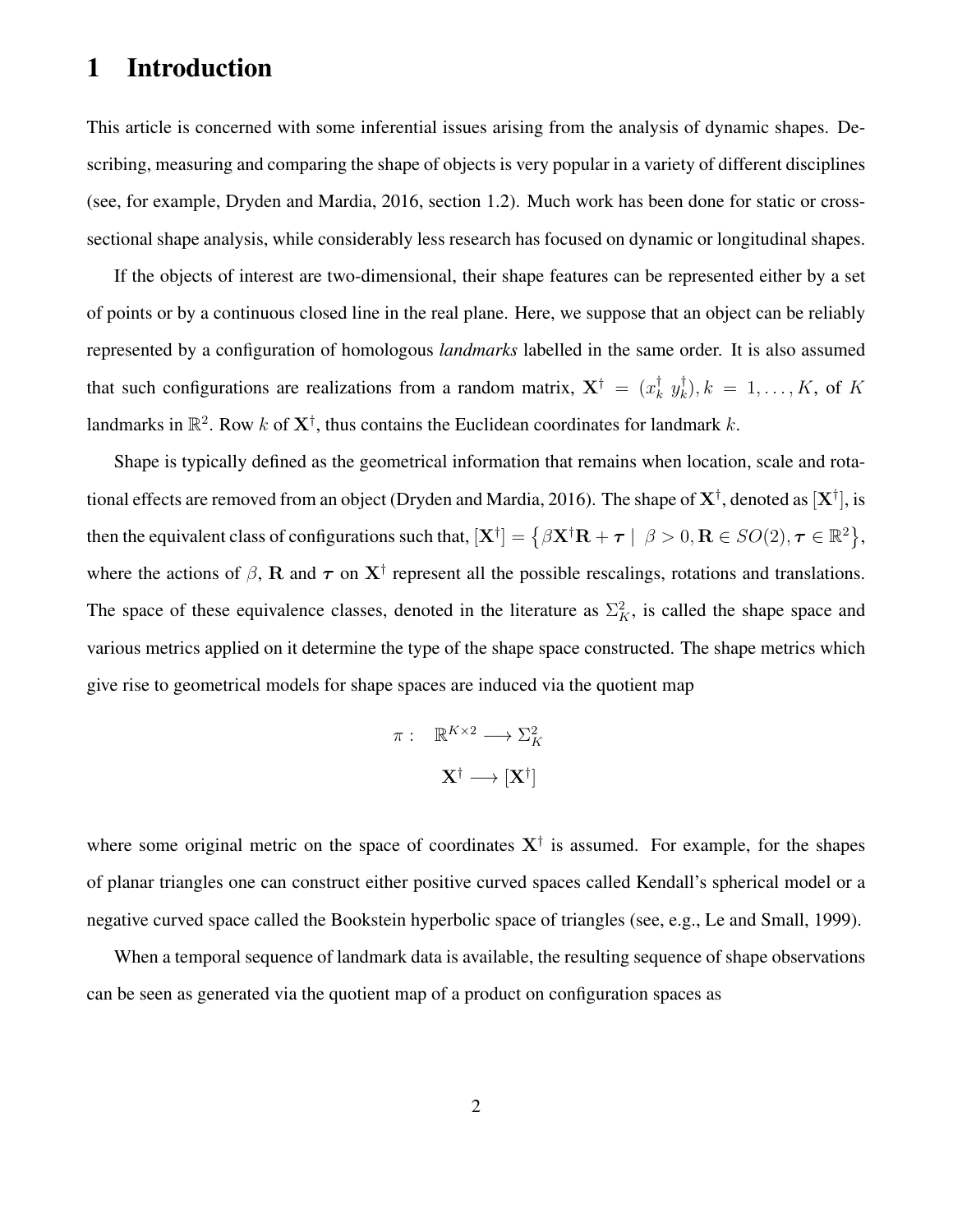# 1 Introduction

This article is concerned with some inferential issues arising from the analysis of dynamic shapes. Describing, measuring and comparing the shape of objects is very popular in a variety of different disciplines (see, for example, Dryden and Mardia, 2016, section 1.2). Much work has been done for static or cross-sectional shape analysis, while considerably less research has focused on dynamic or longitudinal shapes.

If the objects of interest are two-dimensional, their shape features can be represented either by a set of points or by a continuous closed line in the real plane. Here, we suppose that an object can be reliably represented by a configuration of homologous *landmarks* labelled in the same order. It is also assumed that such configurations are realizations from a random matrix, $\mathbf{X}^\dagger = (x_k^\dagger \; y_k^\dagger), k = 1, \ldots, K$, of $K$ landmarks in $\mathbb{R}^2$. Row $k$ of $\mathbf{X}^\dagger$, thus contains the Euclidean coordinates for landmark $k$.

Shape is typically defined as the geometrical information that remains when location, scale and rotational effects are removed from an object (Dryden and Mardia, 2016). The shape of $\mathbf{X}^\dagger$, denoted as $[\mathbf{X}^\dagger]$, is then the equivalent class of configurations such that, $[\mathbf{X}^\dagger] = \left\{\beta \mathbf{X}^\dagger \mathbf{R} + \boldsymbol{\tau} \mid \beta > 0, \mathbf{R} \in SO(2), \boldsymbol{\tau} \in \mathbb{R}^2\right\}$, where the actions of $\beta$, $\mathbf{R}$ and $\boldsymbol{\tau}$ on $\mathbf{X}^\dagger$ represent all the possible rescalings, rotations and translations. The space of these equivalence classes, denoted in the literature as $\Sigma_K^2$, is called the shape space and various metrics applied on it determine the type of the shape space constructed. The shape metrics which give rise to geometrical models for shape spaces are induced via the quotient map

$$
\begin{aligned}
\pi : \quad \mathbb{R}^{K \times 2} &\longrightarrow \Sigma_K^2 \\
\mathbf{X}^\dagger &\longrightarrow [\mathbf{X}^\dagger]
\end{aligned}
$$

where some original metric on the space of coordinates $\mathbf{X}^\dagger$ is assumed. For example, for the shapes of planar triangles one can construct either positive curved spaces called Kendall's spherical model or a negative curved space called the Bookstein hyperbolic space of triangles (see, e.g., Le and Small, 1999).

When a temporal sequence of landmark data is available, the resulting sequence of shape observations can be seen as generated via the quotient map of a product on configuration spaces as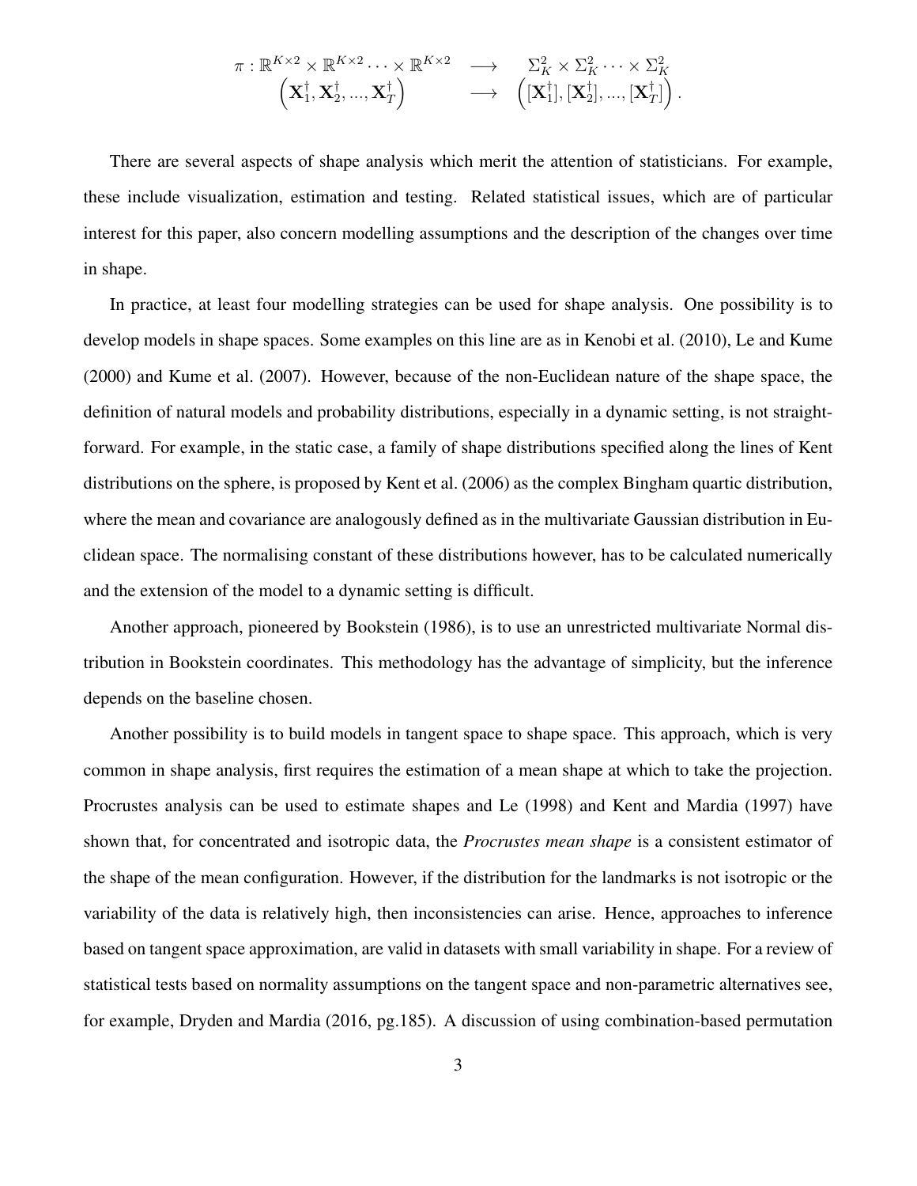$$
\begin{array}{rcl}
\pi : \mathbb{R}^{K\times 2} \times \mathbb{R}^{K\times 2} \cdots \times \mathbb{R}^{K\times 2} & \longrightarrow & \Sigma_K^2 \times \Sigma_K^2 \cdots \times \Sigma_K^2 \\
\left(\mathbf{X}_1^\dagger, \mathbf{X}_2^\dagger, ..., \mathbf{X}_T^\dagger\right) & \longrightarrow & \left([\mathbf{X}_1^\dagger], [\mathbf{X}_2^\dagger], ..., [\mathbf{X}_T^\dagger]\right).
\end{array}
$$

There are several aspects of shape analysis which merit the attention of statisticians. For example, these include visualization, estimation and testing. Related statistical issues, which are of particular interest for this paper, also concern modelling assumptions and the description of the changes over time in shape.

In practice, at least four modelling strategies can be used for shape analysis. One possibility is to develop models in shape spaces. Some examples on this line are as in Kenobi et al. (2010), Le and Kume (2000) and Kume et al. (2007). However, because of the non-Euclidean nature of the shape space, the definition of natural models and probability distributions, especially in a dynamic setting, is not straightforward. For example, in the static case, a family of shape distributions specified along the lines of Kent distributions on the sphere, is proposed by Kent et al. (2006) as the complex Bingham quartic distribution, where the mean and covariance are analogously defined as in the multivariate Gaussian distribution in Euclidean space. The normalising constant of these distributions however, has to be calculated numerically and the extension of the model to a dynamic setting is difficult.

Another approach, pioneered by Bookstein (1986), is to use an unrestricted multivariate Normal distribution in Bookstein coordinates. This methodology has the advantage of simplicity, but the inference depends on the baseline chosen.

Another possibility is to build models in tangent space to shape space. This approach, which is very common in shape analysis, first requires the estimation of a mean shape at which to take the projection. Procrustes analysis can be used to estimate shapes and Le (1998) and Kent and Mardia (1997) have shown that, for concentrated and isotropic data, the *Procrustes mean shape* is a consistent estimator of the shape of the mean configuration. However, if the distribution for the landmarks is not isotropic or the variability of the data is relatively high, then inconsistencies can arise. Hence, approaches to inference based on tangent space approximation, are valid in datasets with small variability in shape. For a review of statistical tests based on normality assumptions on the tangent space and non-parametric alternatives see, for example, Dryden and Mardia (2016, pg.185). A discussion of using combination-based permutation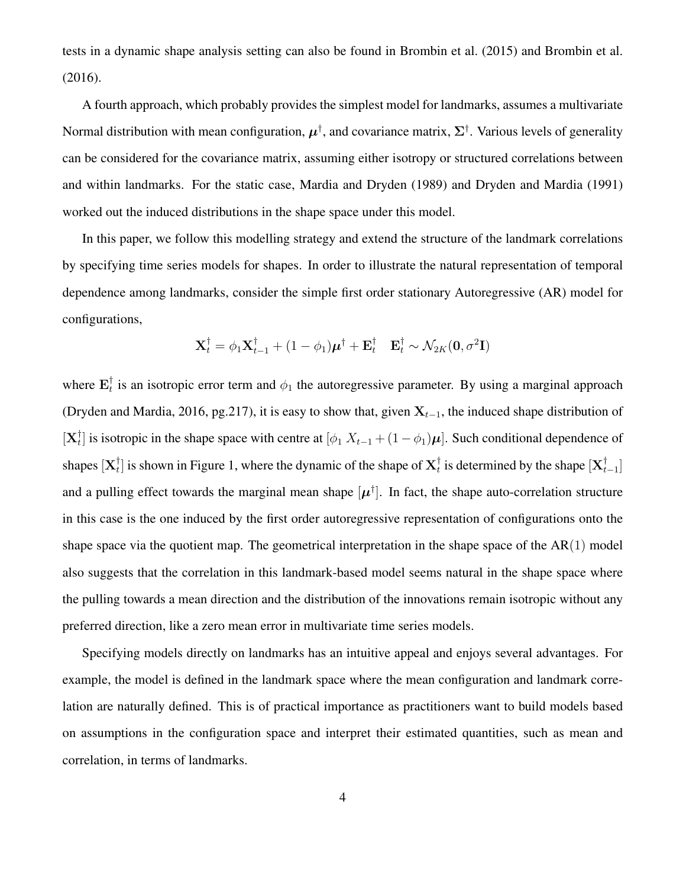tests in a dynamic shape analysis setting can also be found in Brombin et al. (2015) and Brombin et al. (2016).

A fourth approach, which probably provides the simplest model for landmarks, assumes a multivariate Normal distribution with mean configuration, $\boldsymbol{\mu}^{\dagger}$, and covariance matrix, $\boldsymbol{\Sigma}^{\dagger}$. Various levels of generality can be considered for the covariance matrix, assuming either isotropy or structured correlations between and within landmarks. For the static case, Mardia and Dryden (1989) and Dryden and Mardia (1991) worked out the induced distributions in the shape space under this model.

In this paper, we follow this modelling strategy and extend the structure of the landmark correlations by specifying time series models for shapes. In order to illustrate the natural representation of temporal dependence among landmarks, consider the simple first order stationary Autoregressive (AR) model for configurations,

$$\mathbf{X}_t^{\dagger} = \phi_1 \mathbf{X}_{t-1}^{\dagger} + (1-\phi_1)\boldsymbol{\mu}^{\dagger} + \mathbf{E}_t^{\dagger} \quad \mathbf{E}_t^{\dagger} \sim \mathcal{N}_{2K}(\mathbf{0}, \sigma^2 \mathbf{I})$$

where $\mathbf{E}_t^{\dagger}$ is an isotropic error term and $\phi_1$ the autoregressive parameter. By using a marginal approach (Dryden and Mardia, 2016, pg.217), it is easy to show that, given $\mathbf{X}_{t-1}$, the induced shape distribution of $[\mathbf{X}_t^{\dagger}]$ is isotropic in the shape space with centre at $[\phi_1 \; X_{t-1} + (1-\phi_1)\boldsymbol{\mu}]$. Such conditional dependence of shapes $[\mathbf{X}_t^{\dagger}]$ is shown in Figure 1, where the dynamic of the shape of $\mathbf{X}_t^{\dagger}$ is determined by the shape $[\mathbf{X}_{t-1}^{\dagger}]$ and a pulling effect towards the marginal mean shape $[\boldsymbol{\mu}^{\dagger}]$. In fact, the shape auto-correlation structure in this case is the one induced by the first order autoregressive representation of configurations onto the shape space via the quotient map. The geometrical interpretation in the shape space of the AR$(1)$ model also suggests that the correlation in this landmark-based model seems natural in the shape space where the pulling towards a mean direction and the distribution of the innovations remain isotropic without any preferred direction, like a zero mean error in multivariate time series models.

Specifying models directly on landmarks has an intuitive appeal and enjoys several advantages. For example, the model is defined in the landmark space where the mean configuration and landmark correlation are naturally defined. This is of practical importance as practitioners want to build models based on assumptions in the configuration space and interpret their estimated quantities, such as mean and correlation, in terms of landmarks.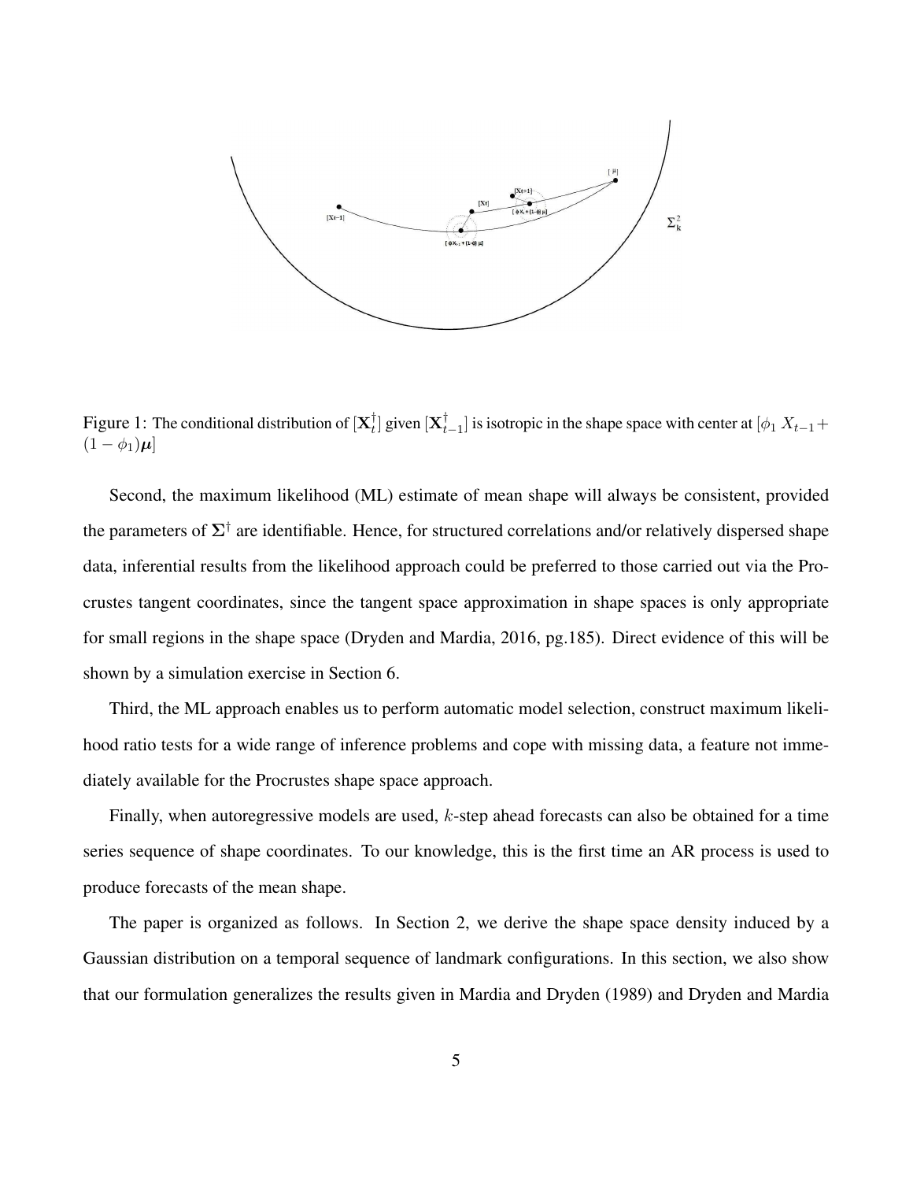Figure 1: The conditional distribution of $[\mathbf{X}_t^\dagger]$ given $[\mathbf{X}_{t-1}^\dagger]$ is isotropic in the shape space with center at $[\phi_1 \, X_{t-1} + (1-\phi_1)\boldsymbol{\mu}]$

Second, the maximum likelihood (ML) estimate of mean shape will always be consistent, provided the parameters of $\boldsymbol{\Sigma}^\dagger$ are identifiable. Hence, for structured correlations and/or relatively dispersed shape data, inferential results from the likelihood approach could be preferred to those carried out via the Procrustes tangent coordinates, since the tangent space approximation in shape spaces is only appropriate for small regions in the shape space (Dryden and Mardia, 2016, pg.185). Direct evidence of this will be shown by a simulation exercise in Section 6.

Third, the ML approach enables us to perform automatic model selection, construct maximum likelihood ratio tests for a wide range of inference problems and cope with missing data, a feature not immediately available for the Procrustes shape space approach.

Finally, when autoregressive models are used, $k$-step ahead forecasts can also be obtained for a time series sequence of shape coordinates. To our knowledge, this is the first time an AR process is used to produce forecasts of the mean shape.

The paper is organized as follows. In Section 2, we derive the shape space density induced by a Gaussian distribution on a temporal sequence of landmark configurations. In this section, we also show that our formulation generalizes the results given in Mardia and Dryden (1989) and Dryden and Mardia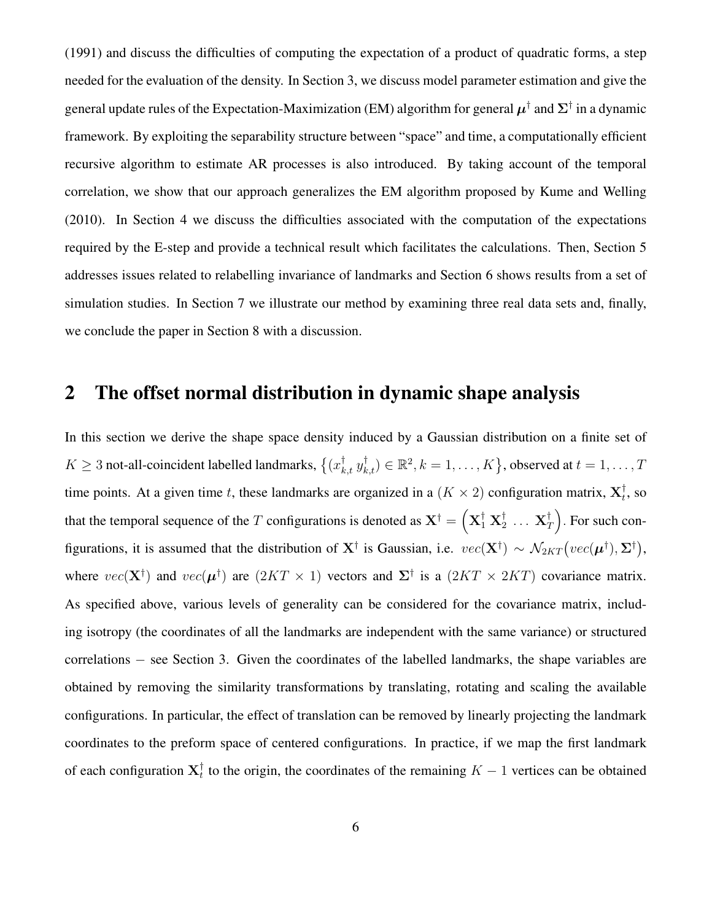(1991) and discuss the difficulties of computing the expectation of a product of quadratic forms, a step needed for the evaluation of the density. In Section 3, we discuss model parameter estimation and give the general update rules of the Expectation-Maximization (EM) algorithm for general $\boldsymbol{\mu}^\dagger$ and $\boldsymbol{\Sigma}^\dagger$ in a dynamic framework. By exploiting the separability structure between "space" and time, a computationally efficient recursive algorithm to estimate AR processes is also introduced. By taking account of the temporal correlation, we show that our approach generalizes the EM algorithm proposed by Kume and Welling (2010). In Section 4 we discuss the difficulties associated with the computation of the expectations required by the E-step and provide a technical result which facilitates the calculations. Then, Section 5 addresses issues related to relabelling invariance of landmarks and Section 6 shows results from a set of simulation studies. In Section 7 we illustrate our method by examining three real data sets and, finally, we conclude the paper in Section 8 with a discussion.

## 2 The offset normal distribution in dynamic shape analysis

In this section we derive the shape space density induced by a Gaussian distribution on a finite set of $K \geq 3$ not-all-coincident labelled landmarks, $\{(x^\dagger_{k,t}\ y^\dagger_{k,t}) \in \mathbb{R}^2, k = 1, \ldots, K\}$, observed at $t = 1, \ldots, T$ time points. At a given time $t$, these landmarks are organized in a $(K \times 2)$ configuration matrix, $\mathbf{X}^\dagger_t$, so that the temporal sequence of the $T$ configurations is denoted as $\mathbf{X}^\dagger = \left(\mathbf{X}^\dagger_1\ \mathbf{X}^\dagger_2\ \ldots\ \mathbf{X}^\dagger_T\right)$. For such configurations, it is assumed that the distribution of $\mathbf{X}^\dagger$ is Gaussian, i.e. $vec(\mathbf{X}^\dagger) \sim \mathcal{N}_{2KT}\big(vec(\boldsymbol{\mu}^\dagger), \boldsymbol{\Sigma}^\dagger\big)$, where $vec(\mathbf{X}^\dagger)$ and $vec(\boldsymbol{\mu}^\dagger)$ are $(2KT \times 1)$ vectors and $\boldsymbol{\Sigma}^\dagger$ is a $(2KT \times 2KT)$ covariance matrix. As specified above, various levels of generality can be considered for the covariance matrix, including isotropy (the coordinates of all the landmarks are independent with the same variance) or structured correlations $-$ see Section 3. Given the coordinates of the labelled landmarks, the shape variables are obtained by removing the similarity transformations by translating, rotating and scaling the available configurations. In particular, the effect of translation can be removed by linearly projecting the landmark coordinates to the preform space of centered configurations. In practice, if we map the first landmark of each configuration $\mathbf{X}^\dagger_t$ to the origin, the coordinates of the remaining $K - 1$ vertices can be obtained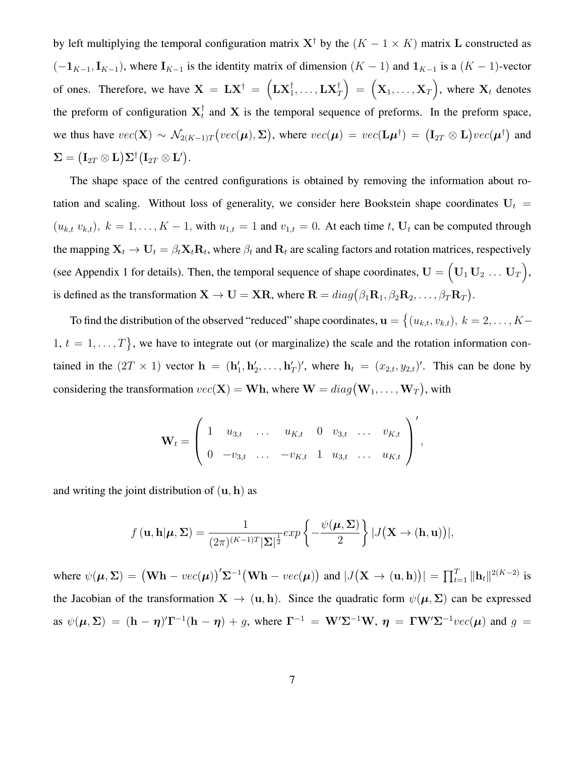by left multiplying the temporal configuration matrix $\mathbf{X}^\dagger$ by the $(K-1 \times K)$ matrix $\mathbf{L}$ constructed as $(-\mathbf{1}_{K-1}, \mathbf{I}_{K-1})$, where $\mathbf{I}_{K-1}$ is the identity matrix of dimension $(K-1)$ and $\mathbf{1}_{K-1}$ is a $(K-1)$-vector of ones. Therefore, we have $\mathbf{X} = \mathbf{L}\mathbf{X}^\dagger = \Big(\mathbf{L}\mathbf{X}_1^\dagger, \ldots, \mathbf{L}\mathbf{X}_T^\dagger\Big) = \Big(\mathbf{X}_1, \ldots, \mathbf{X}_T\Big)$, where $\mathbf{X}_t$ denotes the preform of configuration $\mathbf{X}_t^\dagger$ and $\mathbf{X}$ is the temporal sequence of preforms. In the preform space, we thus have $vec(\mathbf{X}) \sim \mathcal{N}_{2(K-1)T}\big(vec(\boldsymbol{\mu}), \boldsymbol{\Sigma}\big)$, where $vec(\boldsymbol{\mu}) = vec(\mathbf{L}\boldsymbol{\mu}^\dagger) = \big(\mathbf{I}_{2T} \otimes \mathbf{L}\big)vec(\boldsymbol{\mu}^\dagger)$ and $\boldsymbol{\Sigma} = \big(\mathbf{I}_{2T} \otimes \mathbf{L}\big)\boldsymbol{\Sigma}^\dagger\big(\mathbf{I}_{2T} \otimes \mathbf{L}'\big)$.

The shape space of the centred configurations is obtained by removing the information about rotation and scaling. Without loss of generality, we consider here Bookstein shape coordinates $\mathbf{U}_t = (u_{k,t}\ v_{k,t}),\ k = 1, \ldots, K-1$, with $u_{1,t} = 1$ and $v_{1,t} = 0$. At each time $t$, $\mathbf{U}_t$ can be computed through the mapping $\mathbf{X}_t \to \mathbf{U}_t = \beta_t \mathbf{X}_t \mathbf{R}_t$, where $\beta_t$ and $\mathbf{R}_t$ are scaling factors and rotation matrices, respectively (see Appendix 1 for details). Then, the temporal sequence of shape coordinates, $\mathbf{U} = \Big(\mathbf{U}_1\, \mathbf{U}_2\, \ldots\, \mathbf{U}_T\Big)$, is defined as the transformation $\mathbf{X} \to \mathbf{U} = \mathbf{X}\mathbf{R}$, where $\mathbf{R} = diag\big(\beta_1\mathbf{R}_1, \beta_2\mathbf{R}_2, \ldots, \beta_T\mathbf{R}_T\big)$.

To find the distribution of the observed "reduced" shape coordinates, $\mathbf{u} = \big\{(u_{k,t}, v_{k,t}),\ k = 2, \ldots, K-1,\ t = 1, \ldots, T\big\}$, we have to integrate out (or marginalize) the scale and the rotation information contained in the $(2T \times 1)$ vector $\mathbf{h} = (\mathbf{h}_1', \mathbf{h}_2', \ldots, \mathbf{h}_T')'$, where $\mathbf{h}_t = (x_{2,t}, y_{2,t})'$. This can be done by considering the transformation $vec(\mathbf{X}) = \mathbf{W}\mathbf{h}$, where $\mathbf{W} = diag\big(\mathbf{W}_1, \ldots, \mathbf{W}_T\big)$, with

$$
\mathbf{W}_t = \begin{pmatrix} 1 & u_{3,t} & \ldots & u_{K,t} & 0 & v_{3,t} & \ldots & v_{K,t} \\ 0 & -v_{3,t} & \ldots & -v_{K,t} & 1 & u_{3,t} & \ldots & u_{K,t} \end{pmatrix}',
$$

and writing the joint distribution of $(\mathbf{u}, \mathbf{h})$ as

$$
f\left(\mathbf{u}, \mathbf{h}|\boldsymbol{\mu}, \boldsymbol{\Sigma}\right) = \frac{1}{(2\pi)^{(K-1)T}|\boldsymbol{\Sigma}|^{\frac{1}{2}}} exp\left\{-\frac{\psi(\boldsymbol{\mu}, \boldsymbol{\Sigma})}{2}\right\} |J\big(\mathbf{X} \to (\mathbf{h}, \mathbf{u})\big)|,
$$

where $\psi(\boldsymbol{\mu}, \boldsymbol{\Sigma}) = \big(\mathbf{W}\mathbf{h} - vec(\boldsymbol{\mu})\big)'\boldsymbol{\Sigma}^{-1}\big(\mathbf{W}\mathbf{h} - vec(\boldsymbol{\mu})\big)$ and $|J\big(\mathbf{X} \to (\mathbf{u}, \mathbf{h})\big)| = \prod_{t=1}^T \|\mathbf{h}_t\|^{2(K-2)}$ is the Jacobian of the transformation $\mathbf{X} \to (\mathbf{u}, \mathbf{h})$. Since the quadratic form $\psi(\boldsymbol{\mu}, \boldsymbol{\Sigma})$ can be expressed as $\psi(\boldsymbol{\mu}, \boldsymbol{\Sigma}) = (\mathbf{h} - \boldsymbol{\eta})'\boldsymbol{\Gamma}^{-1}(\mathbf{h} - \boldsymbol{\eta}) + g$, where $\boldsymbol{\Gamma}^{-1} = \mathbf{W}'\boldsymbol{\Sigma}^{-1}\mathbf{W}$, $\boldsymbol{\eta} = \boldsymbol{\Gamma}\mathbf{W}'\boldsymbol{\Sigma}^{-1}vec(\boldsymbol{\mu})$ and $g =$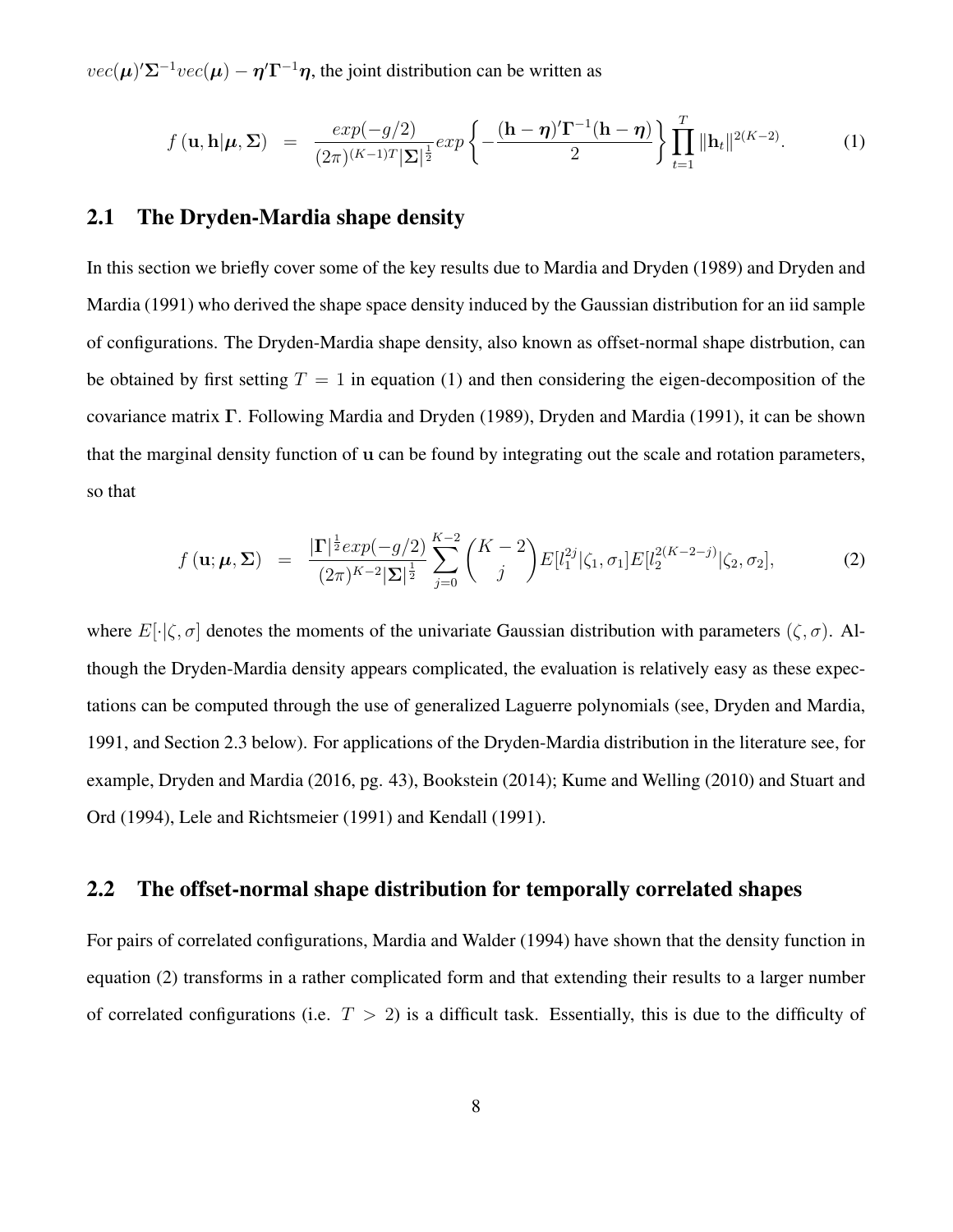$vec(\boldsymbol{\mu})'\boldsymbol{\Sigma}^{-1}vec(\boldsymbol{\mu}) - \boldsymbol{\eta}'\boldsymbol{\Gamma}^{-1}\boldsymbol{\eta}$, the joint distribution can be written as

$$f\left(\mathbf{u}, \mathbf{h}|\boldsymbol{\mu}, \boldsymbol{\Sigma}\right) = \frac{exp(-g/2)}{(2\pi)^{(K-1)T}|\boldsymbol{\Sigma}|^{\frac{1}{2}}} exp\left\{-\frac{(\mathbf{h}-\boldsymbol{\eta})'\boldsymbol{\Gamma}^{-1}(\mathbf{h}-\boldsymbol{\eta})}{2}\right\} \prod_{t=1}^{T} \|\mathbf{h}_t\|^{2(K-2)}. \tag{1}$$

## 2.1 The Dryden-Mardia shape density

In this section we briefly cover some of the key results due to Mardia and Dryden (1989) and Dryden and Mardia (1991) who derived the shape space density induced by the Gaussian distribution for an iid sample of configurations. The Dryden-Mardia shape density, also known as offset-normal shape distrbution, can be obtained by first setting $T = 1$ in equation (1) and then considering the eigen-decomposition of the covariance matrix $\boldsymbol{\Gamma}$. Following Mardia and Dryden (1989), Dryden and Mardia (1991), it can be shown that the marginal density function of $\mathbf{u}$ can be found by integrating out the scale and rotation parameters, so that

$$f\left(\mathbf{u}; \boldsymbol{\mu}, \boldsymbol{\Sigma}\right) = \frac{|\boldsymbol{\Gamma}|^{\frac{1}{2}} exp(-g/2)}{(2\pi)^{K-2}|\boldsymbol{\Sigma}|^{\frac{1}{2}}} \sum_{j=0}^{K-2} \binom{K-2}{j} E[l_1^{2j}|\zeta_1, \sigma_1] E[l_2^{2(K-2-j)}|\zeta_2, \sigma_2], \tag{2}$$

where $E[\cdot|\zeta, \sigma]$ denotes the moments of the univariate Gaussian distribution with parameters $(\zeta, \sigma)$. Although the Dryden-Mardia density appears complicated, the evaluation is relatively easy as these expectations can be computed through the use of generalized Laguerre polynomials (see, Dryden and Mardia, 1991, and Section 2.3 below). For applications of the Dryden-Mardia distribution in the literature see, for example, Dryden and Mardia (2016, pg. 43), Bookstein (2014); Kume and Welling (2010) and Stuart and Ord (1994), Lele and Richtsmeier (1991) and Kendall (1991).

## 2.2 The offset-normal shape distribution for temporally correlated shapes

For pairs of correlated configurations, Mardia and Walder (1994) have shown that the density function in equation (2) transforms in a rather complicated form and that extending their results to a larger number of correlated configurations (i.e. $T > 2$) is a difficult task. Essentially, this is due to the difficulty of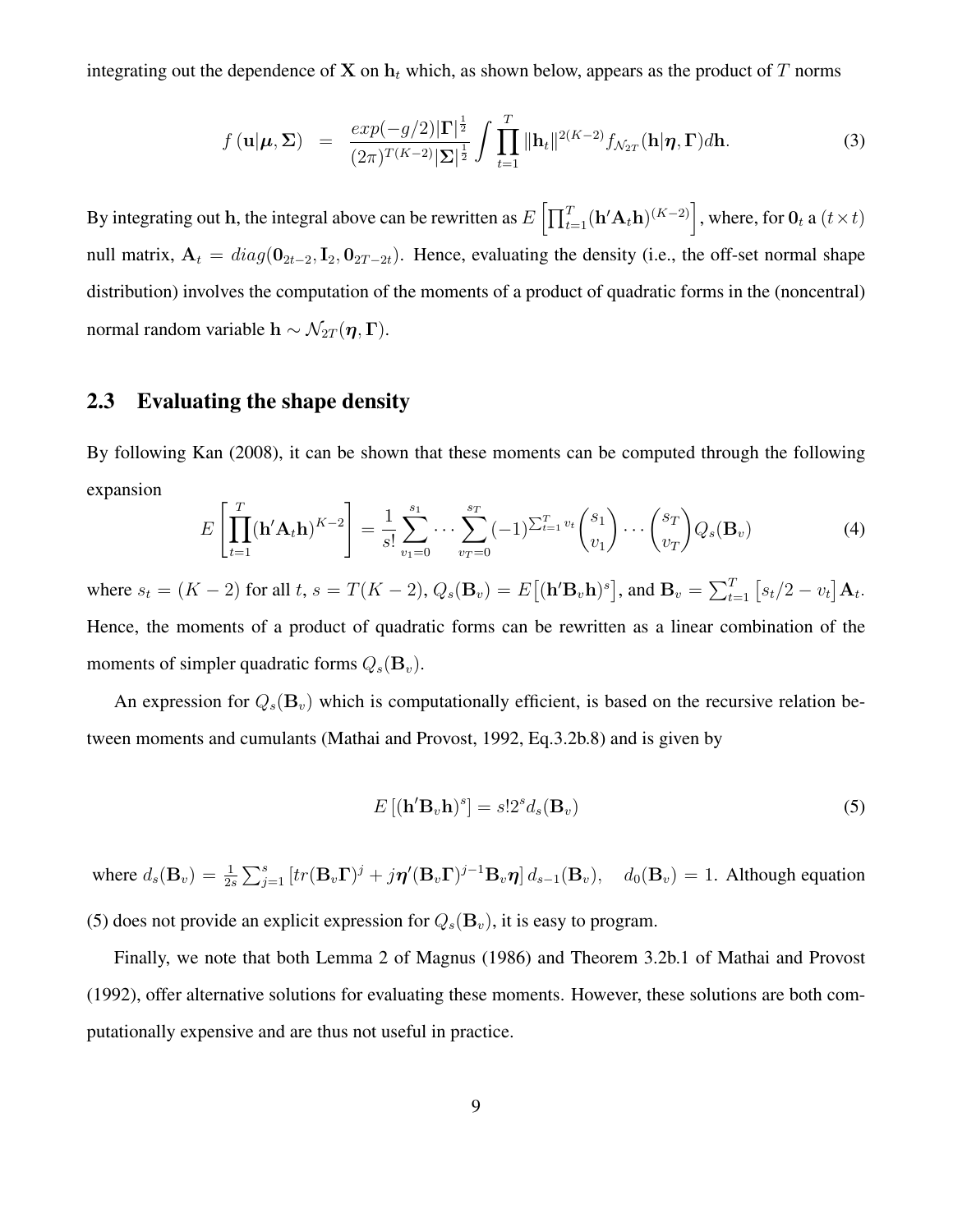integrating out the dependence of $\mathbf{X}$ on $\mathbf{h}_t$ which, as shown below, appears as the product of $T$ norms

$$f(\mathbf{u}|\boldsymbol{\mu}, \boldsymbol{\Sigma}) = \frac{exp(-g/2)|\boldsymbol{\Gamma}|^{\frac{1}{2}}}{(2\pi)^{T(K-2)}|\boldsymbol{\Sigma}|^{\frac{1}{2}}} \int \prod_{t=1}^{T} \|\mathbf{h}_t\|^{2(K-2)} f_{\mathcal{N}_{2T}}(\mathbf{h}|\boldsymbol{\eta}, \boldsymbol{\Gamma}) d\mathbf{h}. \tag{3}$$

By integrating out $\mathbf{h}$, the integral above can be rewritten as $E\left[\prod_{t=1}^{T}(\mathbf{h}'\mathbf{A}_t\mathbf{h})^{(K-2)}\right]$, where, for $\mathbf{0}_t$ a $(t \times t)$ null matrix, $\mathbf{A}_t = diag(\mathbf{0}_{2t-2}, \mathbf{I}_2, \mathbf{0}_{2T-2t})$. Hence, evaluating the density (i.e., the off-set normal shape distribution) involves the computation of the moments of a product of quadratic forms in the (noncentral) normal random variable $\mathbf{h} \sim \mathcal{N}_{2T}(\boldsymbol{\eta}, \boldsymbol{\Gamma})$.

## 2.3 Evaluating the shape density

By following Kan (2008), it can be shown that these moments can be computed through the following expansion

$$E\left[\prod_{t=1}^{T}(\mathbf{h}'\mathbf{A}_t\mathbf{h})^{K-2}\right] = \frac{1}{s!}\sum_{v_1=0}^{s_1}\cdots\sum_{v_T=0}^{s_T}(-1)^{\sum_{t=1}^{T}v_t}\binom{s_1}{v_1}\cdots\binom{s_T}{v_T}Q_s(\mathbf{B}_v) \tag{4}$$

where $s_t = (K-2)$ for all $t$, $s = T(K-2)$, $Q_s(\mathbf{B}_v) = E\left[(\mathbf{h}'\mathbf{B}_v\mathbf{h})^s\right]$, and $\mathbf{B}_v = \sum_{t=1}^{T}\left[s_t/2 - v_t\right]\mathbf{A}_t$. Hence, the moments of a product of quadratic forms can be rewritten as a linear combination of the moments of simpler quadratic forms $Q_s(\mathbf{B}_v)$.

An expression for $Q_s(\mathbf{B}_v)$ which is computationally efficient, is based on the recursive relation between moments and cumulants (Mathai and Provost, 1992, Eq.3.2b.8) and is given by

$$E\left[(\mathbf{h}'\mathbf{B}_v\mathbf{h})^s\right] = s!2^s d_s(\mathbf{B}_v) \tag{5}$$

where $d_s(\mathbf{B}_v) = \frac{1}{2s}\sum_{j=1}^{s}\left[tr(\mathbf{B}_v\boldsymbol{\Gamma})^j + j\boldsymbol{\eta}'(\mathbf{B}_v\boldsymbol{\Gamma})^{j-1}\mathbf{B}_v\boldsymbol{\eta}\right]d_{s-1}(\mathbf{B}_v)$, $\quad d_0(\mathbf{B}_v) = 1$. Although equation (5) does not provide an explicit expression for $Q_s(\mathbf{B}_v)$, it is easy to program.

Finally, we note that both Lemma 2 of Magnus (1986) and Theorem 3.2b.1 of Mathai and Provost (1992), offer alternative solutions for evaluating these moments. However, these solutions are both computationally expensive and are thus not useful in practice.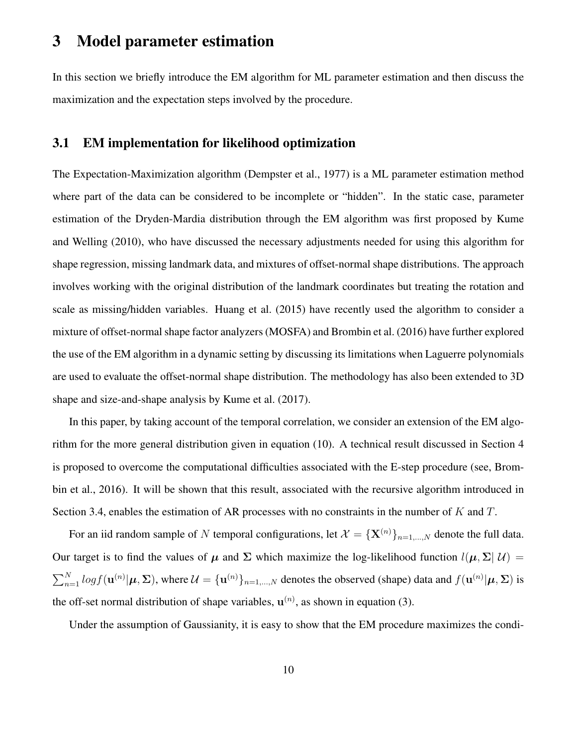# 3 Model parameter estimation

In this section we briefly introduce the EM algorithm for ML parameter estimation and then discuss the maximization and the expectation steps involved by the procedure.

## 3.1 EM implementation for likelihood optimization

The Expectation-Maximization algorithm (Dempster et al., 1977) is a ML parameter estimation method where part of the data can be considered to be incomplete or "hidden". In the static case, parameter estimation of the Dryden-Mardia distribution through the EM algorithm was first proposed by Kume and Welling (2010), who have discussed the necessary adjustments needed for using this algorithm for shape regression, missing landmark data, and mixtures of offset-normal shape distributions. The approach involves working with the original distribution of the landmark coordinates but treating the rotation and scale as missing/hidden variables. Huang et al. (2015) have recently used the algorithm to consider a mixture of offset-normal shape factor analyzers (MOSFA) and Brombin et al. (2016) have further explored the use of the EM algorithm in a dynamic setting by discussing its limitations when Laguerre polynomials are used to evaluate the offset-normal shape distribution. The methodology has also been extended to 3D shape and size-and-shape analysis by Kume et al. (2017).

In this paper, by taking account of the temporal correlation, we consider an extension of the EM algorithm for the more general distribution given in equation (10). A technical result discussed in Section 4 is proposed to overcome the computational difficulties associated with the E-step procedure (see, Brombin et al., 2016). It will be shown that this result, associated with the recursive algorithm introduced in Section 3.4, enables the estimation of AR processes with no constraints in the number of $K$ and $T$.

For an iid random sample of $N$ temporal configurations, let $\mathcal{X} = \{\mathbf{X}^{(n)}\}_{n=1,\dots,N}$ denote the full data. Our target is to find the values of $\boldsymbol{\mu}$ and $\boldsymbol{\Sigma}$ which maximize the log-likelihood function $l(\boldsymbol{\mu}, \boldsymbol{\Sigma}| \, \mathcal{U}) = \sum_{n=1}^{N} log f(\mathbf{u}^{(n)}|\boldsymbol{\mu}, \boldsymbol{\Sigma})$, where $\mathcal{U} = \{\mathbf{u}^{(n)}\}_{n=1,\dots,N}$ denotes the observed (shape) data and $f(\mathbf{u}^{(n)}|\boldsymbol{\mu}, \boldsymbol{\Sigma})$ is the off-set normal distribution of shape variables, $\mathbf{u}^{(n)}$, as shown in equation (3).

Under the assumption of Gaussianity, it is easy to show that the EM procedure maximizes the condi-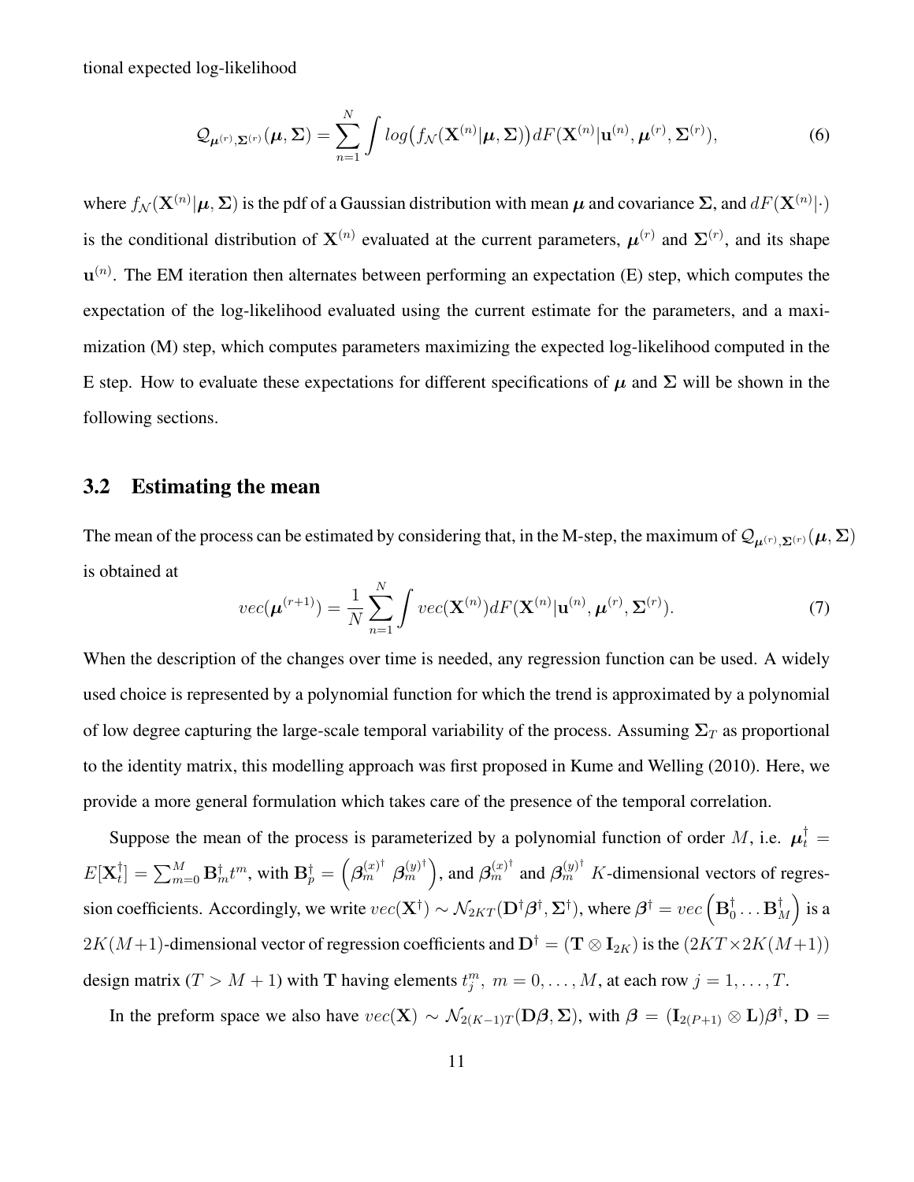tional expected log-likelihood

$$\mathcal{Q}_{\boldsymbol{\mu}^{(r)},\boldsymbol{\Sigma}^{(r)}}(\boldsymbol{\mu},\boldsymbol{\Sigma}) = \sum_{n=1}^{N} \int log\big(f_{\mathcal{N}}(\mathbf{X}^{(n)}|\boldsymbol{\mu},\boldsymbol{\Sigma})\big) dF(\mathbf{X}^{(n)}|\mathbf{u}^{(n)},\boldsymbol{\mu}^{(r)},\boldsymbol{\Sigma}^{(r)}), \tag{6}$$

where $f_{\mathcal{N}}(\mathbf{X}^{(n)}|\boldsymbol{\mu},\boldsymbol{\Sigma})$ is the pdf of a Gaussian distribution with mean $\boldsymbol{\mu}$ and covariance $\boldsymbol{\Sigma}$, and $dF(\mathbf{X}^{(n)}|\cdot)$ is the conditional distribution of $\mathbf{X}^{(n)}$ evaluated at the current parameters, $\boldsymbol{\mu}^{(r)}$ and $\boldsymbol{\Sigma}^{(r)}$, and its shape $\mathbf{u}^{(n)}$. The EM iteration then alternates between performing an expectation (E) step, which computes the expectation of the log-likelihood evaluated using the current estimate for the parameters, and a maximization (M) step, which computes parameters maximizing the expected log-likelihood computed in the E step. How to evaluate these expectations for different specifications of $\boldsymbol{\mu}$ and $\boldsymbol{\Sigma}$ will be shown in the following sections.

## 3.2 Estimating the mean

The mean of the process can be estimated by considering that, in the M-step, the maximum of $\mathcal{Q}_{\boldsymbol{\mu}^{(r)},\boldsymbol{\Sigma}^{(r)}}(\boldsymbol{\mu},\boldsymbol{\Sigma})$ is obtained at

$$vec(\boldsymbol{\mu}^{(r+1)}) = \frac{1}{N}\sum_{n=1}^{N} \int vec(\mathbf{X}^{(n)}) dF(\mathbf{X}^{(n)}|\mathbf{u}^{(n)},\boldsymbol{\mu}^{(r)},\boldsymbol{\Sigma}^{(r)}). \tag{7}$$

When the description of the changes over time is needed, any regression function can be used. A widely used choice is represented by a polynomial function for which the trend is approximated by a polynomial of low degree capturing the large-scale temporal variability of the process. Assuming $\boldsymbol{\Sigma}_T$ as proportional to the identity matrix, this modelling approach was first proposed in Kume and Welling (2010). Here, we provide a more general formulation which takes care of the presence of the temporal correlation.

Suppose the mean of the process is parameterized by a polynomial function of order $M$, i.e. $\boldsymbol{\mu}_t^{\dagger} = E[\mathbf{X}_t^{\dagger}] = \sum_{m=0}^{M} \mathbf{B}_m^{\dagger} t^m$, with $\mathbf{B}_p^{\dagger} = \left(\boldsymbol{\beta}_m^{(x)^\dagger} \; \boldsymbol{\beta}_m^{(y)^\dagger}\right)$, and $\boldsymbol{\beta}_m^{(x)^\dagger}$ and $\boldsymbol{\beta}_m^{(y)^\dagger}$ $K$-dimensional vectors of regression coefficients. Accordingly, we write $vec(\mathbf{X}^{\dagger}) \sim \mathcal{N}_{2KT}(\mathbf{D}^{\dagger}\boldsymbol{\beta}^{\dagger}, \boldsymbol{\Sigma}^{\dagger})$, where $\boldsymbol{\beta}^{\dagger} = vec\left(\mathbf{B}_0^{\dagger} \ldots \mathbf{B}_M^{\dagger}\right)$ is a $2K(M+1)$-dimensional vector of regression coefficients and $\mathbf{D}^{\dagger} = (\mathbf{T} \otimes \mathbf{I}_{2K})$ is the $(2KT \times 2K(M+1))$ design matrix ($T > M+1$) with $\mathbf{T}$ having elements $t_j^m,\ m = 0,\ldots,M$, at each row $j = 1,\ldots,T$.

In the preform space we also have $vec(\mathbf{X}) \sim \mathcal{N}_{2(K-1)T}(\mathbf{D}\boldsymbol{\beta}, \boldsymbol{\Sigma})$, with $\boldsymbol{\beta} = (\mathbf{I}_{2(P+1)} \otimes \mathbf{L})\boldsymbol{\beta}^{\dagger}$, $\mathbf{D} =$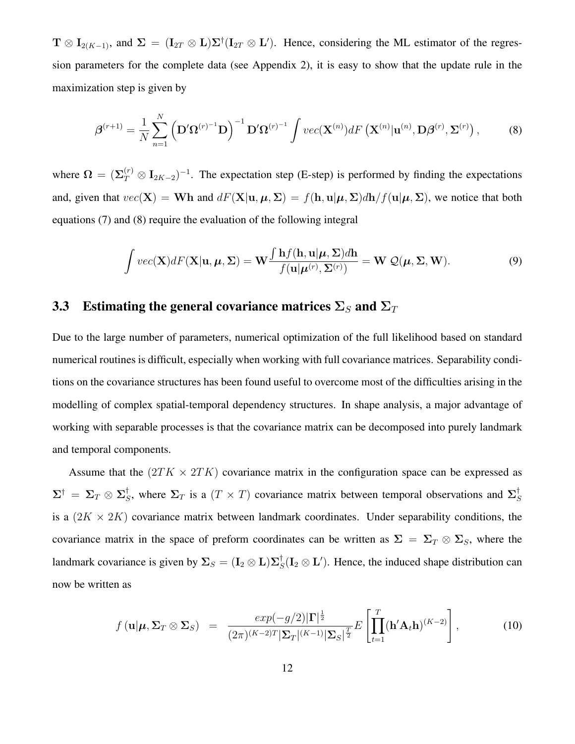$\mathbf{T} \otimes \mathbf{I}_{2(K-1)}$, and $\boldsymbol{\Sigma} = (\mathbf{I}_{2T} \otimes \mathbf{L})\boldsymbol{\Sigma}^{\dagger}(\mathbf{I}_{2T} \otimes \mathbf{L}')$. Hence, considering the ML estimator of the regression parameters for the complete data (see Appendix 2), it is easy to show that the update rule in the maximization step is given by

$$\boldsymbol{\beta}^{(r+1)} = \frac{1}{N} \sum_{n=1}^{N} \left( \mathbf{D}' \boldsymbol{\Omega}^{(r)^{-1}} \mathbf{D} \right)^{-1} \mathbf{D}' \boldsymbol{\Omega}^{(r)^{-1}} \int vec(\mathbf{X}^{(n)}) dF \left( \mathbf{X}^{(n)} | \mathbf{u}^{(n)}, \mathbf{D}\boldsymbol{\beta}^{(r)}, \boldsymbol{\Sigma}^{(r)} \right), \tag{8}$$

where $\boldsymbol{\Omega} = (\boldsymbol{\Sigma}_T^{(r)} \otimes \mathbf{I}_{2K-2})^{-1}$. The expectation step (E-step) is performed by finding the expectations and, given that $vec(\mathbf{X}) = \mathbf{W}\mathbf{h}$ and $dF(\mathbf{X}|\mathbf{u}, \boldsymbol{\mu}, \boldsymbol{\Sigma}) = f(\mathbf{h}, \mathbf{u}|\boldsymbol{\mu}, \boldsymbol{\Sigma})d\mathbf{h}/f(\mathbf{u}|\boldsymbol{\mu}, \boldsymbol{\Sigma})$, we notice that both equations (7) and (8) require the evaluation of the following integral

$$\int vec(\mathbf{X}) dF(\mathbf{X}|\mathbf{u}, \boldsymbol{\mu}, \boldsymbol{\Sigma}) = \mathbf{W} \frac{\int \mathbf{h} f(\mathbf{h}, \mathbf{u}|\boldsymbol{\mu}, \boldsymbol{\Sigma}) d\mathbf{h}}{f(\mathbf{u}|\boldsymbol{\mu}^{(r)}, \boldsymbol{\Sigma}^{(r)})} = \mathbf{W} \ \mathcal{Q}(\boldsymbol{\mu}, \boldsymbol{\Sigma}, \mathbf{W}). \tag{9}$$

### 3.3 Estimating the general covariance matrices $\boldsymbol{\Sigma}_S$ and $\boldsymbol{\Sigma}_T$

Due to the large number of parameters, numerical optimization of the full likelihood based on standard numerical routines is difficult, especially when working with full covariance matrices. Separability conditions on the covariance structures has been found useful to overcome most of the difficulties arising in the modelling of complex spatial-temporal dependency structures. In shape analysis, a major advantage of working with separable processes is that the covariance matrix can be decomposed into purely landmark and temporal components.

Assume that the $(2TK \times 2TK)$ covariance matrix in the configuration space can be expressed as $\boldsymbol{\Sigma}^{\dagger} = \boldsymbol{\Sigma}_T \otimes \boldsymbol{\Sigma}_S^{\dagger}$, where $\boldsymbol{\Sigma}_T$ is a $(T \times T)$ covariance matrix between temporal observations and $\boldsymbol{\Sigma}_S^{\dagger}$ is a $(2K \times 2K)$ covariance matrix between landmark coordinates. Under separability conditions, the covariance matrix in the space of preform coordinates can be written as $\boldsymbol{\Sigma} = \boldsymbol{\Sigma}_T \otimes \boldsymbol{\Sigma}_S$, where the landmark covariance is given by $\boldsymbol{\Sigma}_S = (\mathbf{I}_2 \otimes \mathbf{L})\boldsymbol{\Sigma}_S^{\dagger}(\mathbf{I}_2 \otimes \mathbf{L}')$. Hence, the induced shape distribution can now be written as

$$f\left(\mathbf{u}|\boldsymbol{\mu}, \boldsymbol{\Sigma}_T \otimes \boldsymbol{\Sigma}_S\right) = \frac{exp(-g/2)|\boldsymbol{\Gamma}|^{\frac{1}{2}}}{(2\pi)^{(K-2)T}|\boldsymbol{\Sigma}_T|^{(K-1)}|\boldsymbol{\Sigma}_S|^{\frac{T}{2}}} E\left[\prod_{t=1}^{T} (\mathbf{h}'\mathbf{A}_t\mathbf{h})^{(K-2)}\right], \tag{10}$$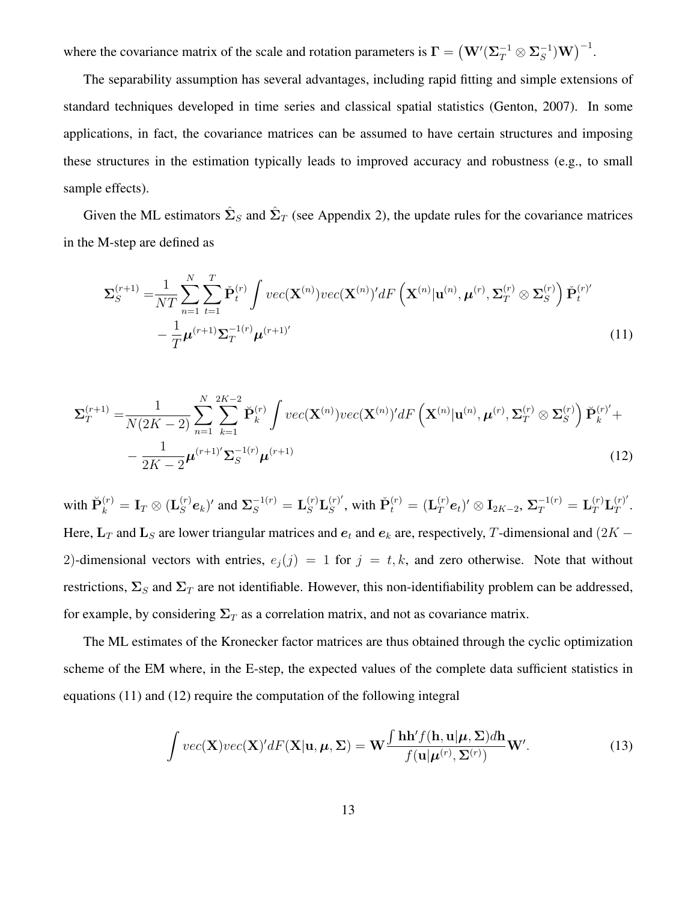where the covariance matrix of the scale and rotation parameters is $\mathbf{\Gamma} = \left(\mathbf{W}'(\mathbf{\Sigma}_T^{-1} \otimes \mathbf{\Sigma}_S^{-1})\mathbf{W}\right)^{-1}$.

The separability assumption has several advantages, including rapid fitting and simple extensions of standard techniques developed in time series and classical spatial statistics (Genton, 2007). In some applications, in fact, the covariance matrices can be assumed to have certain structures and imposing these structures in the estimation typically leads to improved accuracy and robustness (e.g., to small sample effects).

Given the ML estimators $\hat{\mathbf{\Sigma}}_S$ and $\hat{\mathbf{\Sigma}}_T$ (see Appendix 2), the update rules for the covariance matrices in the M-step are defined as

$$
\begin{aligned}
\mathbf{\Sigma}_S^{(r+1)} =& \frac{1}{NT} \sum_{n=1}^{N} \sum_{t=1}^{T} \check{\mathbf{P}}_t^{(r)} \int vec(\mathbf{X}^{(n)}) vec(\mathbf{X}^{(n)})' dF\left(\mathbf{X}^{(n)} | \mathbf{u}^{(n)}, \boldsymbol{\mu}^{(r)}, \mathbf{\Sigma}_T^{(r)} \otimes \mathbf{\Sigma}_S^{(r)}\right) \check{\mathbf{P}}_t^{(r)'} \\
&- \frac{1}{T} \boldsymbol{\mu}^{(r+1)} \mathbf{\Sigma}_T^{-1(r)} \boldsymbol{\mu}^{(r+1)'}
\end{aligned}
\tag{11}
$$

$$
\begin{aligned}
\mathbf{\Sigma}_T^{(r+1)} =& \frac{1}{N(2K-2)} \sum_{n=1}^{N} \sum_{k=1}^{2K-2} \check{\mathbf{P}}_k^{(r)} \int vec(\mathbf{X}^{(n)}) vec(\mathbf{X}^{(n)})' dF\left(\mathbf{X}^{(n)} | \mathbf{u}^{(n)}, \boldsymbol{\mu}^{(r)}, \mathbf{\Sigma}_T^{(r)} \otimes \mathbf{\Sigma}_S^{(r)}\right) \check{\mathbf{P}}_k^{(r)'} + \\
&- \frac{1}{2K-2} \boldsymbol{\mu}^{(r+1)'} \mathbf{\Sigma}_S^{-1(r)} \boldsymbol{\mu}^{(r+1)}
\end{aligned}
\tag{12}
$$

with $\check{\mathbf{P}}_k^{(r)} = \mathbf{I}_T \otimes (\mathbf{L}_S^{(r)} \boldsymbol{e}_k)'$ and $\mathbf{\Sigma}_S^{-1(r)} = \mathbf{L}_S^{(r)} \mathbf{L}_S^{(r)'}$, with $\check{\mathbf{P}}_t^{(r)} = (\mathbf{L}_T^{(r)} \boldsymbol{e}_t)' \otimes \mathbf{I}_{2K-2}$, $\mathbf{\Sigma}_T^{-1(r)} = \mathbf{L}_T^{(r)} \mathbf{L}_T^{(r)'}$. Here, $\mathbf{L}_T$ and $\mathbf{L}_S$ are lower triangular matrices and $\boldsymbol{e}_t$ and $\boldsymbol{e}_k$ are, respectively, $T$-dimensional and $(2K-2)$-dimensional vectors with entries, $e_j(j) = 1$ for $j = t, k$, and zero otherwise. Note that without restrictions, $\mathbf{\Sigma}_S$ and $\mathbf{\Sigma}_T$ are not identifiable. However, this non-identifiability problem can be addressed, for example, by considering $\mathbf{\Sigma}_T$ as a correlation matrix, and not as covariance matrix.

The ML estimates of the Kronecker factor matrices are thus obtained through the cyclic optimization scheme of the EM where, in the E-step, the expected values of the complete data sufficient statistics in equations (11) and (12) require the computation of the following integral

$$
\int vec(\mathbf{X}) vec(\mathbf{X})' dF(\mathbf{X} | \mathbf{u}, \boldsymbol{\mu}, \mathbf{\Sigma}) = \mathbf{W} \frac{\int \mathbf{h}\mathbf{h}' f(\mathbf{h}, \mathbf{u} | \boldsymbol{\mu}, \mathbf{\Sigma}) d\mathbf{h}}{f(\mathbf{u} | \boldsymbol{\mu}^{(r)}, \mathbf{\Sigma}^{(r)})} \mathbf{W}'.
\tag{13}
$$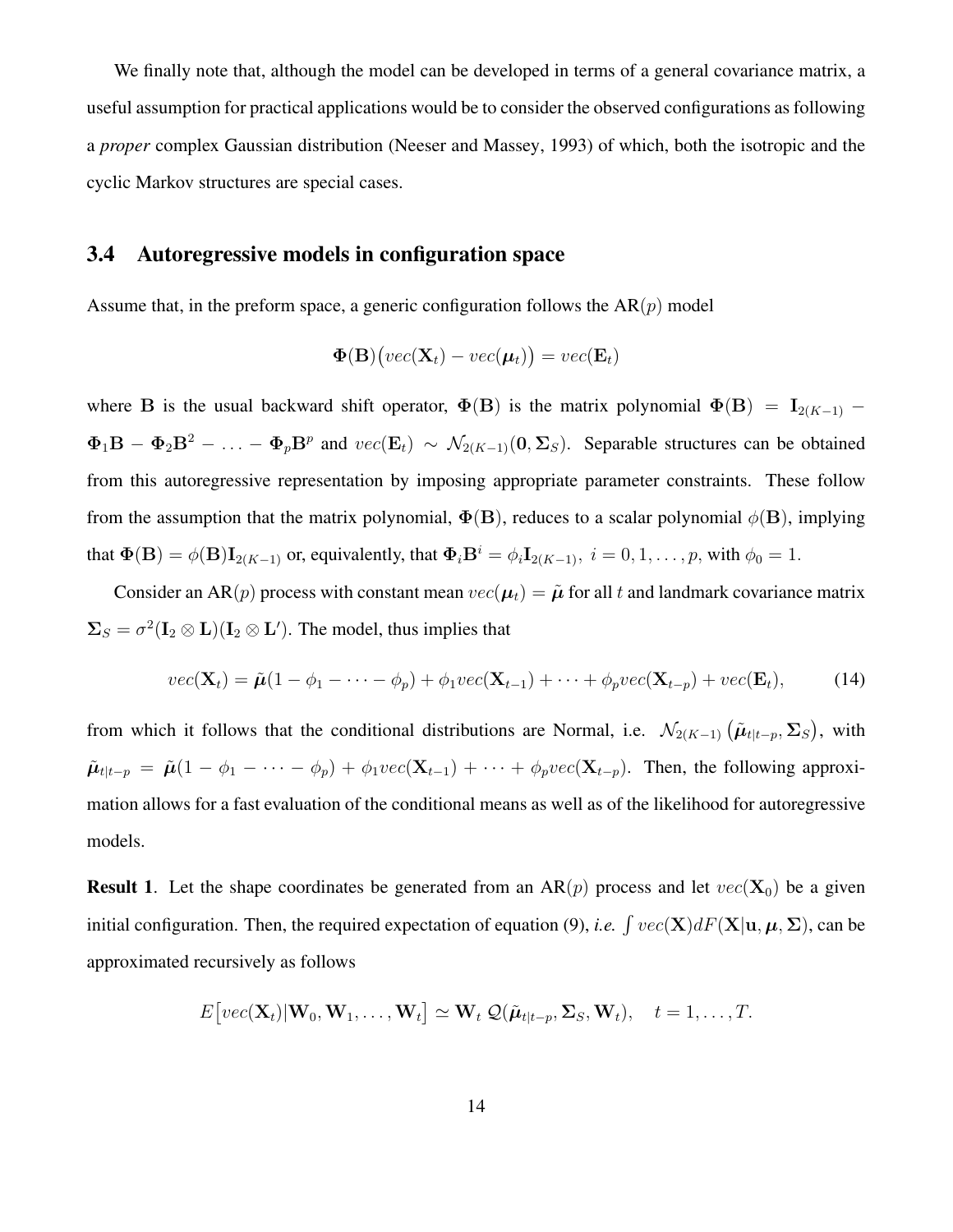We finally note that, although the model can be developed in terms of a general covariance matrix, a useful assumption for practical applications would be to consider the observed configurations as following a *proper* complex Gaussian distribution (Neeser and Massey, 1993) of which, both the isotropic and the cyclic Markov structures are special cases.

### 3.4 Autoregressive models in configuration space

Assume that, in the preform space, a generic configuration follows the AR($p$) model

$$\mathbf{\Phi}(\mathrm{B})\big(vec(\mathbf{X}_t) - vec(\boldsymbol{\mu}_t)\big) = vec(\mathbf{E}_t)$$

where B is the usual backward shift operator, $\mathbf{\Phi}(\mathrm{B})$ is the matrix polynomial $\mathbf{\Phi}(\mathrm{B}) = \mathbf{I}_{2(K-1)} - \mathbf{\Phi}_1\mathrm{B} - \mathbf{\Phi}_2\mathrm{B}^2 - \ldots - \mathbf{\Phi}_p\mathrm{B}^p$ and $vec(\mathbf{E}_t) \sim \mathcal{N}_{2(K-1)}(\mathbf{0}, \mathbf{\Sigma}_S)$. Separable structures can be obtained from this autoregressive representation by imposing appropriate parameter constraints. These follow from the assumption that the matrix polynomial, $\mathbf{\Phi}(\mathrm{B})$, reduces to a scalar polynomial $\phi(\mathrm{B})$, implying that $\mathbf{\Phi}(\mathrm{B}) = \phi(\mathrm{B})\mathbf{I}_{2(K-1)}$ or, equivalently, that $\mathbf{\Phi}_i\mathrm{B}^i = \phi_i\mathbf{I}_{2(K-1)},\ i = 0, 1, \ldots, p$, with $\phi_0 = 1$.

Consider an AR($p$) process with constant mean $vec(\boldsymbol{\mu}_t) = \tilde{\boldsymbol{\mu}}$ for all $t$ and landmark covariance matrix $\mathbf{\Sigma}_S = \sigma^2(\mathbf{I}_2 \otimes \mathbf{L})(\mathbf{I}_2 \otimes \mathbf{L}')$. The model, thus implies that

$$vec(\mathbf{X}_t) = \tilde{\boldsymbol{\mu}}(1 - \phi_1 - \cdots - \phi_p) + \phi_1 vec(\mathbf{X}_{t-1}) + \cdots + \phi_p vec(\mathbf{X}_{t-p}) + vec(\mathbf{E}_t), \tag{14}$$

from which it follows that the conditional distributions are Normal, i.e. $\mathcal{N}_{2(K-1)}\left(\tilde{\boldsymbol{\mu}}_{t|t-p}, \mathbf{\Sigma}_S\right)$, with $\tilde{\boldsymbol{\mu}}_{t|t-p} = \tilde{\boldsymbol{\mu}}(1 - \phi_1 - \cdots - \phi_p) + \phi_1 vec(\mathbf{X}_{t-1}) + \cdots + \phi_p vec(\mathbf{X}_{t-p})$. Then, the following approximation allows for a fast evaluation of the conditional means as well as of the likelihood for autoregressive models.

**Result 1**. Let the shape coordinates be generated from an AR($p$) process and let $vec(\mathbf{X}_0)$ be a given initial configuration. Then, the required expectation of equation (9), *i.e.* $\int vec(\mathbf{X})dF(\mathbf{X}|\mathbf{u}, \boldsymbol{\mu}, \mathbf{\Sigma})$, can be approximated recursively as follows

$$E\big[vec(\mathbf{X}_t)|\mathbf{W}_0, \mathbf{W}_1, \ldots, \mathbf{W}_t\big] \simeq \mathbf{W}_t\, \mathcal{Q}(\tilde{\boldsymbol{\mu}}_{t|t-p}, \mathbf{\Sigma}_S, \mathbf{W}_t), \quad t = 1, \ldots, T.$$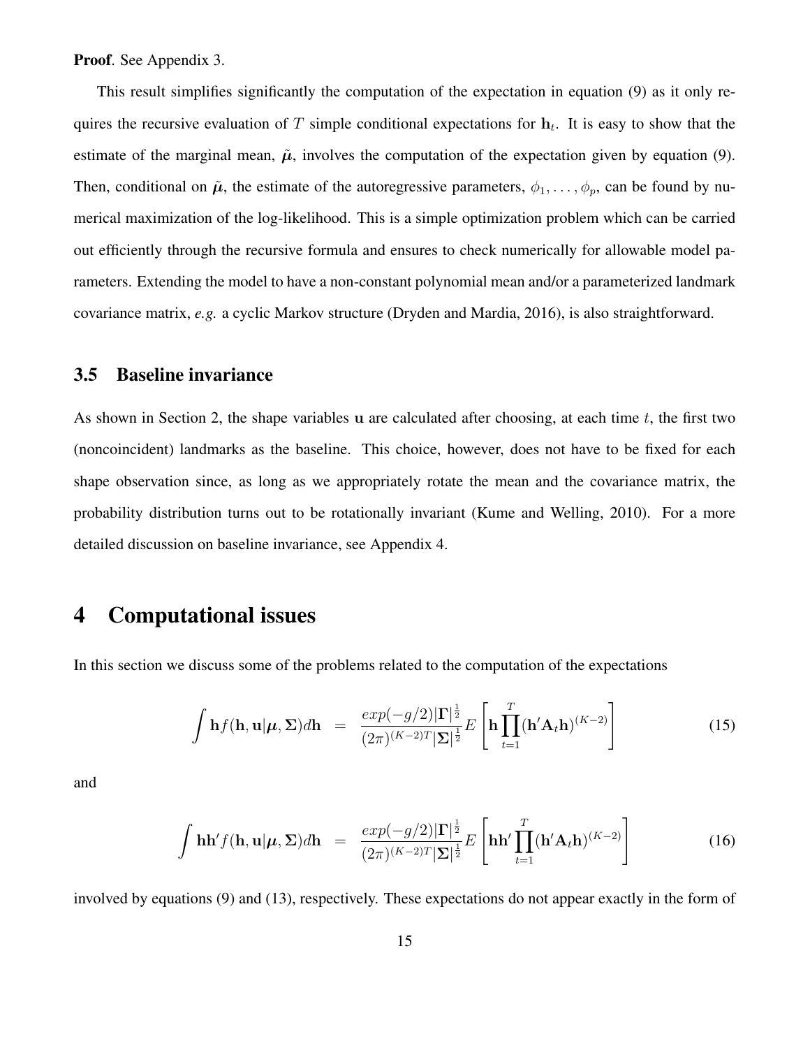**Proof**. See Appendix 3.

This result simplifies significantly the computation of the expectation in equation (9) as it only requires the recursive evaluation of $T$ simple conditional expectations for $\mathbf{h}_t$. It is easy to show that the estimate of the marginal mean, $\tilde{\boldsymbol{\mu}}$, involves the computation of the expectation given by equation (9). Then, conditional on $\tilde{\boldsymbol{\mu}}$, the estimate of the autoregressive parameters, $\phi_1, \ldots, \phi_p$, can be found by numerical maximization of the log-likelihood. This is a simple optimization problem which can be carried out efficiently through the recursive formula and ensures to check numerically for allowable model parameters. Extending the model to have a non-constant polynomial mean and/or a parameterized landmark covariance matrix, *e.g.* a cyclic Markov structure (Dryden and Mardia, 2016), is also straightforward.

### 3.5 Baseline invariance

As shown in Section 2, the shape variables $\mathbf{u}$ are calculated after choosing, at each time $t$, the first two (noncoincident) landmarks as the baseline. This choice, however, does not have to be fixed for each shape observation since, as long as we appropriately rotate the mean and the covariance matrix, the probability distribution turns out to be rotationally invariant (Kume and Welling, 2010). For a more detailed discussion on baseline invariance, see Appendix 4.

## 4 Computational issues

In this section we discuss some of the problems related to the computation of the expectations

$$\int \mathbf{h} f(\mathbf{h}, \mathbf{u}|\boldsymbol{\mu}, \boldsymbol{\Sigma}) d\mathbf{h} \quad = \quad \frac{exp(-g/2)|\boldsymbol{\Gamma}|^{\frac{1}{2}}}{(2\pi)^{(K-2)T}|\boldsymbol{\Sigma}|^{\frac{1}{2}}} E\left[\mathbf{h}\prod_{t=1}^{T}(\mathbf{h}'\mathbf{A}_t\mathbf{h})^{(K-2)}\right] \tag{15}$$

and

$$\int \mathbf{h}\mathbf{h}' f(\mathbf{h}, \mathbf{u}|\boldsymbol{\mu}, \boldsymbol{\Sigma}) d\mathbf{h} \quad = \quad \frac{exp(-g/2)|\boldsymbol{\Gamma}|^{\frac{1}{2}}}{(2\pi)^{(K-2)T}|\boldsymbol{\Sigma}|^{\frac{1}{2}}} E\left[\mathbf{h}\mathbf{h}'\prod_{t=1}^{T}(\mathbf{h}'\mathbf{A}_t\mathbf{h})^{(K-2)}\right] \tag{16}$$

involved by equations (9) and (13), respectively. These expectations do not appear exactly in the form of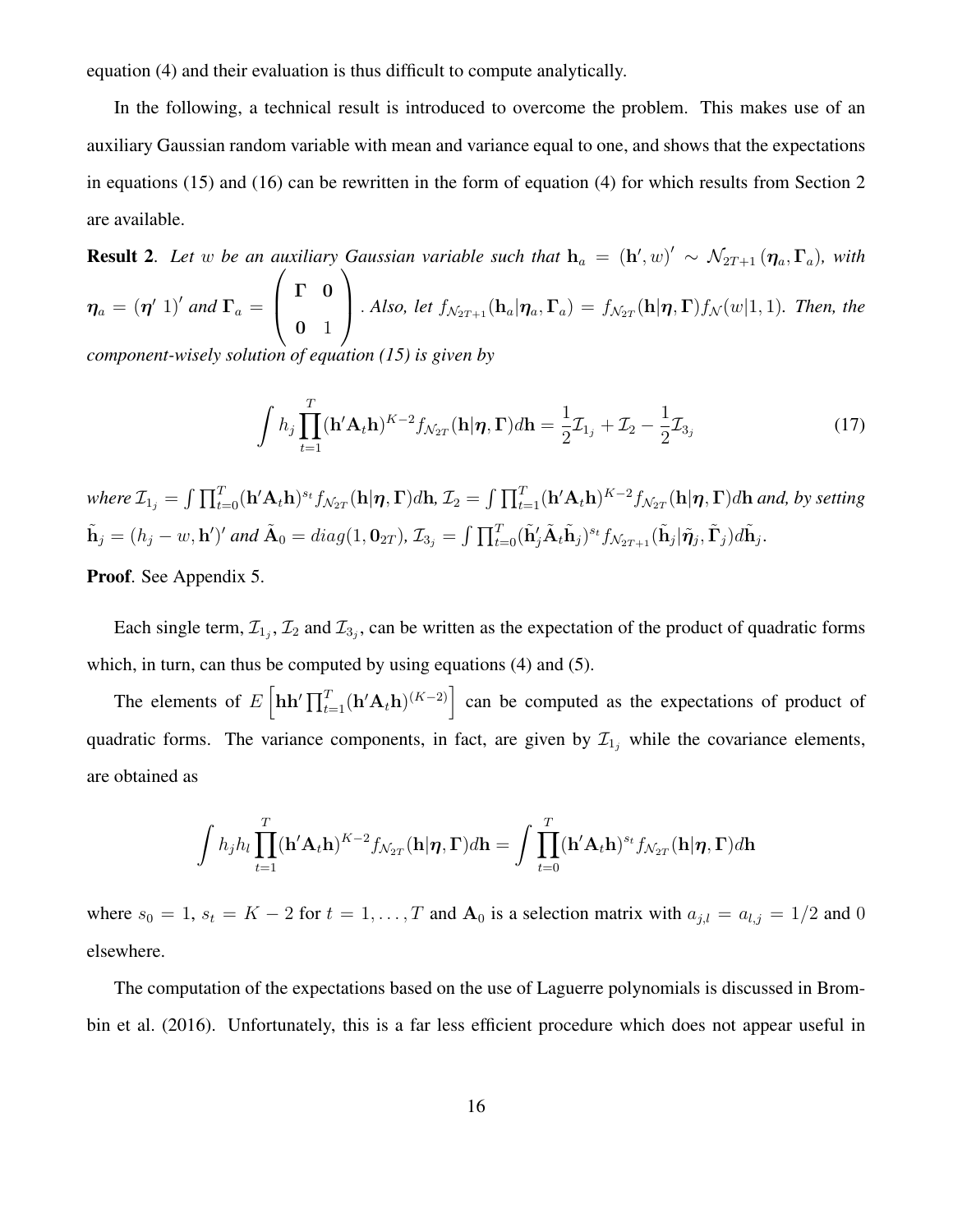equation (4) and their evaluation is thus difficult to compute analytically.

In the following, a technical result is introduced to overcome the problem. This makes use of an auxiliary Gaussian random variable with mean and variance equal to one, and shows that the expectations in equations (15) and (16) can be rewritten in the form of equation (4) for which results from Section 2 are available.

**Result 2**. *Let* $w$ *be an auxiliary Gaussian variable such that* $\mathbf{h}_a = (\mathbf{h}', w)' \sim \mathcal{N}_{2T+1}(\boldsymbol{\eta}_a, \boldsymbol{\Gamma}_a)$*, with* $\boldsymbol{\eta}_a = (\boldsymbol{\eta}' \; 1)'$ *and* $\boldsymbol{\Gamma}_a = \begin{pmatrix} \boldsymbol{\Gamma} & \mathbf{0} \\ \mathbf{0} & 1 \end{pmatrix}$. *Also, let* $f_{\mathcal{N}_{2T+1}}(\mathbf{h}_a|\boldsymbol{\eta}_a, \boldsymbol{\Gamma}_a) = f_{\mathcal{N}_{2T}}(\mathbf{h}|\boldsymbol{\eta}, \boldsymbol{\Gamma}) f_{\mathcal{N}}(w|1,1)$*. Then, the component-wisely solution of equation (15) is given by*

$$\int h_j \prod_{t=1}^{T} (\mathbf{h}'\mathbf{A}_t\mathbf{h})^{K-2} f_{\mathcal{N}_{2T}}(\mathbf{h}|\boldsymbol{\eta}, \boldsymbol{\Gamma}) d\mathbf{h} = \frac{1}{2}\mathcal{I}_{1_j} + \mathcal{I}_2 - \frac{1}{2}\mathcal{I}_{3_j} \tag{17}$$

*where* $\mathcal{I}_{1_j} = \int \prod_{t=0}^{T} (\mathbf{h}'\mathbf{A}_t\mathbf{h})^{s_t} f_{\mathcal{N}_{2T}}(\mathbf{h}|\boldsymbol{\eta}, \boldsymbol{\Gamma}) d\mathbf{h}$*,* $\mathcal{I}_2 = \int \prod_{t=1}^{T} (\mathbf{h}'\mathbf{A}_t\mathbf{h})^{K-2} f_{\mathcal{N}_{2T}}(\mathbf{h}|\boldsymbol{\eta}, \boldsymbol{\Gamma}) d\mathbf{h}$ *and, by setting* $\tilde{\mathbf{h}}_j = (h_j - w, \mathbf{h}')'$ *and* $\tilde{\mathbf{A}}_0 = diag(1, \mathbf{0}_{2T})$*,* $\mathcal{I}_{3_j} = \int \prod_{t=0}^{T} (\tilde{\mathbf{h}}_j'\tilde{\mathbf{A}}_t\tilde{\mathbf{h}}_j)^{s_t} f_{\mathcal{N}_{2T+1}}(\tilde{\mathbf{h}}_j|\tilde{\boldsymbol{\eta}}_j, \tilde{\boldsymbol{\Gamma}}_j) d\tilde{\mathbf{h}}_j$*.*

**Proof**. See Appendix 5.

Each single term, $\mathcal{I}_{1_j}$, $\mathcal{I}_2$ and $\mathcal{I}_{3_j}$, can be written as the expectation of the product of quadratic forms which, in turn, can thus be computed by using equations (4) and (5).

The elements of $E\left[\mathbf{h}\mathbf{h}' \prod_{t=1}^{T} (\mathbf{h}'\mathbf{A}_t\mathbf{h})^{(K-2)}\right]$ can be computed as the expectations of product of quadratic forms. The variance components, in fact, are given by $\mathcal{I}_{1_j}$ while the covariance elements, are obtained as

$$\int h_j h_l \prod_{t=1}^{T} (\mathbf{h}'\mathbf{A}_t\mathbf{h})^{K-2} f_{\mathcal{N}_{2T}}(\mathbf{h}|\boldsymbol{\eta}, \boldsymbol{\Gamma}) d\mathbf{h} = \int \prod_{t=0}^{T} (\mathbf{h}'\mathbf{A}_t\mathbf{h})^{s_t} f_{\mathcal{N}_{2T}}(\mathbf{h}|\boldsymbol{\eta}, \boldsymbol{\Gamma}) d\mathbf{h}$$

where $s_0 = 1$, $s_t = K - 2$ for $t = 1, \ldots, T$ and $\mathbf{A}_0$ is a selection matrix with $a_{j,l} = a_{l,j} = 1/2$ and $0$ elsewhere.

The computation of the expectations based on the use of Laguerre polynomials is discussed in Brombin et al. (2016). Unfortunately, this is a far less efficient procedure which does not appear useful in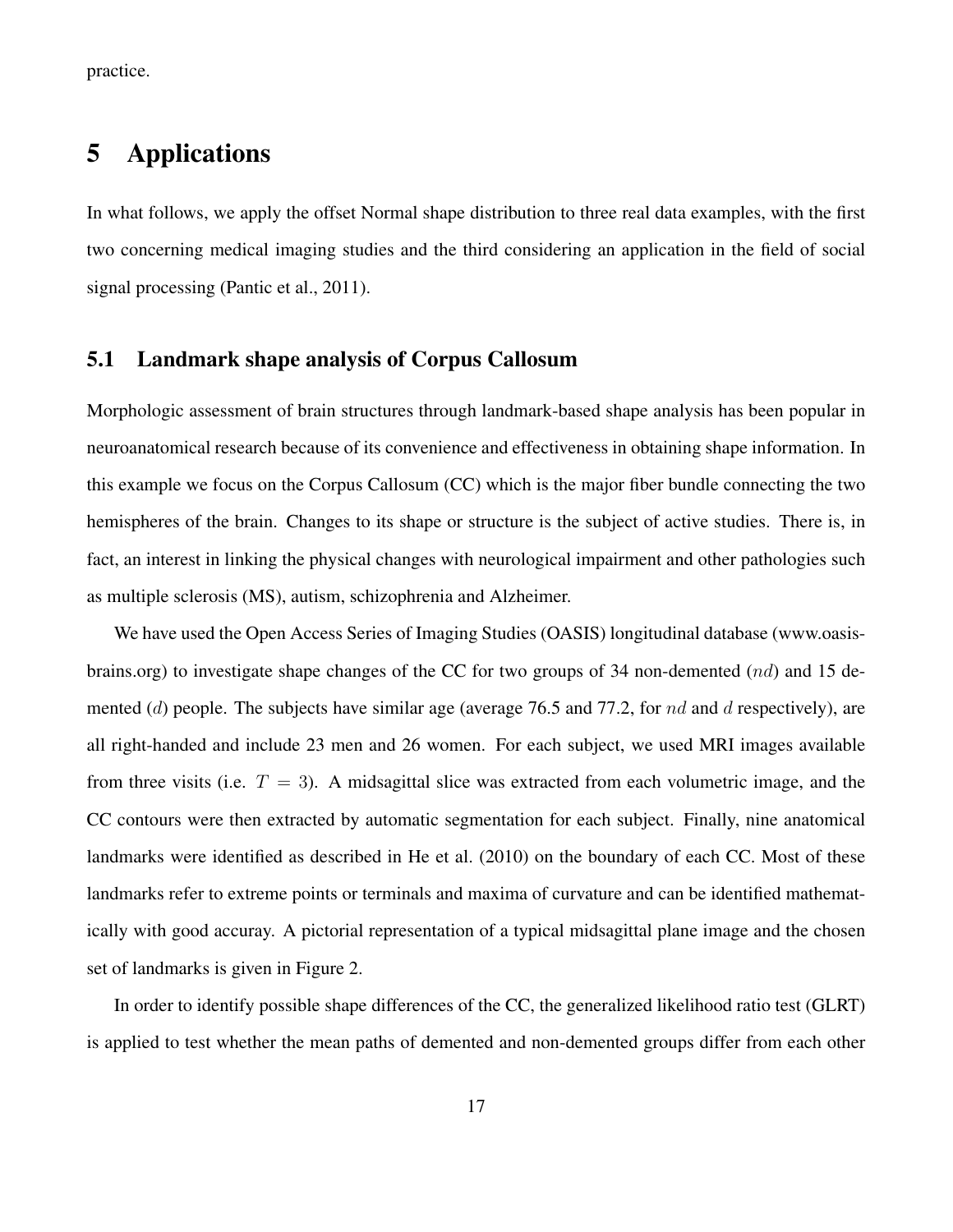practice.

# 5 Applications

In what follows, we apply the offset Normal shape distribution to three real data examples, with the first two concerning medical imaging studies and the third considering an application in the field of social signal processing (Pantic et al., 2011).

## 5.1 Landmark shape analysis of Corpus Callosum

Morphologic assessment of brain structures through landmark-based shape analysis has been popular in neuroanatomical research because of its convenience and effectiveness in obtaining shape information. In this example we focus on the Corpus Callosum (CC) which is the major fiber bundle connecting the two hemispheres of the brain. Changes to its shape or structure is the subject of active studies. There is, in fact, an interest in linking the physical changes with neurological impairment and other pathologies such as multiple sclerosis (MS), autism, schizophrenia and Alzheimer.

We have used the Open Access Series of Imaging Studies (OASIS) longitudinal database (www.oasis-brains.org) to investigate shape changes of the CC for two groups of 34 non-demented ($nd$) and 15 demented ($d$) people. The subjects have similar age (average 76.5 and 77.2, for $nd$ and $d$ respectively), are all right-handed and include 23 men and 26 women. For each subject, we used MRI images available from three visits (i.e. $T = 3$). A midsagittal slice was extracted from each volumetric image, and the CC contours were then extracted by automatic segmentation for each subject. Finally, nine anatomical landmarks were identified as described in He et al. (2010) on the boundary of each CC. Most of these landmarks refer to extreme points or terminals and maxima of curvature and can be identified mathematically with good accuray. A pictorial representation of a typical midsagittal plane image and the chosen set of landmarks is given in Figure 2.

In order to identify possible shape differences of the CC, the generalized likelihood ratio test (GLRT) is applied to test whether the mean paths of demented and non-demented groups differ from each other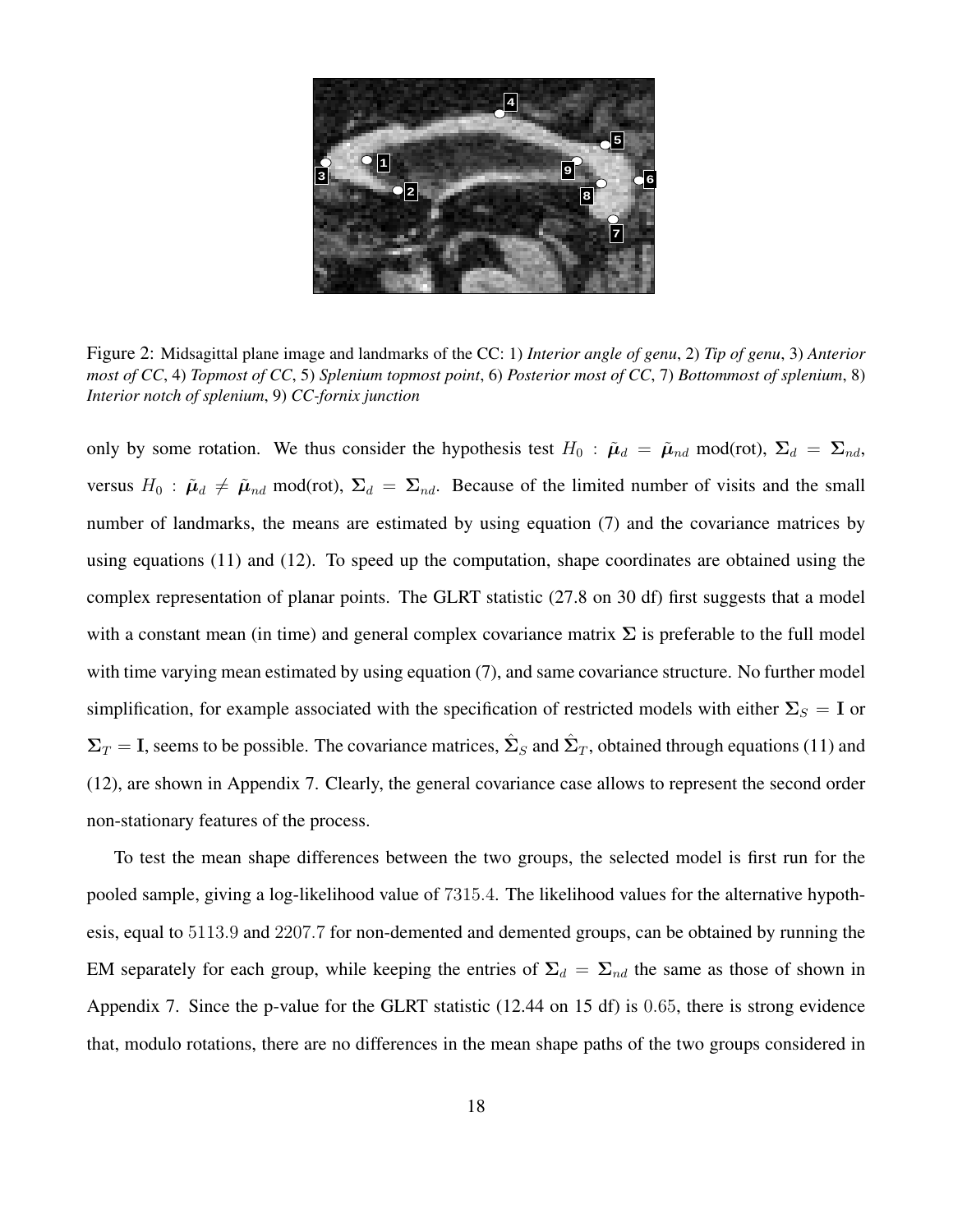Figure 2: Midsagittal plane image and landmarks of the CC: 1) *Interior angle of genu*, 2) *Tip of genu*, 3) *Anterior most of CC*, 4) *Topmost of CC*, 5) *Splenium topmost point*, 6) *Posterior most of CC*, 7) *Bottommost of splenium*, 8) *Interior notch of splenium*, 9) *CC-fornix junction*

only by some rotation. We thus consider the hypothesis test $H_0 : \tilde{\boldsymbol{\mu}}_d = \tilde{\boldsymbol{\mu}}_{nd}$ mod(rot), $\boldsymbol{\Sigma}_d = \boldsymbol{\Sigma}_{nd}$, versus $H_0 : \tilde{\boldsymbol{\mu}}_d \neq \tilde{\boldsymbol{\mu}}_{nd}$ mod(rot), $\boldsymbol{\Sigma}_d = \boldsymbol{\Sigma}_{nd}$. Because of the limited number of visits and the small number of landmarks, the means are estimated by using equation (7) and the covariance matrices by using equations (11) and (12). To speed up the computation, shape coordinates are obtained using the complex representation of planar points. The GLRT statistic (27.8 on 30 df) first suggests that a model with a constant mean (in time) and general complex covariance matrix $\boldsymbol{\Sigma}$ is preferable to the full model with time varying mean estimated by using equation (7), and same covariance structure. No further model simplification, for example associated with the specification of restricted models with either $\boldsymbol{\Sigma}_S = \mathbf{I}$ or $\boldsymbol{\Sigma}_T = \mathbf{I}$, seems to be possible. The covariance matrices, $\hat{\boldsymbol{\Sigma}}_S$ and $\hat{\boldsymbol{\Sigma}}_T$, obtained through equations (11) and (12), are shown in Appendix 7. Clearly, the general covariance case allows to represent the second order non-stationary features of the process.

To test the mean shape differences between the two groups, the selected model is first run for the pooled sample, giving a log-likelihood value of $7315.4$. The likelihood values for the alternative hypothesis, equal to $5113.9$ and $2207.7$ for non-demented and demented groups, can be obtained by running the EM separately for each group, while keeping the entries of $\boldsymbol{\Sigma}_d = \boldsymbol{\Sigma}_{nd}$ the same as those of shown in Appendix 7. Since the p-value for the GLRT statistic (12.44 on 15 df) is $0.65$, there is strong evidence that, modulo rotations, there are no differences in the mean shape paths of the two groups considered in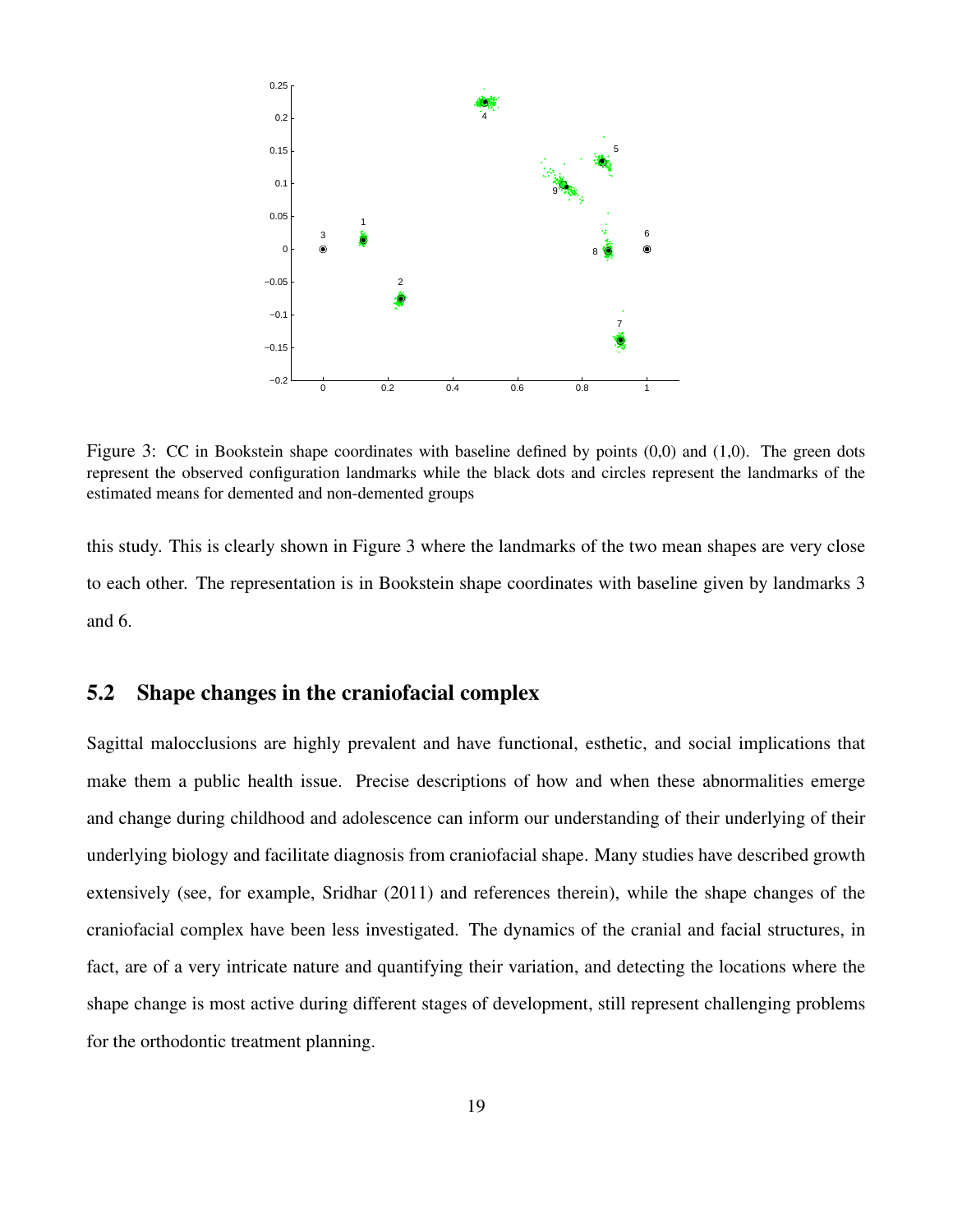Figure 3: CC in Bookstein shape coordinates with baseline defined by points (0,0) and (1,0). The green dots represent the observed configuration landmarks while the black dots and circles represent the landmarks of the estimated means for demented and non-demented groups

this study. This is clearly shown in Figure 3 where the landmarks of the two mean shapes are very close to each other. The representation is in Bookstein shape coordinates with baseline given by landmarks 3 and 6.

## 5.2 Shape changes in the craniofacial complex

Sagittal malocclusions are highly prevalent and have functional, esthetic, and social implications that make them a public health issue. Precise descriptions of how and when these abnormalities emerge and change during childhood and adolescence can inform our understanding of their underlying of their underlying biology and facilitate diagnosis from craniofacial shape. Many studies have described growth extensively (see, for example, Sridhar (2011) and references therein), while the shape changes of the craniofacial complex have been less investigated. The dynamics of the cranial and facial structures, in fact, are of a very intricate nature and quantifying their variation, and detecting the locations where the shape change is most active during different stages of development, still represent challenging problems for the orthodontic treatment planning.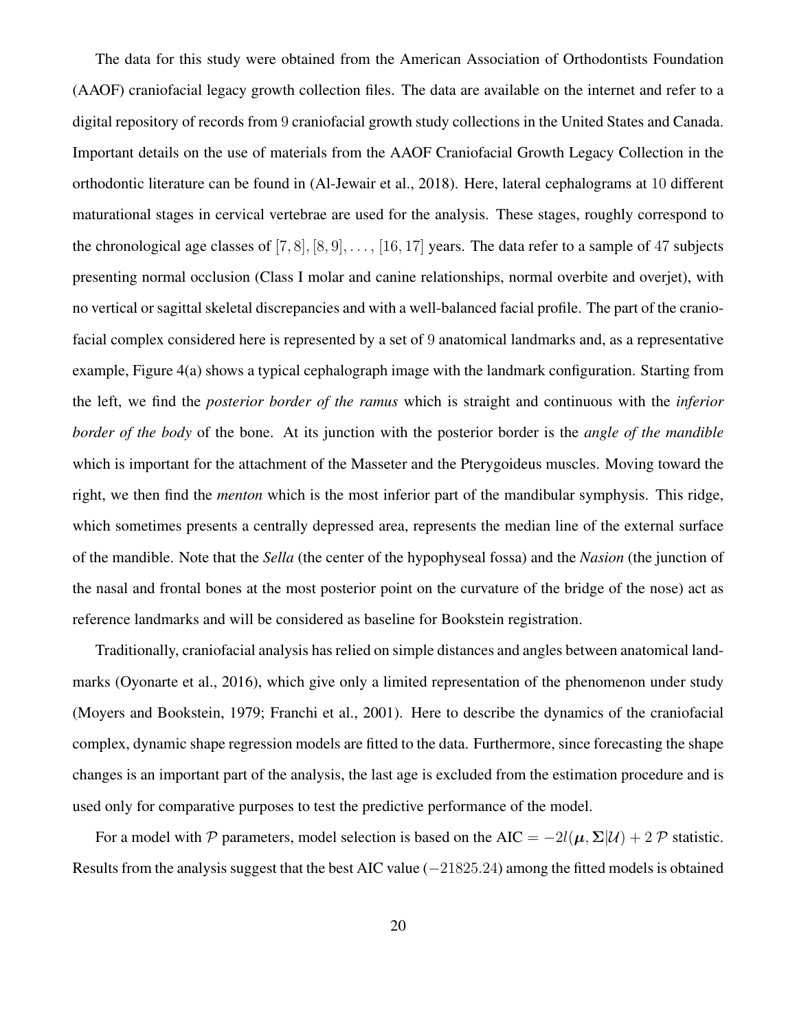The data for this study were obtained from the American Association of Orthodontists Foundation (AAOF) craniofacial legacy growth collection files. The data are available on the internet and refer to a digital repository of records from 9 craniofacial growth study collections in the United States and Canada. Important details on the use of materials from the AAOF Craniofacial Growth Legacy Collection in the orthodontic literature can be found in (Al-Jewair et al., 2018). Here, lateral cephalograms at 10 different maturational stages in cervical vertebrae are used for the analysis. These stages, roughly correspond to the chronological age classes of $[7, 8], [8, 9], \ldots, [16, 17]$ years. The data refer to a sample of 47 subjects presenting normal occlusion (Class I molar and canine relationships, normal overbite and overjet), with no vertical or sagittal skeletal discrepancies and with a well-balanced facial profile. The part of the craniofacial complex considered here is represented by a set of 9 anatomical landmarks and, as a representative example, Figure 4(a) shows a typical cephalograph image with the landmark configuration. Starting from the left, we find the *posterior border of the ramus* which is straight and continuous with the *inferior border of the body* of the bone. At its junction with the posterior border is the *angle of the mandible* which is important for the attachment of the Masseter and the Pterygoideus muscles. Moving toward the right, we then find the *menton* which is the most inferior part of the mandibular symphysis. This ridge, which sometimes presents a centrally depressed area, represents the median line of the external surface of the mandible. Note that the *Sella* (the center of the hypophyseal fossa) and the *Nasion* (the junction of the nasal and frontal bones at the most posterior point on the curvature of the bridge of the nose) act as reference landmarks and will be considered as baseline for Bookstein registration.

Traditionally, craniofacial analysis has relied on simple distances and angles between anatomical landmarks (Oyonarte et al., 2016), which give only a limited representation of the phenomenon under study (Moyers and Bookstein, 1979; Franchi et al., 2001). Here to describe the dynamics of the craniofacial complex, dynamic shape regression models are fitted to the data. Furthermore, since forecasting the shape changes is an important part of the analysis, the last age is excluded from the estimation procedure and is used only for comparative purposes to test the predictive performance of the model.

For a model with $\mathcal{P}$ parameters, model selection is based on the $\text{AIC} = -2l(\boldsymbol{\mu}, \boldsymbol{\Sigma}|\mathcal{U}) + 2\,\mathcal{P}$ statistic. Results from the analysis suggest that the best AIC value ($-21825.24$) among the fitted models is obtained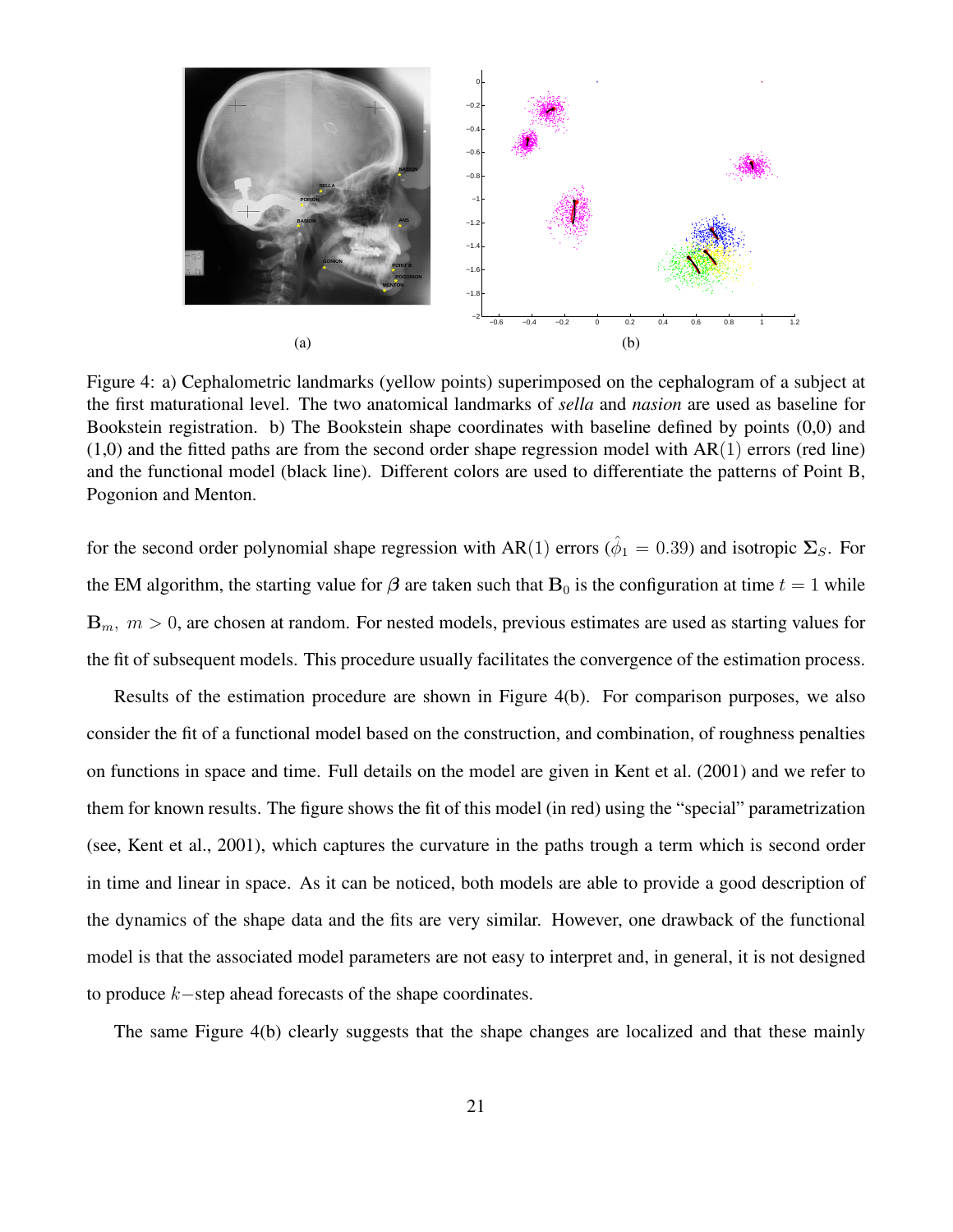Figure 4: a) Cephalometric landmarks (yellow points) superimposed on the cephalogram of a subject at the first maturational level. The two anatomical landmarks of *sella* and *nasion* are used as baseline for Bookstein registration. b) The Bookstein shape coordinates with baseline defined by points (0,0) and (1,0) and the fitted paths are from the second order shape regression model with AR$(1)$ errors (red line) and the functional model (black line). Different colors are used to differentiate the patterns of Point B, Pogonion and Menton.

for the second order polynomial shape regression with AR$(1)$ errors ($\hat{\phi}_1 = 0.39$) and isotropic $\mathbf{\Sigma}_S$. For the EM algorithm, the starting value for $\boldsymbol{\beta}$ are taken such that $\mathbf{B}_0$ is the configuration at time $t = 1$ while $\mathbf{B}_m,\ m > 0$, are chosen at random. For nested models, previous estimates are used as starting values for the fit of subsequent models. This procedure usually facilitates the convergence of the estimation process.

Results of the estimation procedure are shown in Figure 4(b). For comparison purposes, we also consider the fit of a functional model based on the construction, and combination, of roughness penalties on functions in space and time. Full details on the model are given in Kent et al. (2001) and we refer to them for known results. The figure shows the fit of this model (in red) using the "special" parametrization (see, Kent et al., 2001), which captures the curvature in the paths trough a term which is second order in time and linear in space. As it can be noticed, both models are able to provide a good description of the dynamics of the shape data and the fits are very similar. However, one drawback of the functional model is that the associated model parameters are not easy to interpret and, in general, it is not designed to produce $k-$step ahead forecasts of the shape coordinates.

The same Figure 4(b) clearly suggests that the shape changes are localized and that these mainly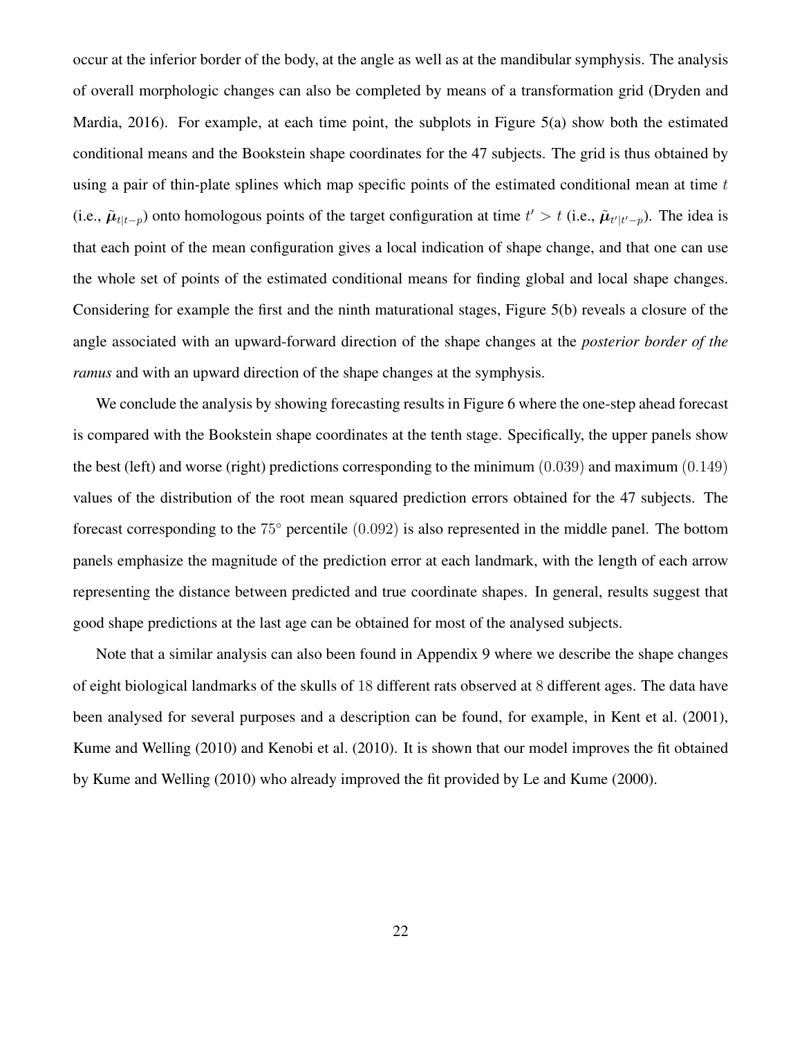occur at the inferior border of the body, at the angle as well as at the mandibular symphysis. The analysis of overall morphologic changes can also be completed by means of a transformation grid (Dryden and Mardia, 2016). For example, at each time point, the subplots in Figure 5(a) show both the estimated conditional means and the Bookstein shape coordinates for the 47 subjects. The grid is thus obtained by using a pair of thin-plate splines which map specific points of the estimated conditional mean at time $t$ (i.e., $\tilde{\boldsymbol{\mu}}_{t|t-p}$) onto homologous points of the target configuration at time $t' > t$ (i.e., $\tilde{\boldsymbol{\mu}}_{t'|t'-p}$). The idea is that each point of the mean configuration gives a local indication of shape change, and that one can use the whole set of points of the estimated conditional means for finding global and local shape changes. Considering for example the first and the ninth maturational stages, Figure 5(b) reveals a closure of the angle associated with an upward-forward direction of the shape changes at the *posterior border of the ramus* and with an upward direction of the shape changes at the symphysis.

We conclude the analysis by showing forecasting results in Figure 6 where the one-step ahead forecast is compared with the Bookstein shape coordinates at the tenth stage. Specifically, the upper panels show the best (left) and worse (right) predictions corresponding to the minimum $(0.039)$ and maximum $(0.149)$ values of the distribution of the root mean squared prediction errors obtained for the 47 subjects. The forecast corresponding to the $75^{\circ}$ percentile $(0.092)$ is also represented in the middle panel. The bottom panels emphasize the magnitude of the prediction error at each landmark, with the length of each arrow representing the distance between predicted and true coordinate shapes. In general, results suggest that good shape predictions at the last age can be obtained for most of the analysed subjects.

Note that a similar analysis can also been found in Appendix 9 where we describe the shape changes of eight biological landmarks of the skulls of $18$ different rats observed at $8$ different ages. The data have been analysed for several purposes and a description can be found, for example, in Kent et al. (2001), Kume and Welling (2010) and Kenobi et al. (2010). It is shown that our model improves the fit obtained by Kume and Welling (2010) who already improved the fit provided by Le and Kume (2000).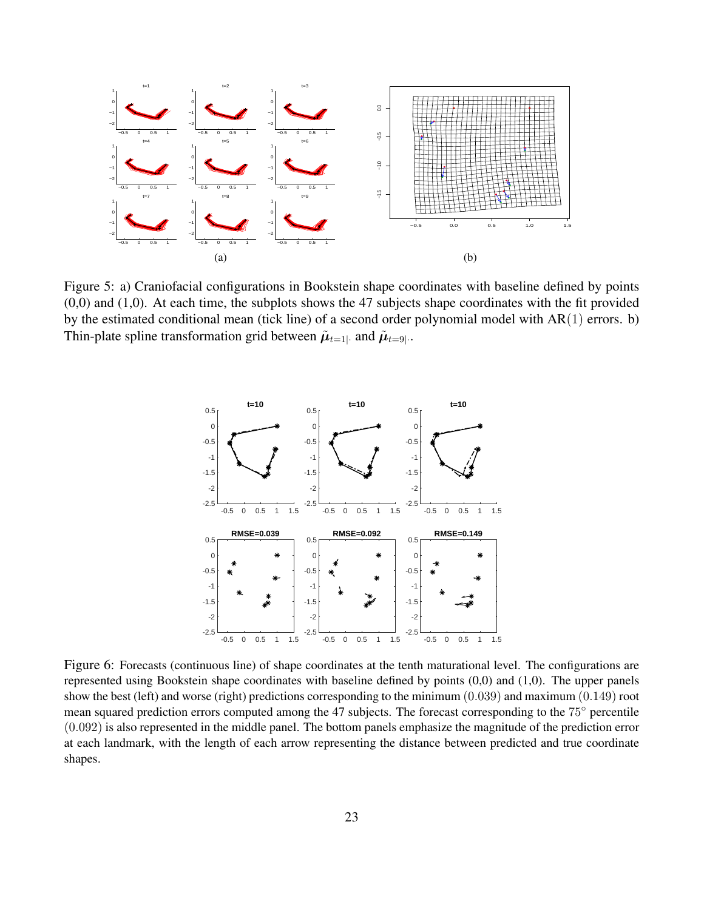Figure 5: a) Craniofacial configurations in Bookstein shape coordinates with baseline defined by points (0,0) and (1,0). At each time, the subplots shows the 47 subjects shape coordinates with the fit provided by the estimated conditional mean (tick line) of a second order polynomial model with AR(1) errors. b) Thin-plate spline transformation grid between $\tilde{\boldsymbol{\mu}}_{t=1|\cdot}$ and $\tilde{\boldsymbol{\mu}}_{t=9|\cdot}$.

Figure 6: Forecasts (continuous line) of shape coordinates at the tenth maturational level. The configurations are represented using Bookstein shape coordinates with baseline defined by points (0,0) and (1,0). The upper panels show the best (left) and worse (right) predictions corresponding to the minimum (0.039) and maximum (0.149) root mean squared prediction errors computed among the 47 subjects. The forecast corresponding to the $75^\circ$ percentile (0.092) is also represented in the middle panel. The bottom panels emphasize the magnitude of the prediction error at each landmark, with the length of each arrow representing the distance between predicted and true coordinate shapes.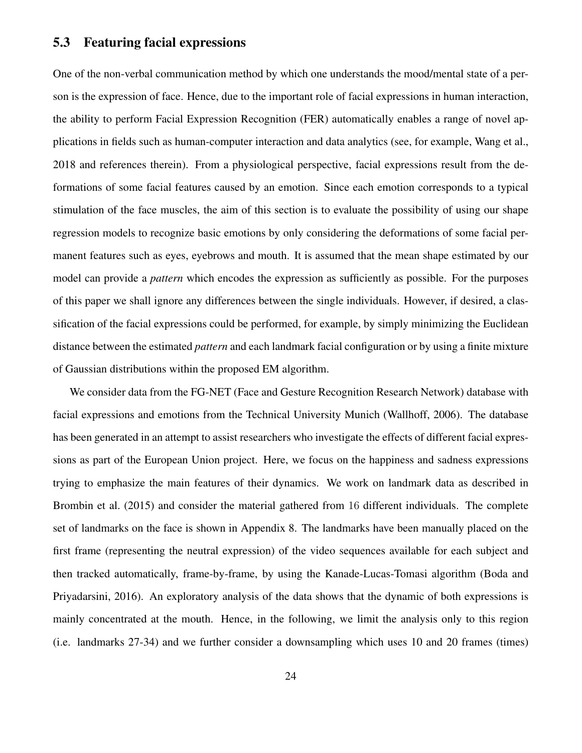## 5.3 Featuring facial expressions

One of the non-verbal communication method by which one understands the mood/mental state of a person is the expression of face. Hence, due to the important role of facial expressions in human interaction, the ability to perform Facial Expression Recognition (FER) automatically enables a range of novel applications in fields such as human-computer interaction and data analytics (see, for example, Wang et al., 2018 and references therein). From a physiological perspective, facial expressions result from the deformations of some facial features caused by an emotion. Since each emotion corresponds to a typical stimulation of the face muscles, the aim of this section is to evaluate the possibility of using our shape regression models to recognize basic emotions by only considering the deformations of some facial permanent features such as eyes, eyebrows and mouth. It is assumed that the mean shape estimated by our model can provide a *pattern* which encodes the expression as sufficiently as possible. For the purposes of this paper we shall ignore any differences between the single individuals. However, if desired, a classification of the facial expressions could be performed, for example, by simply minimizing the Euclidean distance between the estimated *pattern* and each landmark facial configuration or by using a finite mixture of Gaussian distributions within the proposed EM algorithm.

We consider data from the FG-NET (Face and Gesture Recognition Research Network) database with facial expressions and emotions from the Technical University Munich (Wallhoff, 2006). The database has been generated in an attempt to assist researchers who investigate the effects of different facial expressions as part of the European Union project. Here, we focus on the happiness and sadness expressions trying to emphasize the main features of their dynamics. We work on landmark data as described in Brombin et al. (2015) and consider the material gathered from 16 different individuals. The complete set of landmarks on the face is shown in Appendix 8. The landmarks have been manually placed on the first frame (representing the neutral expression) of the video sequences available for each subject and then tracked automatically, frame-by-frame, by using the Kanade-Lucas-Tomasi algorithm (Boda and Priyadarsini, 2016). An exploratory analysis of the data shows that the dynamic of both expressions is mainly concentrated at the mouth. Hence, in the following, we limit the analysis only to this region (i.e. landmarks 27-34) and we further consider a downsampling which uses 10 and 20 frames (times)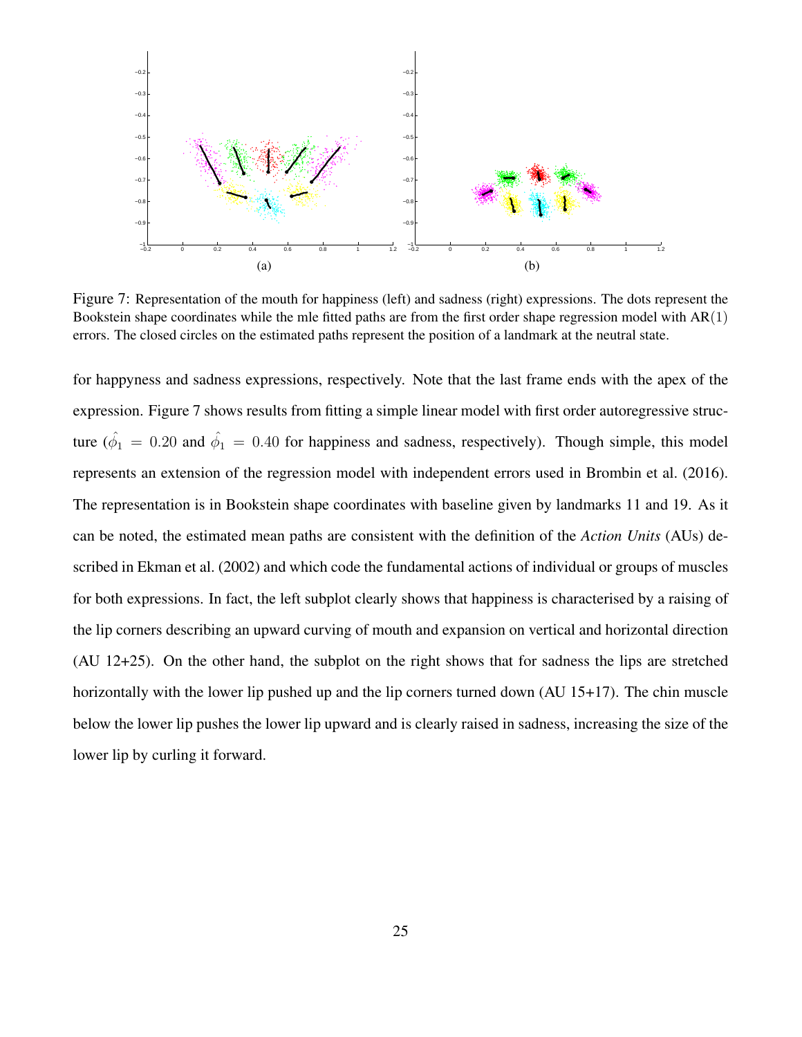(a) (b)

Figure 7: Representation of the mouth for happiness (left) and sadness (right) expressions. The dots represent the Bookstein shape coordinates while the mle fitted paths are from the first order shape regression model with $\mathrm{AR}(1)$ errors. The closed circles on the estimated paths represent the position of a landmark at the neutral state.

for happyness and sadness expressions, respectively. Note that the last frame ends with the apex of the expression. Figure 7 shows results from fitting a simple linear model with first order autoregressive structure ($\hat{\phi}_1 = 0.20$ and $\hat{\phi}_1 = 0.40$ for happiness and sadness, respectively). Though simple, this model represents an extension of the regression model with independent errors used in Brombin et al. (2016). The representation is in Bookstein shape coordinates with baseline given by landmarks 11 and 19. As it can be noted, the estimated mean paths are consistent with the definition of the *Action Units* (AUs) described in Ekman et al. (2002) and which code the fundamental actions of individual or groups of muscles for both expressions. In fact, the left subplot clearly shows that happiness is characterised by a raising of the lip corners describing an upward curving of mouth and expansion on vertical and horizontal direction (AU 12+25). On the other hand, the subplot on the right shows that for sadness the lips are stretched horizontally with the lower lip pushed up and the lip corners turned down (AU 15+17). The chin muscle below the lower lip pushes the lower lip upward and is clearly raised in sadness, increasing the size of the lower lip by curling it forward.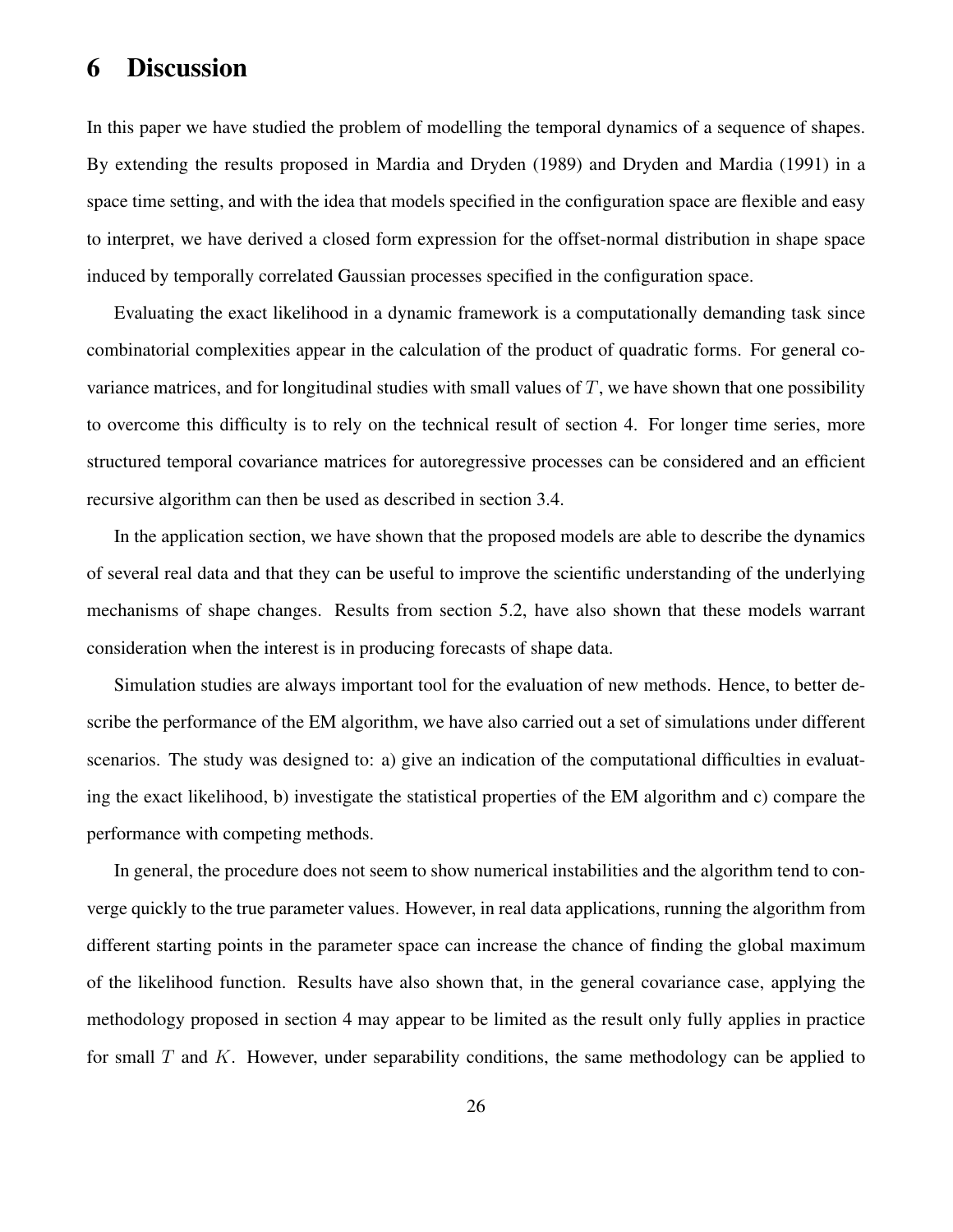# 6 Discussion

In this paper we have studied the problem of modelling the temporal dynamics of a sequence of shapes. By extending the results proposed in Mardia and Dryden (1989) and Dryden and Mardia (1991) in a space time setting, and with the idea that models specified in the configuration space are flexible and easy to interpret, we have derived a closed form expression for the offset-normal distribution in shape space induced by temporally correlated Gaussian processes specified in the configuration space.

Evaluating the exact likelihood in a dynamic framework is a computationally demanding task since combinatorial complexities appear in the calculation of the product of quadratic forms. For general covariance matrices, and for longitudinal studies with small values of $T$, we have shown that one possibility to overcome this difficulty is to rely on the technical result of section 4. For longer time series, more structured temporal covariance matrices for autoregressive processes can be considered and an efficient recursive algorithm can then be used as described in section 3.4.

In the application section, we have shown that the proposed models are able to describe the dynamics of several real data and that they can be useful to improve the scientific understanding of the underlying mechanisms of shape changes. Results from section 5.2, have also shown that these models warrant consideration when the interest is in producing forecasts of shape data.

Simulation studies are always important tool for the evaluation of new methods. Hence, to better describe the performance of the EM algorithm, we have also carried out a set of simulations under different scenarios. The study was designed to: a) give an indication of the computational difficulties in evaluating the exact likelihood, b) investigate the statistical properties of the EM algorithm and c) compare the performance with competing methods.

In general, the procedure does not seem to show numerical instabilities and the algorithm tend to converge quickly to the true parameter values. However, in real data applications, running the algorithm from different starting points in the parameter space can increase the chance of finding the global maximum of the likelihood function. Results have also shown that, in the general covariance case, applying the methodology proposed in section 4 may appear to be limited as the result only fully applies in practice for small $T$ and $K$. However, under separability conditions, the same methodology can be applied to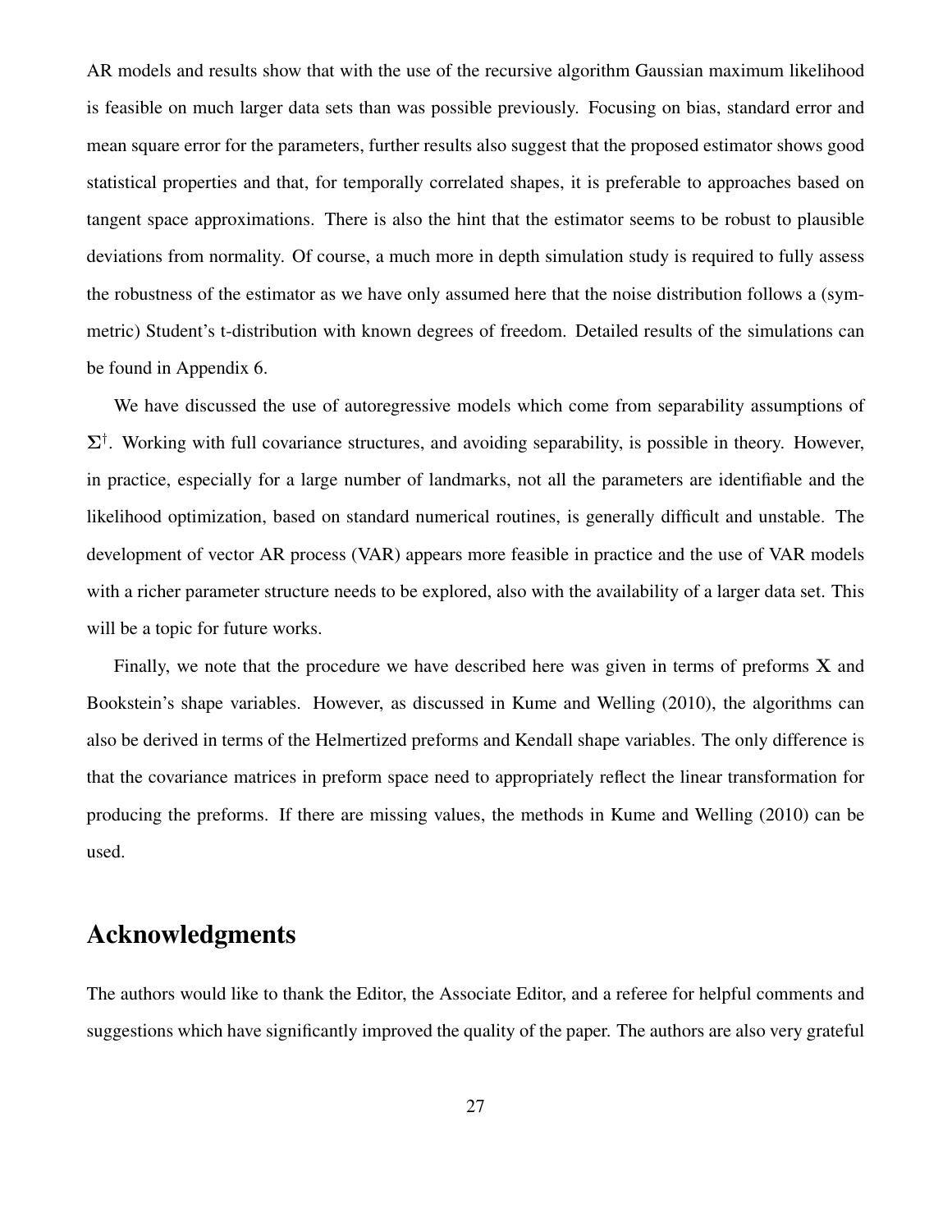AR models and results show that with the use of the recursive algorithm Gaussian maximum likelihood is feasible on much larger data sets than was possible previously. Focusing on bias, standard error and mean square error for the parameters, further results also suggest that the proposed estimator shows good statistical properties and that, for temporally correlated shapes, it is preferable to approaches based on tangent space approximations. There is also the hint that the estimator seems to be robust to plausible deviations from normality. Of course, a much more in depth simulation study is required to fully assess the robustness of the estimator as we have only assumed here that the noise distribution follows a (symmetric) Student's t-distribution with known degrees of freedom. Detailed results of the simulations can be found in Appendix 6.

We have discussed the use of autoregressive models which come from separability assumptions of $\mathbf{\Sigma}^{\dagger}$. Working with full covariance structures, and avoiding separability, is possible in theory. However, in practice, especially for a large number of landmarks, not all the parameters are identifiable and the likelihood optimization, based on standard numerical routines, is generally difficult and unstable. The development of vector AR process (VAR) appears more feasible in practice and the use of VAR models with a richer parameter structure needs to be explored, also with the availability of a larger data set. This will be a topic for future works.

Finally, we note that the procedure we have described here was given in terms of preforms $\mathbf{X}$ and Bookstein's shape variables. However, as discussed in Kume and Welling (2010), the algorithms can also be derived in terms of the Helmertized preforms and Kendall shape variables. The only difference is that the covariance matrices in preform space need to appropriately reflect the linear transformation for producing the preforms. If there are missing values, the methods in Kume and Welling (2010) can be used.

## Acknowledgments

The authors would like to thank the Editor, the Associate Editor, and a referee for helpful comments and suggestions which have significantly improved the quality of the paper. The authors are also very grateful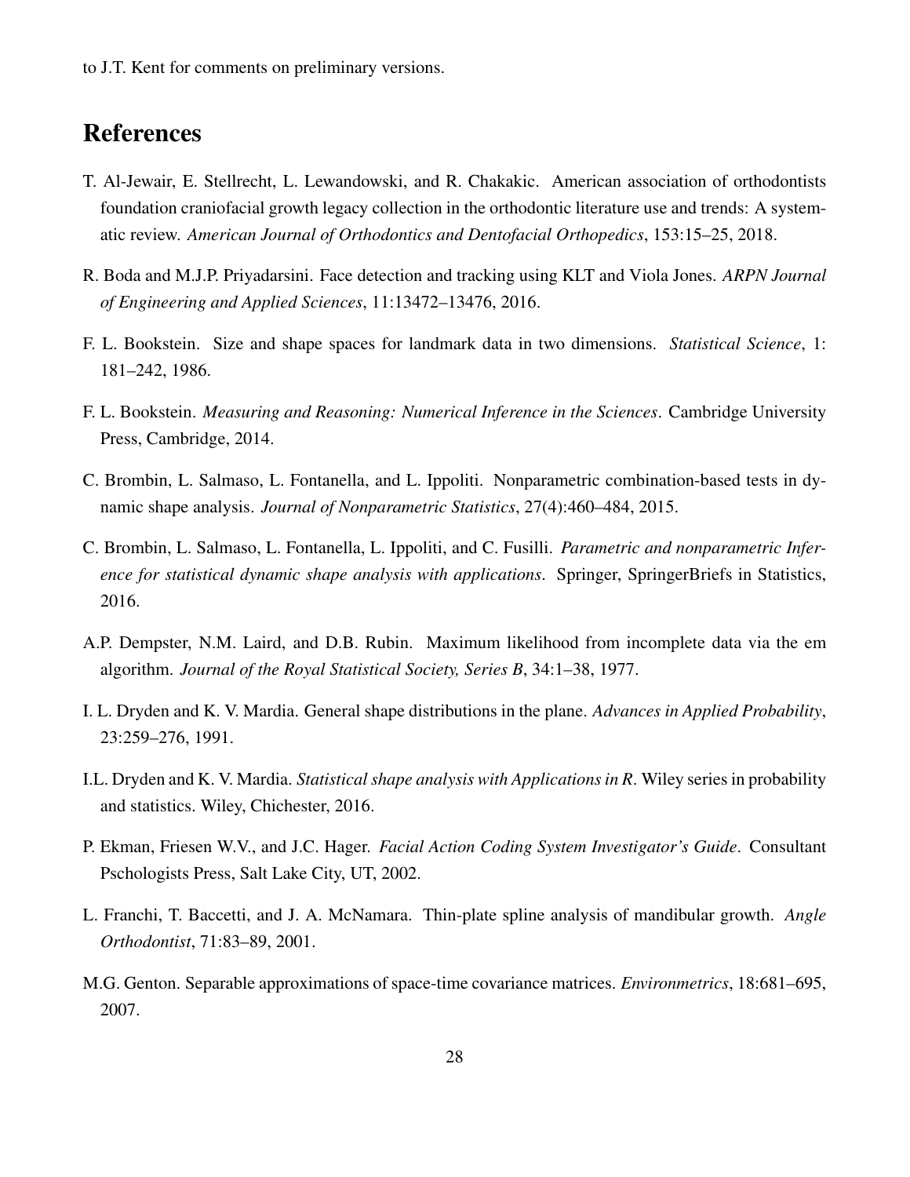to J.T. Kent for comments on preliminary versions.

# References

T. Al-Jewair, E. Stellrecht, L. Lewandowski, and R. Chakakic. American association of orthodontists foundation craniofacial growth legacy collection in the orthodontic literature use and trends: A systematic review. *American Journal of Orthodontics and Dentofacial Orthopedics*, 153:15–25, 2018.

R. Boda and M.J.P. Priyadarsini. Face detection and tracking using KLT and Viola Jones. *ARPN Journal of Engineering and Applied Sciences*, 11:13472–13476, 2016.

F. L. Bookstein. Size and shape spaces for landmark data in two dimensions. *Statistical Science*, 1: 181–242, 1986.

F. L. Bookstein. *Measuring and Reasoning: Numerical Inference in the Sciences*. Cambridge University Press, Cambridge, 2014.

C. Brombin, L. Salmaso, L. Fontanella, and L. Ippoliti. Nonparametric combination-based tests in dynamic shape analysis. *Journal of Nonparametric Statistics*, 27(4):460–484, 2015.

C. Brombin, L. Salmaso, L. Fontanella, L. Ippoliti, and C. Fusilli. *Parametric and nonparametric Inference for statistical dynamic shape analysis with applications*. Springer, SpringerBriefs in Statistics, 2016.

A.P. Dempster, N.M. Laird, and D.B. Rubin. Maximum likelihood from incomplete data via the em algorithm. *Journal of the Royal Statistical Society, Series B*, 34:1–38, 1977.

I. L. Dryden and K. V. Mardia. General shape distributions in the plane. *Advances in Applied Probability*, 23:259–276, 1991.

I.L. Dryden and K. V. Mardia. *Statistical shape analysis with Applications in R*. Wiley series in probability and statistics. Wiley, Chichester, 2016.

P. Ekman, Friesen W.V., and J.C. Hager. *Facial Action Coding System Investigator's Guide*. Consultant Pschologists Press, Salt Lake City, UT, 2002.

L. Franchi, T. Baccetti, and J. A. McNamara. Thin-plate spline analysis of mandibular growth. *Angle Orthodontist*, 71:83–89, 2001.

M.G. Genton. Separable approximations of space-time covariance matrices. *Environmetrics*, 18:681–695, 2007.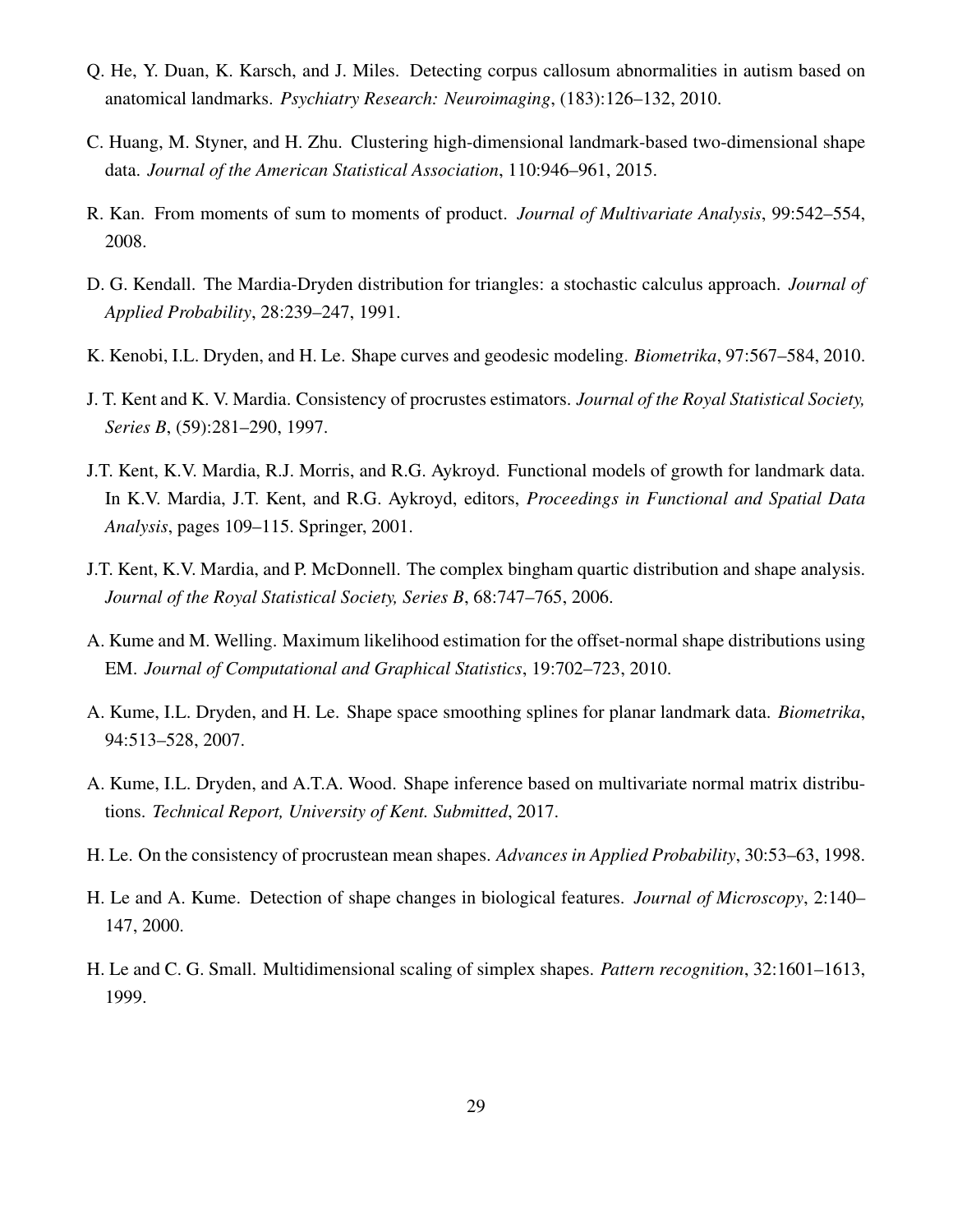Q. He, Y. Duan, K. Karsch, and J. Miles. Detecting corpus callosum abnormalities in autism based on anatomical landmarks. *Psychiatry Research: Neuroimaging*, (183):126–132, 2010.

C. Huang, M. Styner, and H. Zhu. Clustering high-dimensional landmark-based two-dimensional shape data. *Journal of the American Statistical Association*, 110:946–961, 2015.

R. Kan. From moments of sum to moments of product. *Journal of Multivariate Analysis*, 99:542–554, 2008.

D. G. Kendall. The Mardia-Dryden distribution for triangles: a stochastic calculus approach. *Journal of Applied Probability*, 28:239–247, 1991.

K. Kenobi, I.L. Dryden, and H. Le. Shape curves and geodesic modeling. *Biometrika*, 97:567–584, 2010.

J. T. Kent and K. V. Mardia. Consistency of procrustes estimators. *Journal of the Royal Statistical Society, Series B*, (59):281–290, 1997.

J.T. Kent, K.V. Mardia, R.J. Morris, and R.G. Aykroyd. Functional models of growth for landmark data. In K.V. Mardia, J.T. Kent, and R.G. Aykroyd, editors, *Proceedings in Functional and Spatial Data Analysis*, pages 109–115. Springer, 2001.

J.T. Kent, K.V. Mardia, and P. McDonnell. The complex bingham quartic distribution and shape analysis. *Journal of the Royal Statistical Society, Series B*, 68:747–765, 2006.

A. Kume and M. Welling. Maximum likelihood estimation for the offset-normal shape distributions using EM. *Journal of Computational and Graphical Statistics*, 19:702–723, 2010.

A. Kume, I.L. Dryden, and H. Le. Shape space smoothing splines for planar landmark data. *Biometrika*, 94:513–528, 2007.

A. Kume, I.L. Dryden, and A.T.A. Wood. Shape inference based on multivariate normal matrix distributions. *Technical Report, University of Kent. Submitted*, 2017.

H. Le. On the consistency of procrustean mean shapes. *Advances in Applied Probability*, 30:53–63, 1998.

H. Le and A. Kume. Detection of shape changes in biological features. *Journal of Microscopy*, 2:140–147, 2000.

H. Le and C. G. Small. Multidimensional scaling of simplex shapes. *Pattern recognition*, 32:1601–1613, 1999.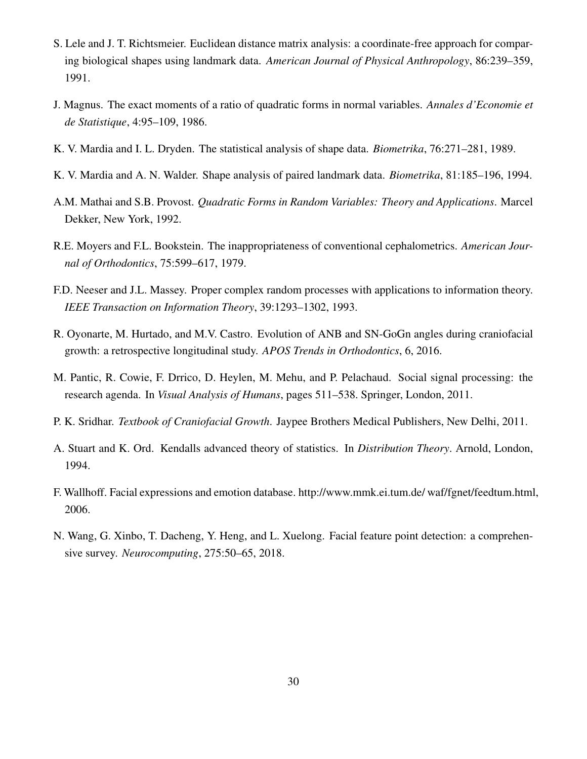S. Lele and J. T. Richtsmeier. Euclidean distance matrix analysis: a coordinate-free approach for comparing biological shapes using landmark data. *American Journal of Physical Anthropology*, 86:239–359, 1991.

J. Magnus. The exact moments of a ratio of quadratic forms in normal variables. *Annales d'Economie et de Statistique*, 4:95–109, 1986.

K. V. Mardia and I. L. Dryden. The statistical analysis of shape data. *Biometrika*, 76:271–281, 1989.

K. V. Mardia and A. N. Walder. Shape analysis of paired landmark data. *Biometrika*, 81:185–196, 1994.

A.M. Mathai and S.B. Provost. *Quadratic Forms in Random Variables: Theory and Applications*. Marcel Dekker, New York, 1992.

R.E. Moyers and F.L. Bookstein. The inappropriateness of conventional cephalometrics. *American Journal of Orthodontics*, 75:599–617, 1979.

F.D. Neeser and J.L. Massey. Proper complex random processes with applications to information theory. *IEEE Transaction on Information Theory*, 39:1293–1302, 1993.

R. Oyonarte, M. Hurtado, and M.V. Castro. Evolution of ANB and SN-GoGn angles during craniofacial growth: a retrospective longitudinal study. *APOS Trends in Orthodontics*, 6, 2016.

M. Pantic, R. Cowie, F. Drrico, D. Heylen, M. Mehu, and P. Pelachaud. Social signal processing: the research agenda. In *Visual Analysis of Humans*, pages 511–538. Springer, London, 2011.

P. K. Sridhar. *Textbook of Craniofacial Growth*. Jaypee Brothers Medical Publishers, New Delhi, 2011.

A. Stuart and K. Ord. Kendalls advanced theory of statistics. In *Distribution Theory*. Arnold, London, 1994.

F. Wallhoff. Facial expressions and emotion database. http://www.mmk.ei.tum.de/ waf/fgnet/feedtum.html, 2006.

N. Wang, G. Xinbo, T. Dacheng, Y. Heng, and L. Xuelong. Facial feature point detection: a comprehensive survey. *Neurocomputing*, 275:50–65, 2018.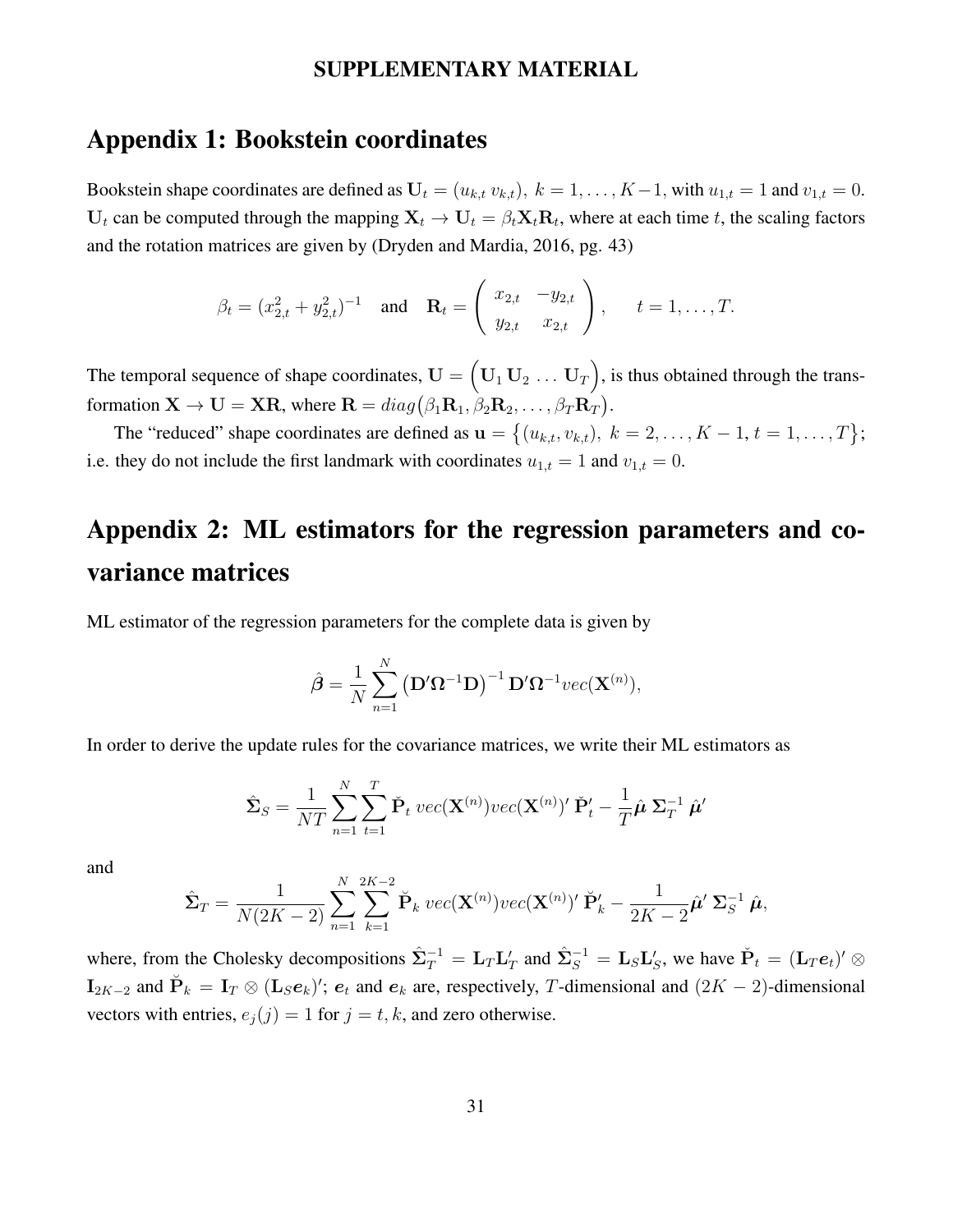**SUPPLEMENTARY MATERIAL**

# Appendix 1: Bookstein coordinates

Bookstein shape coordinates are defined as $\mathbf{U}_t = (u_{k,t}\ v_{k,t}),\ k = 1, \ldots, K-1$, with $u_{1,t} = 1$ and $v_{1,t} = 0$. $\mathbf{U}_t$ can be computed through the mapping $\mathbf{X}_t \to \mathbf{U}_t = \beta_t \mathbf{X}_t \mathbf{R}_t$, where at each time $t$, the scaling factors and the rotation matrices are given by (Dryden and Mardia, 2016, pg. 43)

$$\beta_t = (x_{2,t}^2 + y_{2,t}^2)^{-1} \quad \text{and} \quad \mathbf{R}_t = \begin{pmatrix} x_{2,t} & -y_{2,t} \\ y_{2,t} & x_{2,t} \end{pmatrix}, \qquad t = 1, \ldots, T.$$

The temporal sequence of shape coordinates, $\mathbf{U} = \Big(\mathbf{U}_1\, \mathbf{U}_2\, \ldots\, \mathbf{U}_T\Big)$, is thus obtained through the transformation $\mathbf{X} \to \mathbf{U} = \mathbf{X}\mathbf{R}$, where $\mathbf{R} = diag\big(\beta_1 \mathbf{R}_1, \beta_2 \mathbf{R}_2, \ldots, \beta_T \mathbf{R}_T\big)$.

The "reduced" shape coordinates are defined as $\mathbf{u} = \big\{(u_{k,t}, v_{k,t}),\ k = 2, \ldots, K-1,\, t = 1, \ldots, T\big\}$; i.e. they do not include the first landmark with coordinates $u_{1,t} = 1$ and $v_{1,t} = 0$.

# Appendix 2: ML estimators for the regression parameters and covariance matrices

ML estimator of the regression parameters for the complete data is given by

$$\hat{\boldsymbol{\beta}} = \frac{1}{N} \sum_{n=1}^{N} \left(\mathbf{D}'\boldsymbol{\Omega}^{-1}\mathbf{D}\right)^{-1} \mathbf{D}'\boldsymbol{\Omega}^{-1} vec(\mathbf{X}^{(n)}),$$

In order to derive the update rules for the covariance matrices, we write their ML estimators as

$$\hat{\boldsymbol{\Sigma}}_S = \frac{1}{NT} \sum_{n=1}^{N} \sum_{t=1}^{T} \breve{\mathbf{P}}_t\, vec(\mathbf{X}^{(n)}) vec(\mathbf{X}^{(n)})'\, \breve{\mathbf{P}}_t' - \frac{1}{T} \hat{\boldsymbol{\mu}}\, \boldsymbol{\Sigma}_T^{-1}\, \hat{\boldsymbol{\mu}}'$$

and

$$\hat{\boldsymbol{\Sigma}}_T = \frac{1}{N(2K-2)} \sum_{n=1}^{N} \sum_{k=1}^{2K-2} \breve{\mathbf{P}}_k\, vec(\mathbf{X}^{(n)}) vec(\mathbf{X}^{(n)})'\, \breve{\mathbf{P}}_k' - \frac{1}{2K-2} \hat{\boldsymbol{\mu}}'\, \boldsymbol{\Sigma}_S^{-1}\, \hat{\boldsymbol{\mu}},$$

where, from the Cholesky decompositions $\hat{\boldsymbol{\Sigma}}_T^{-1} = \mathbf{L}_T \mathbf{L}_T'$ and $\hat{\boldsymbol{\Sigma}}_S^{-1} = \mathbf{L}_S \mathbf{L}_S'$, we have $\breve{\mathbf{P}}_t = (\mathbf{L}_T \boldsymbol{e}_t)' \otimes \mathbf{I}_{2K-2}$ and $\breve{\mathbf{P}}_k = \mathbf{I}_T \otimes (\mathbf{L}_S \boldsymbol{e}_k)'$; $\boldsymbol{e}_t$ and $\boldsymbol{e}_k$ are, respectively, $T$-dimensional and $(2K-2)$-dimensional vectors with entries, $e_j(j) = 1$ for $j = t, k$, and zero otherwise.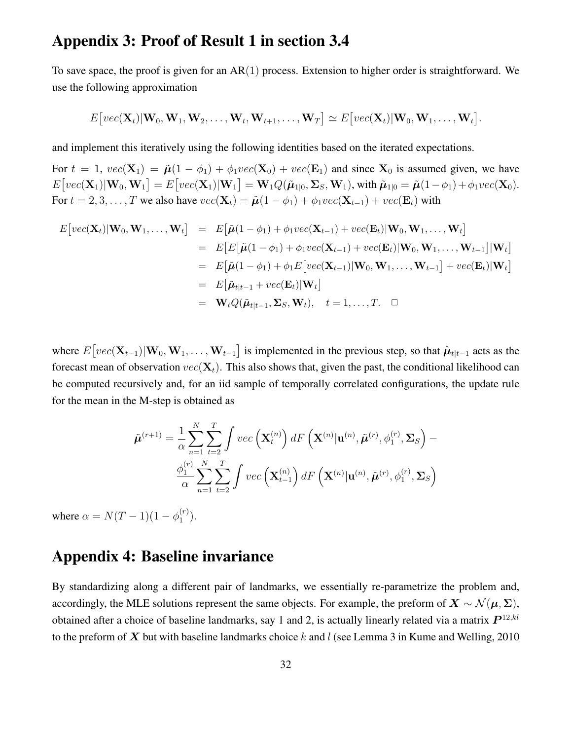## Appendix 3: Proof of Result 1 in section 3.4

To save space, the proof is given for an AR$(1)$ process. Extension to higher order is straightforward. We use the following approximation

$$E\big[vec(\mathbf{X}_t)|\mathbf{W}_0, \mathbf{W}_1, \mathbf{W}_2, \ldots, \mathbf{W}_t, \mathbf{W}_{t+1}, \ldots, \mathbf{W}_T\big] \simeq E\big[vec(\mathbf{X}_t)|\mathbf{W}_0, \mathbf{W}_1, \ldots, \mathbf{W}_t\big].$$

and implement this iteratively using the following identities based on the iterated expectations.

For $t = 1$, $vec(\mathbf{X}_1) = \tilde{\boldsymbol{\mu}}(1 - \phi_1) + \phi_1 vec(\mathbf{X}_0) + vec(\mathbf{E}_1)$ and since $\mathbf{X}_0$ is assumed given, we have $E\big[vec(\mathbf{X}_1)|\mathbf{W}_0, \mathbf{W}_1\big] = E\big[vec(\mathbf{X}_1)|\mathbf{W}_1\big] = \mathbf{W}_1 Q(\tilde{\boldsymbol{\mu}}_{1|0}, \boldsymbol{\Sigma}_S, \mathbf{W}_1)$, with $\tilde{\boldsymbol{\mu}}_{1|0} = \tilde{\boldsymbol{\mu}}(1-\phi_1) + \phi_1 vec(\mathbf{X}_0)$. For $t = 2, 3, \ldots, T$ we also have $vec(\mathbf{X}_t) = \tilde{\boldsymbol{\mu}}(1 - \phi_1) + \phi_1 vec(\mathbf{X}_{t-1}) + vec(\mathbf{E}_t)$ with

$$\begin{aligned}
E\big[vec(\mathbf{X}_t)|\mathbf{W}_0, \mathbf{W}_1, \ldots, \mathbf{W}_t\big] &= E\big[\tilde{\boldsymbol{\mu}}(1 - \phi_1) + \phi_1 vec(\mathbf{X}_{t-1}) + vec(\mathbf{E}_t)|\mathbf{W}_0, \mathbf{W}_1, \ldots, \mathbf{W}_t\big] \\
&= E\big[E\big[\tilde{\boldsymbol{\mu}}(1 - \phi_1) + \phi_1 vec(\mathbf{X}_{t-1}) + vec(\mathbf{E}_t)|\mathbf{W}_0, \mathbf{W}_1, \ldots, \mathbf{W}_{t-1}\big]|\mathbf{W}_t\big] \\
&= E\big[\tilde{\boldsymbol{\mu}}(1 - \phi_1) + \phi_1 E\big[vec(\mathbf{X}_{t-1})|\mathbf{W}_0, \mathbf{W}_1, \ldots, \mathbf{W}_{t-1}\big] + vec(\mathbf{E}_t)|\mathbf{W}_t\big] \\
&= E\big[\tilde{\boldsymbol{\mu}}_{t|t-1} + vec(\mathbf{E}_t)|\mathbf{W}_t\big] \\
&= \mathbf{W}_t Q(\tilde{\boldsymbol{\mu}}_{t|t-1}, \boldsymbol{\Sigma}_S, \mathbf{W}_t), \quad t = 1, \ldots, T. \quad \square
\end{aligned}$$

where $E\big[vec(\mathbf{X}_{t-1})|\mathbf{W}_0, \mathbf{W}_1, \ldots, \mathbf{W}_{t-1}\big]$ is implemented in the previous step, so that $\tilde{\boldsymbol{\mu}}_{t|t-1}$ acts as the forecast mean of observation $vec(\mathbf{X}_t)$. This also shows that, given the past, the conditional likelihood can be computed recursively and, for an iid sample of temporally correlated configurations, the update rule for the mean in the M-step is obtained as

$$\tilde{\boldsymbol{\mu}}^{(r+1)} = \frac{1}{\alpha}\sum_{n=1}^{N}\sum_{t=2}^{T}\int vec\left(\mathbf{X}_t^{(n)}\right) dF\left(\mathbf{X}^{(n)}|\mathbf{u}^{(n)}, \tilde{\boldsymbol{\mu}}^{(r)}, \phi_1^{(r)}, \boldsymbol{\Sigma}_S\right) - \frac{\phi_1^{(r)}}{\alpha}\sum_{n=1}^{N}\sum_{t=2}^{T}\int vec\left(\mathbf{X}_{t-1}^{(n)}\right) dF\left(\mathbf{X}^{(n)}|\mathbf{u}^{(n)}, \tilde{\boldsymbol{\mu}}^{(r)}, \phi_1^{(r)}, \boldsymbol{\Sigma}_S\right)$$

where $\alpha = N(T-1)(1 - \phi_1^{(r)})$.

## Appendix 4: Baseline invariance

By standardizing along a different pair of landmarks, we essentially re-parametrize the problem and, accordingly, the MLE solutions represent the same objects. For example, the preform of $\boldsymbol{X} \sim \mathcal{N}(\boldsymbol{\mu}, \boldsymbol{\Sigma})$, obtained after a choice of baseline landmarks, say 1 and 2, is actually linearly related via a matrix $\boldsymbol{P}^{12,kl}$ to the preform of $\boldsymbol{X}$ but with baseline landmarks choice $k$ and $l$ (see Lemma 3 in Kume and Welling, 2010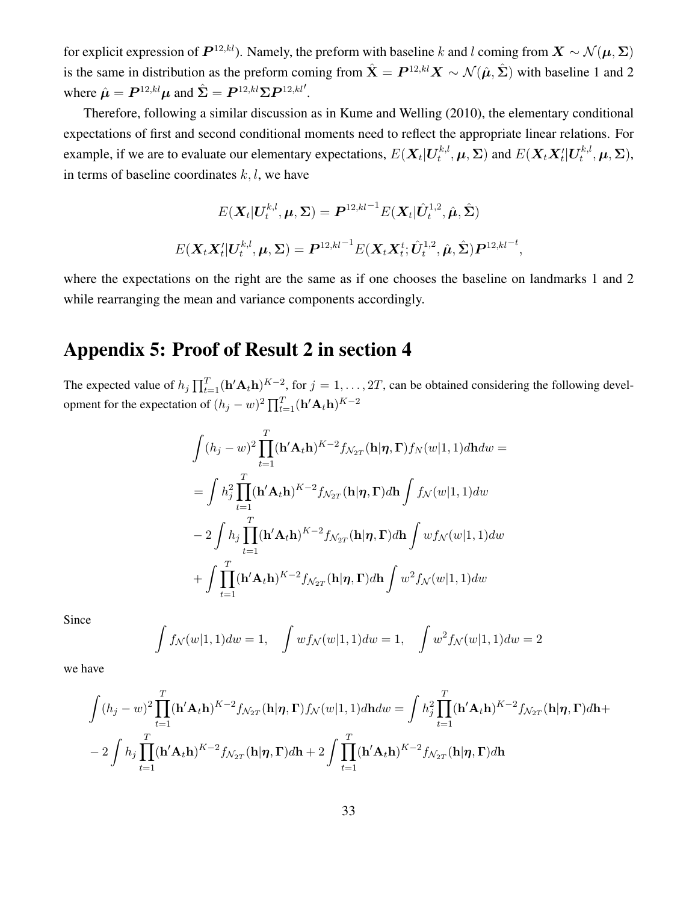for explicit expression of $\boldsymbol{P}^{12,kl}$). Namely, the preform with baseline $k$ and $l$ coming from $\boldsymbol{X} \sim \mathcal{N}(\boldsymbol{\mu}, \boldsymbol{\Sigma})$ is the same in distribution as the preform coming from $\hat{\mathbf{X}} = \boldsymbol{P}^{12,kl}\boldsymbol{X} \sim \mathcal{N}(\hat{\boldsymbol{\mu}}, \hat{\boldsymbol{\Sigma}})$ with baseline 1 and 2 where $\hat{\boldsymbol{\mu}} = \boldsymbol{P}^{12,kl}\boldsymbol{\mu}$ and $\hat{\boldsymbol{\Sigma}} = \boldsymbol{P}^{12,kl}\boldsymbol{\Sigma}\boldsymbol{P}^{12,kl\prime}$.

Therefore, following a similar discussion as in Kume and Welling (2010), the elementary conditional expectations of first and second conditional moments need to reflect the appropriate linear relations. For example, if we are to evaluate our elementary expectations, $E(\boldsymbol{X}_t|\boldsymbol{U}_t^{k,l}, \boldsymbol{\mu}, \boldsymbol{\Sigma})$ and $E(\boldsymbol{X}_t\boldsymbol{X}_t'|\boldsymbol{U}_t^{k,l}, \boldsymbol{\mu}, \boldsymbol{\Sigma})$, in terms of baseline coordinates $k, l$, we have

$$E(\boldsymbol{X}_t|\boldsymbol{U}_t^{k,l}, \boldsymbol{\mu}, \boldsymbol{\Sigma}) = \boldsymbol{P}^{12,kl^{-1}} E(\boldsymbol{X}_t|\hat{\boldsymbol{U}}_t^{1,2}, \hat{\boldsymbol{\mu}}, \hat{\boldsymbol{\Sigma}})$$

$$E(\boldsymbol{X}_t\boldsymbol{X}_t'|\boldsymbol{U}_t^{k,l}, \boldsymbol{\mu}, \boldsymbol{\Sigma}) = \boldsymbol{P}^{12,kl^{-1}} E(\boldsymbol{X}_t\boldsymbol{X}_t^t; \hat{\boldsymbol{U}}_t^{1,2}, \hat{\boldsymbol{\mu}}, \hat{\boldsymbol{\Sigma}})\boldsymbol{P}^{12,kl^{-t}},$$

where the expectations on the right are the same as if one chooses the baseline on landmarks 1 and 2 while rearranging the mean and variance components accordingly.

## Appendix 5: Proof of Result 2 in section 4

The expected value of $h_j \prod_{t=1}^T (\mathbf{h}'\mathbf{A}_t\mathbf{h})^{K-2}$, for $j = 1, \ldots, 2T$, can be obtained considering the following development for the expectation of $(h_j - w)^2 \prod_{t=1}^T (\mathbf{h}'\mathbf{A}_t\mathbf{h})^{K-2}$

$$\begin{aligned}
&\int (h_j - w)^2 \prod_{t=1}^T (\mathbf{h}'\mathbf{A}_t\mathbf{h})^{K-2} f_{\mathcal{N}_{2T}}(\mathbf{h}|\boldsymbol{\eta}, \boldsymbol{\Gamma}) f_N(w|1,1) d\mathbf{h} dw = \\
&= \int h_j^2 \prod_{t=1}^T (\mathbf{h}'\mathbf{A}_t\mathbf{h})^{K-2} f_{\mathcal{N}_{2T}}(\mathbf{h}|\boldsymbol{\eta}, \boldsymbol{\Gamma}) d\mathbf{h} \int f_{\mathcal{N}}(w|1,1) dw \\
&- 2\int h_j \prod_{t=1}^T (\mathbf{h}'\mathbf{A}_t\mathbf{h})^{K-2} f_{\mathcal{N}_{2T}}(\mathbf{h}|\boldsymbol{\eta}, \boldsymbol{\Gamma}) d\mathbf{h} \int w f_{\mathcal{N}}(w|1,1) dw \\
&+ \int \prod_{t=1}^T (\mathbf{h}'\mathbf{A}_t\mathbf{h})^{K-2} f_{\mathcal{N}_{2T}}(\mathbf{h}|\boldsymbol{\eta}, \boldsymbol{\Gamma}) d\mathbf{h} \int w^2 f_{\mathcal{N}}(w|1,1) dw
\end{aligned}$$

Since

$$\int f_{\mathcal{N}}(w|1,1) dw = 1, \quad \int w f_{\mathcal{N}}(w|1,1) dw = 1, \quad \int w^2 f_{\mathcal{N}}(w|1,1) dw = 2$$

we have

$$\begin{aligned}
\int (h_j - w)^2 \prod_{t=1}^T (\mathbf{h}'\mathbf{A}_t\mathbf{h})^{K-2} f_{\mathcal{N}_{2T}}(\mathbf{h}|\boldsymbol{\eta}, \boldsymbol{\Gamma}) f_{\mathcal{N}}(w|1,1) d\mathbf{h} dw &= \int h_j^2 \prod_{t=1}^T (\mathbf{h}'\mathbf{A}_t\mathbf{h})^{K-2} f_{\mathcal{N}_{2T}}(\mathbf{h}|\boldsymbol{\eta}, \boldsymbol{\Gamma}) d\mathbf{h} + \\
- 2\int h_j \prod_{t=1}^T (\mathbf{h}'\mathbf{A}_t\mathbf{h})^{K-2} f_{\mathcal{N}_{2T}}(\mathbf{h}|\boldsymbol{\eta}, \boldsymbol{\Gamma}) d\mathbf{h} &+ 2\int \prod_{t=1}^T (\mathbf{h}'\mathbf{A}_t\mathbf{h})^{K-2} f_{\mathcal{N}_{2T}}(\mathbf{h}|\boldsymbol{\eta}, \boldsymbol{\Gamma}) d\mathbf{h}
\end{aligned}$$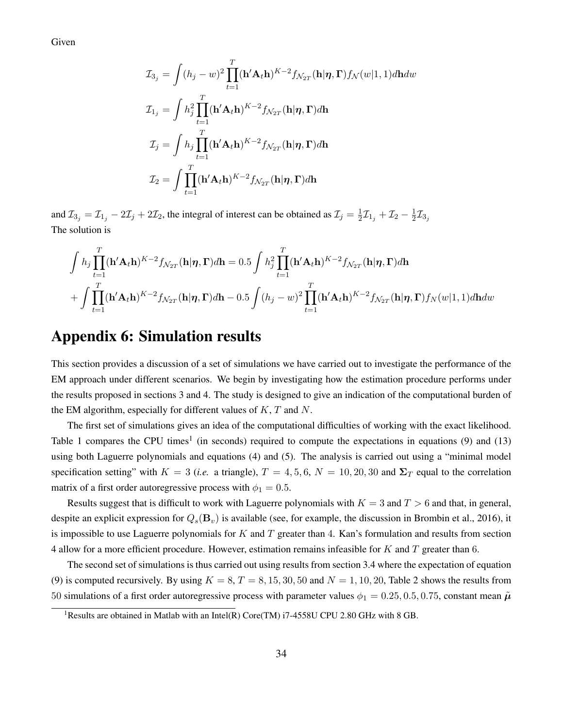Given

$$
\begin{aligned}
\mathcal{I}_{3_j} &= \int (h_j - w)^2 \prod_{t=1}^{T} (\mathbf{h}'\mathbf{A}_t\mathbf{h})^{K-2} f_{\mathcal{N}_{2T}}(\mathbf{h}|\boldsymbol{\eta}, \boldsymbol{\Gamma}) f_{\mathcal{N}}(w|1,1) d\mathbf{h} dw \\
\mathcal{I}_{1_j} &= \int h_j^2 \prod_{t=1}^{T} (\mathbf{h}'\mathbf{A}_t\mathbf{h})^{K-2} f_{\mathcal{N}_{2T}}(\mathbf{h}|\boldsymbol{\eta}, \boldsymbol{\Gamma}) d\mathbf{h} \\
\mathcal{I}_{j} &= \int h_j \prod_{t=1}^{T} (\mathbf{h}'\mathbf{A}_t\mathbf{h})^{K-2} f_{\mathcal{N}_{2T}}(\mathbf{h}|\boldsymbol{\eta}, \boldsymbol{\Gamma}) d\mathbf{h} \\
\mathcal{I}_{2} &= \int \prod_{t=1}^{T} (\mathbf{h}'\mathbf{A}_t\mathbf{h})^{K-2} f_{\mathcal{N}_{2T}}(\mathbf{h}|\boldsymbol{\eta}, \boldsymbol{\Gamma}) d\mathbf{h}
\end{aligned}
$$

and $\mathcal{I}_{3_j} = \mathcal{I}_{1_j} - 2\mathcal{I}_j + 2\mathcal{I}_2$, the integral of interest can be obtained as $\mathcal{I}_j = \frac{1}{2}\mathcal{I}_{1_j} + \mathcal{I}_2 - \frac{1}{2}\mathcal{I}_{3_j}$
The solution is

$$
\begin{aligned}
\int h_j \prod_{t=1}^{T} (\mathbf{h}'\mathbf{A}_t\mathbf{h})^{K-2} f_{\mathcal{N}_{2T}}(\mathbf{h}|\boldsymbol{\eta}, \boldsymbol{\Gamma}) d\mathbf{h} &= 0.5 \int h_j^2 \prod_{t=1}^{T} (\mathbf{h}'\mathbf{A}_t\mathbf{h})^{K-2} f_{\mathcal{N}_{2T}}(\mathbf{h}|\boldsymbol{\eta}, \boldsymbol{\Gamma}) d\mathbf{h} \\
+ \int \prod_{t=1}^{T} (\mathbf{h}'\mathbf{A}_t\mathbf{h})^{K-2} f_{\mathcal{N}_{2T}}(\mathbf{h}|\boldsymbol{\eta}, \boldsymbol{\Gamma}) d\mathbf{h} &- 0.5 \int (h_j - w)^2 \prod_{t=1}^{T} (\mathbf{h}'\mathbf{A}_t\mathbf{h})^{K-2} f_{\mathcal{N}_{2T}}(\mathbf{h}|\boldsymbol{\eta}, \boldsymbol{\Gamma}) f_N(w|1,1) d\mathbf{h} dw
\end{aligned}
$$

# Appendix 6: Simulation results

This section provides a discussion of a set of simulations we have carried out to investigate the performance of the EM approach under different scenarios. We begin by investigating how the estimation procedure performs under the results proposed in sections 3 and 4. The study is designed to give an indication of the computational burden of the EM algorithm, especially for different values of $K$, $T$ and $N$.

The first set of simulations gives an idea of the computational difficulties of working with the exact likelihood. Table 1 compares the CPU times[1] (in seconds) required to compute the expectations in equations (9) and (13) using both Laguerre polynomials and equations (4) and (5). The analysis is carried out using a "minimal model specification setting" with $K = 3$ (*i.e.* a triangle), $T = 4, 5, 6$, $N = 10, 20, 30$ and $\boldsymbol{\Sigma}_T$ equal to the correlation matrix of a first order autoregressive process with $\phi_1 = 0.5$.

Results suggest that is difficult to work with Laguerre polynomials with $K = 3$ and $T > 6$ and that, in general, despite an explicit expression for $Q_s(\mathbf{B}_v)$ is available (see, for example, the discussion in Brombin et al., 2016), it is impossible to use Laguerre polynomials for $K$ and $T$ greater than 4. Kan's formulation and results from section 4 allow for a more efficient procedure. However, estimation remains infeasible for $K$ and $T$ greater than 6.

The second set of simulations is thus carried out using results from section 3.4 where the expectation of equation (9) is computed recursively. By using $K = 8$, $T = 8, 15, 30, 50$ and $N = 1, 10, 20$, Table 2 shows the results from 50 simulations of a first order autoregressive process with parameter values $\phi_1 = 0.25, 0.5, 0.75$, constant mean $\tilde{\boldsymbol{\mu}}$

[1] Results are obtained in Matlab with an Intel(R) Core(TM) i7-4558U CPU 2.80 GHz with 8 GB.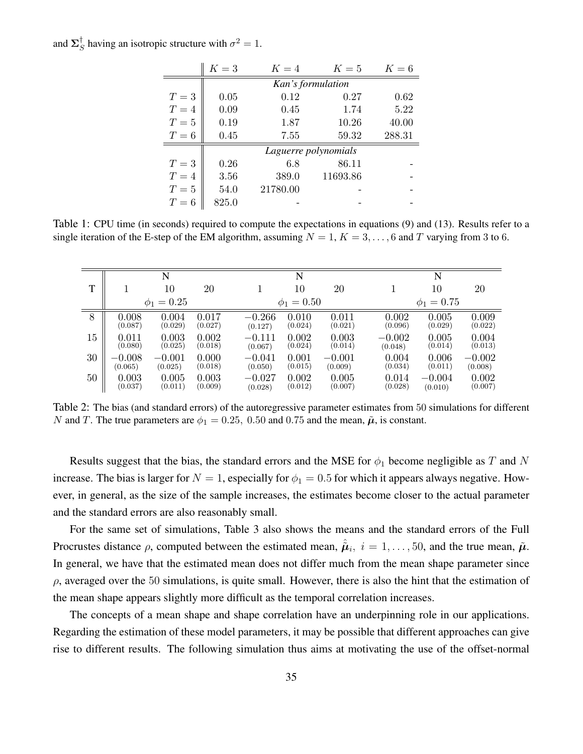and $\mathbf{\Sigma}_S^{\dagger}$ having an isotropic structure with $\sigma^2 = 1$.

| | $K=3$ | $K=4$ | $K=5$ | $K=6$ |
|---|---|---|---|---|
| | *Kan's formulation* | | | |
| $T=3$ | 0.05 | 0.12 | 0.27 | 0.62 |
| $T=4$ | 0.09 | 0.45 | 1.74 | 5.22 |
| $T=5$ | 0.19 | 1.87 | 10.26 | 40.00 |
| $T=6$ | 0.45 | 7.55 | 59.32 | 288.31 |
| | *Laguerre polynomials* | | | |
| $T=3$ | 0.26 | 6.8 | 86.11 | - |
| $T=4$ | 3.56 | 389.0 | 11693.86 | - |
| $T=5$ | 54.0 | 21780.00 | - | - |
| $T=6$ | 825.0 | - | - | - |

Table 1: CPU time (in seconds) required to compute the expectations in equations (9) and (13). Results refer to a single iteration of the E-step of the EM algorithm, assuming $N=1$, $K=3,\ldots,6$ and $T$ varying from 3 to 6.

| | N | | | N | | | N | | |
|---|---|---|---|---|---|---|---|---|---|
| T | 1 | 10 | 20 | 1 | 10 | 20 | 1 | 10 | 20 |
| | $\phi_1 = 0.25$ | | | $\phi_1 = 0.50$ | | | $\phi_1 = 0.75$ | | |
| 8 | 0.008 (0.087) | 0.004 (0.029) | 0.017 (0.027) | $-0.266$ (0.127) | 0.010 (0.024) | 0.011 (0.021) | 0.002 (0.096) | 0.005 (0.029) | 0.009 (0.022) |
| 15 | 0.011 (0.080) | 0.003 (0.025) | 0.002 (0.018) | $-0.111$ (0.067) | 0.002 (0.024) | 0.003 (0.014) | $-0.002$ (0.048) | 0.005 (0.014) | 0.004 (0.013) |
| 30 | $-0.008$ (0.065) | $-0.001$ (0.025) | 0.000 (0.018) | $-0.041$ (0.050) | 0.001 (0.015) | $-0.001$ (0.009) | 0.004 (0.034) | 0.006 (0.011) | $-0.002$ (0.008) |
| 50 | 0.003 (0.037) | 0.005 (0.011) | 0.003 (0.009) | $-0.027$ (0.028) | 0.002 (0.012) | 0.005 (0.007) | 0.014 (0.028) | $-0.004$ (0.010) | 0.002 (0.007) |

Table 2: The bias (and standard errors) of the autoregressive parameter estimates from 50 simulations for different $N$ and $T$. The true parameters are $\phi_1 = 0.25,\ 0.50$ and $0.75$ and the mean, $\tilde{\boldsymbol{\mu}}$, is constant.

Results suggest that the bias, the standard errors and the MSE for $\phi_1$ become negligible as $T$ and $N$ increase. The bias is larger for $N=1$, especially for $\phi_1 = 0.5$ for which it appears always negative. However, in general, as the size of the sample increases, the estimates become closer to the actual parameter and the standard errors are also reasonably small.

For the same set of simulations, Table 3 also shows the means and the standard errors of the Full Procrustes distance $\rho$, computed between the estimated mean, $\hat{\tilde{\boldsymbol{\mu}}}_i,\ i=1,\ldots,50$, and the true mean, $\tilde{\boldsymbol{\mu}}$. In general, we have that the estimated mean does not differ much from the mean shape parameter since $\rho$, averaged over the 50 simulations, is quite small. However, there is also the hint that the estimation of the mean shape appears slightly more difficult as the temporal correlation increases.

The concepts of a mean shape and shape correlation have an underpinning role in our applications. Regarding the estimation of these model parameters, it may be possible that different approaches can give rise to different results. The following simulation thus aims at motivating the use of the offset-normal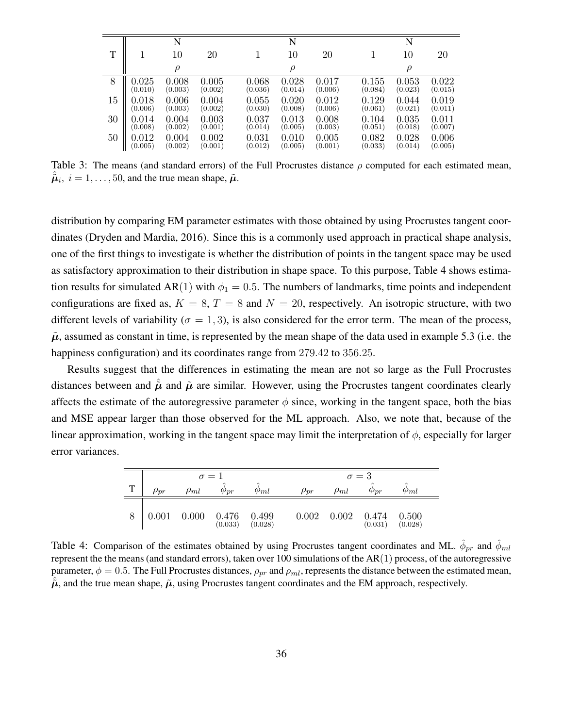| T | N |  |  | N |  |  | N |  |  |
|---|---|---|---|---|---|---|---|---|---|
|  | 1 | 10 | 20 | 1 | 10 | 20 | 1 | 10 | 20 |
|  |  | $\rho$ |  |  | $\rho$ |  |  | $\rho$ |  |
| 8 | 0.025 (0.010) | 0.008 (0.003) | 0.005 (0.002) | 0.068 (0.036) | 0.028 (0.014) | 0.017 (0.006) | 0.155 (0.084) | 0.053 (0.023) | 0.022 (0.015) |
| 15 | 0.018 (0.006) | 0.006 (0.003) | 0.004 (0.002) | 0.055 (0.030) | 0.020 (0.008) | 0.012 (0.006) | 0.129 (0.061) | 0.044 (0.021) | 0.019 (0.011) |
| 30 | 0.014 (0.008) | 0.004 (0.002) | 0.003 (0.001) | 0.037 (0.014) | 0.013 (0.005) | 0.008 (0.003) | 0.104 (0.051) | 0.035 (0.018) | 0.011 (0.007) |
| 50 | 0.012 (0.005) | 0.004 (0.002) | 0.002 (0.001) | 0.031 (0.012) | 0.010 (0.005) | 0.005 (0.001) | 0.082 (0.033) | 0.028 (0.014) | 0.006 (0.005) |

Table 3: The means (and standard errors) of the Full Procrustes distance $\rho$ computed for each estimated mean, $\hat{\tilde{\boldsymbol{\mu}}}_i,\ i = 1, \ldots, 50$, and the true mean shape, $\tilde{\boldsymbol{\mu}}$.

distribution by comparing EM parameter estimates with those obtained by using Procrustes tangent coordinates (Dryden and Mardia, 2016). Since this is a commonly used approach in practical shape analysis, one of the first things to investigate is whether the distribution of points in the tangent space may be used as satisfactory approximation to their distribution in shape space. To this purpose, Table 4 shows estimation results for simulated AR$(1)$ with $\phi_1 = 0.5$. The numbers of landmarks, time points and independent configurations are fixed as, $K = 8$, $T = 8$ and $N = 20$, respectively. An isotropic structure, with two different levels of variability ($\sigma = 1, 3$), is also considered for the error term. The mean of the process, $\tilde{\boldsymbol{\mu}}$, assumed as constant in time, is represented by the mean shape of the data used in example 5.3 (i.e. the happiness configuration) and its coordinates range from $279.42$ to $356.25$.

Results suggest that the differences in estimating the mean are not so large as the Full Procrustes distances between and $\hat{\tilde{\boldsymbol{\mu}}}$ and $\tilde{\boldsymbol{\mu}}$ are similar. However, using the Procrustes tangent coordinates clearly affects the estimate of the autoregressive parameter $\phi$ since, working in the tangent space, both the bias and MSE appear larger than those observed for the ML approach. Also, we note that, because of the linear approximation, working in the tangent space may limit the interpretation of $\phi$, especially for larger error variances.

| T | $\sigma = 1$ |  |  |  | $\sigma = 3$ |  |  |  |
|---|---|---|---|---|---|---|---|---|
|  | $\rho_{pr}$ | $\rho_{ml}$ | $\hat{\phi}_{pr}$ | $\hat{\phi}_{ml}$ | $\rho_{pr}$ | $\rho_{ml}$ | $\hat{\phi}_{pr}$ | $\hat{\phi}_{ml}$ |
| 8 | 0.001 | 0.000 | 0.476 (0.033) | 0.499 (0.028) | 0.002 | 0.002 | 0.474 (0.031) | 0.500 (0.028) |

Table 4: Comparison of the estimates obtained by using Procrustes tangent coordinates and ML. $\hat{\phi}_{pr}$ and $\hat{\phi}_{ml}$ represent the the means (and standard errors), taken over 100 simulations of the AR$(1)$ process, of the autoregressive parameter, $\phi = 0.5$. The Full Procrustes distances, $\rho_{pr}$ and $\rho_{ml}$, represents the distance between the estimated mean, $\hat{\tilde{\boldsymbol{\mu}}}$, and the true mean shape, $\tilde{\boldsymbol{\mu}}$, using Procrustes tangent coordinates and the EM approach, respectively.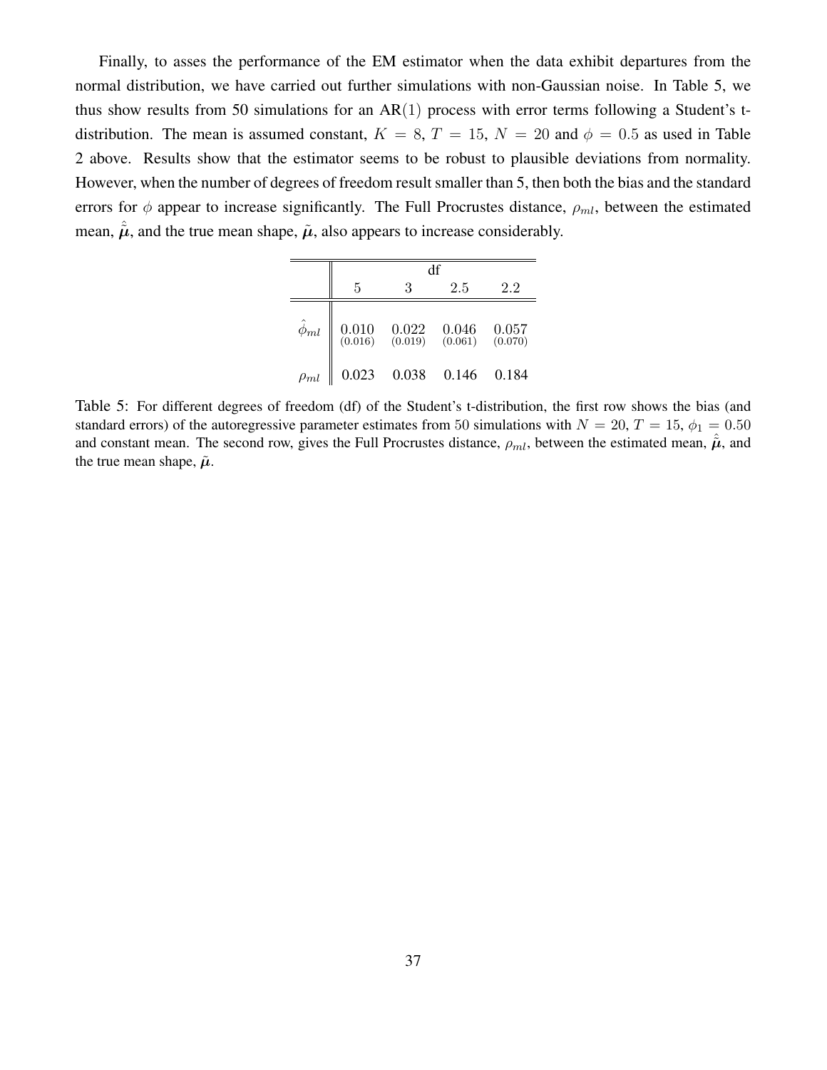Finally, to asses the performance of the EM estimator when the data exhibit departures from the normal distribution, we have carried out further simulations with non-Gaussian noise. In Table 5, we thus show results from 50 simulations for an $\text{AR}(1)$ process with error terms following a Student's t-distribution. The mean is assumed constant, $K = 8$, $T = 15$, $N = 20$ and $\phi = 0.5$ as used in Table 2 above. Results show that the estimator seems to be robust to plausible deviations from normality. However, when the number of degrees of freedom result smaller than 5, then both the bias and the standard errors for $\phi$ appear to increase significantly. The Full Procrustes distance, $\rho_{ml}$, between the estimated mean, $\hat{\tilde{\boldsymbol{\mu}}}$, and the true mean shape, $\tilde{\boldsymbol{\mu}}$, also appears to increase considerably.

| | df | | | |
|---|---|---|---|---|
| | 5 | 3 | 2.5 | 2.2 |
| $\hat{\phi}_{ml}$ | 0.010 (0.016) | 0.022 (0.019) | 0.046 (0.061) | 0.057 (0.070) |
| $\rho_{ml}$ | 0.023 | 0.038 | 0.146 | 0.184 |

Table 5: For different degrees of freedom (df) of the Student's t-distribution, the first row shows the bias (and standard errors) of the autoregressive parameter estimates from 50 simulations with $N = 20$, $T = 15$, $\phi_1 = 0.50$ and constant mean. The second row, gives the Full Procrustes distance, $\rho_{ml}$, between the estimated mean, $\hat{\tilde{\boldsymbol{\mu}}}$, and the true mean shape, $\tilde{\boldsymbol{\mu}}$.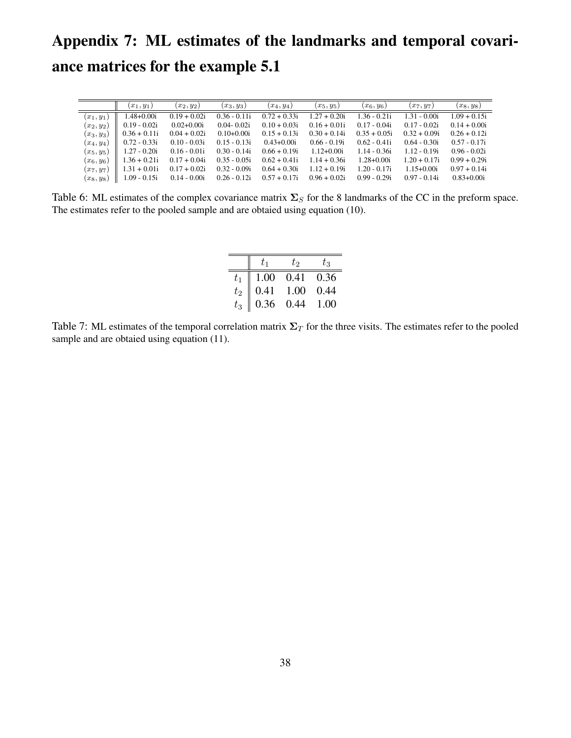# Appendix 7: ML estimates of the landmarks and temporal covariance matrices for the example 5.1

| | $(x_1, y_1)$ | $(x_2, y_2)$ | $(x_3, y_3)$ | $(x_4, y_4)$ | $(x_5, y_5)$ | $(x_6, y_6)$ | $(x_7, y_7)$ | $(x_8, y_8)$ |
|---|---|---|---|---|---|---|---|---|
| $(x_1, y_1)$ | 1.48+0.00i | 0.19 + 0.02i | 0.36 - 0.11i | 0.72 + 0.33i | 1.27 + 0.20i | 1.36 - 0.21i | 1.31 - 0.00i | 1.09 + 0.15i |
| $(x_2, y_2)$ | 0.19 - 0.02i | 0.02+0.00i | 0.04- 0.02i | 0.10 + 0.03i | 0.16 + 0.01i | 0.17 - 0.04i | 0.17 - 0.02i | 0.14 + 0.00i |
| $(x_3, y_3)$ | 0.36 + 0.11i | 0.04 + 0.02i | 0.10+0.00i | 0.15 + 0.13i | 0.30 + 0.14i | 0.35 + 0.05i | 0.32 + 0.09i | 0.26 + 0.12i |
| $(x_4, y_4)$ | 0.72 - 0.33i | 0.10 - 0.03i | 0.15 - 0.13i | 0.43+0.00i | 0.66 - 0.19i | 0.62 - 0.41i | 0.64 - 0.30i | 0.57 - 0.17i |
| $(x_5, y_5)$ | 1.27 - 0.20i | 0.16 - 0.01i | 0.30 - 0.14i | 0.66 + 0.19i | 1.12+0.00i | 1.14 - 0.36i | 1.12 - 0.19i | 0.96 - 0.02i |
| $(x_6, y_6)$ | 1.36 + 0.21i | 0.17 + 0.04i | 0.35 - 0.05i | 0.62 + 0.41i | 1.14 + 0.36i | 1.28+0.00i | 1.20 + 0.17i | 0.99 + 0.29i |
| $(x_7, y_7)$ | 1.31 + 0.01i | 0.17 + 0.02i | 0.32 - 0.09i | 0.64 + 0.30i | 1.12 + 0.19i | 1.20 - 0.17i | 1.15+0.00i | 0.97 + 0.14i |
| $(x_8, y_8)$ | 1.09 - 0.15i | 0.14 - 0.00i | 0.26 - 0.12i | 0.57 + 0.17i | 0.96 + 0.02i | 0.99 - 0.29i | 0.97 - 0.14i | 0.83+0.00i |

Table 6: ML estimates of the complex covariance matrix $\mathbf{\Sigma}_S$ for the 8 landmarks of the CC in the preform space. The estimates refer to the pooled sample and are obtaied using equation (10).

| | $t_1$ | $t_2$ | $t_3$ |
|---|---|---|---|
| $t_1$ | 1.00 | 0.41 | 0.36 |
| $t_2$ | 0.41 | 1.00 | 0.44 |
| $t_3$ | 0.36 | 0.44 | 1.00 |

Table 7: ML estimates of the temporal correlation matrix $\mathbf{\Sigma}_T$ for the three visits. The estimates refer to the pooled sample and are obtaied using equation (11).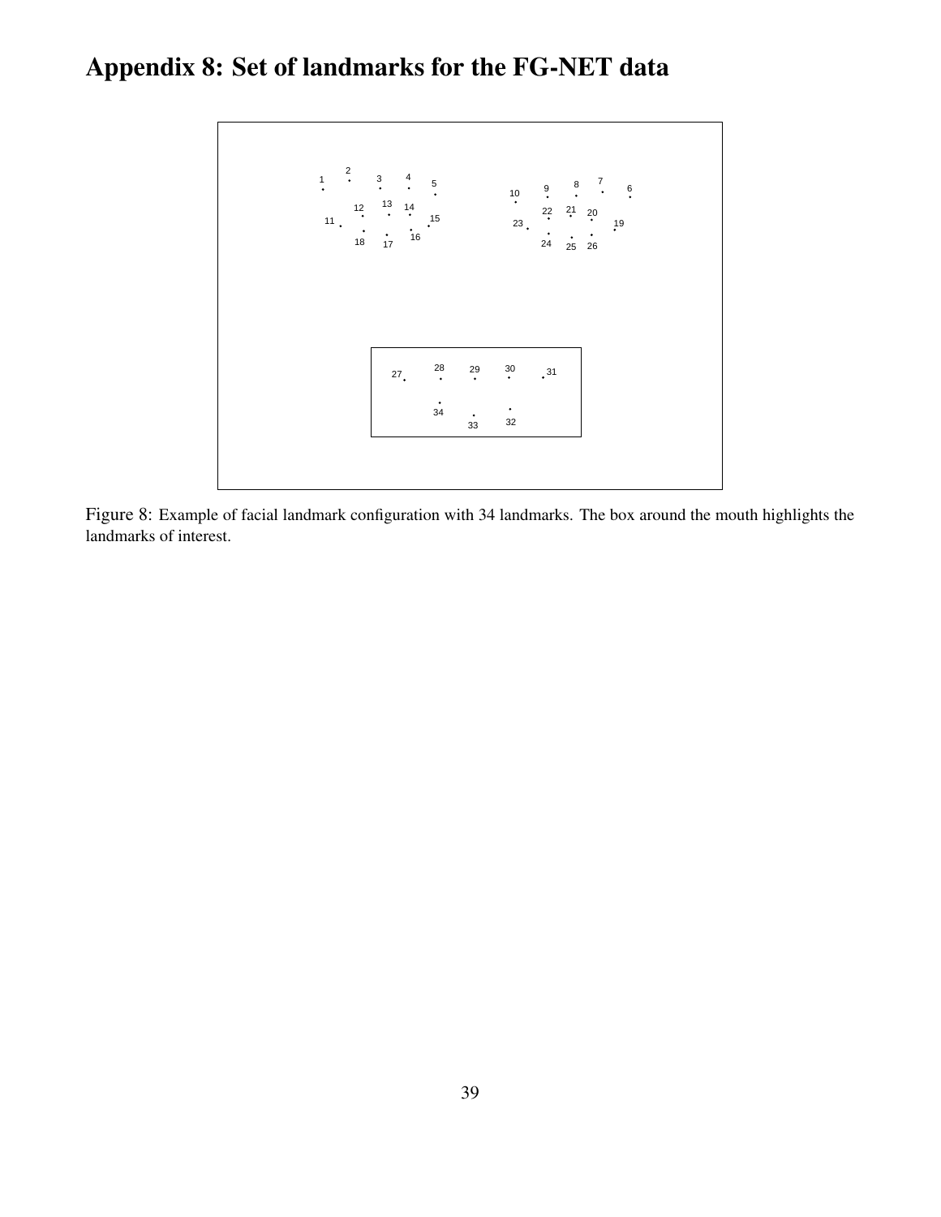# Appendix 8: Set of landmarks for the FG-NET data

Figure 8: Example of facial landmark configuration with 34 landmarks. The box around the mouth highlights the landmarks of interest.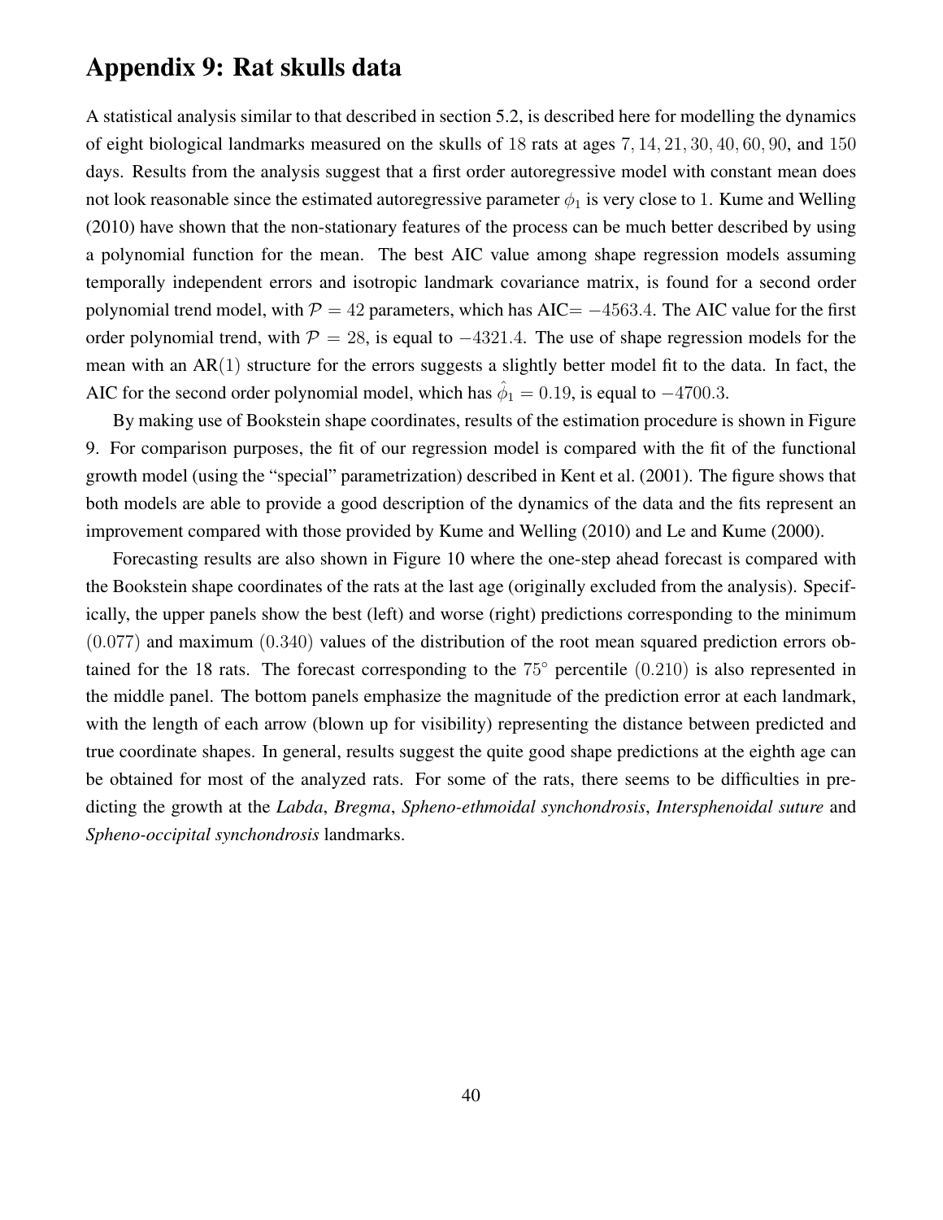## Appendix 9: Rat skulls data

A statistical analysis similar to that described in section 5.2, is described here for modelling the dynamics of eight biological landmarks measured on the skulls of $18$ rats at ages $7, 14, 21, 30, 40, 60, 90$, and $150$ days. Results from the analysis suggest that a first order autoregressive model with constant mean does not look reasonable since the estimated autoregressive parameter $\phi_1$ is very close to $1$. Kume and Welling (2010) have shown that the non-stationary features of the process can be much better described by using a polynomial function for the mean. The best AIC value among shape regression models assuming temporally independent errors and isotropic landmark covariance matrix, is found for a second order polynomial trend model, with $\mathcal{P} = 42$ parameters, which has AIC$= -4563.4$. The AIC value for the first order polynomial trend, with $\mathcal{P} = 28$, is equal to $-4321.4$. The use of shape regression models for the mean with an AR$(1)$ structure for the errors suggests a slightly better model fit to the data. In fact, the AIC for the second order polynomial model, which has $\hat{\phi}_1 = 0.19$, is equal to $-4700.3$.

By making use of Bookstein shape coordinates, results of the estimation procedure is shown in Figure 9. For comparison purposes, the fit of our regression model is compared with the fit of the functional growth model (using the "special" parametrization) described in Kent et al. (2001). The figure shows that both models are able to provide a good description of the dynamics of the data and the fits represent an improvement compared with those provided by Kume and Welling (2010) and Le and Kume (2000).

Forecasting results are also shown in Figure 10 where the one-step ahead forecast is compared with the Bookstein shape coordinates of the rats at the last age (originally excluded from the analysis). Specifically, the upper panels show the best (left) and worse (right) predictions corresponding to the minimum $(0.077)$ and maximum $(0.340)$ values of the distribution of the root mean squared prediction errors obtained for the 18 rats. The forecast corresponding to the $75^{\circ}$ percentile $(0.210)$ is also represented in the middle panel. The bottom panels emphasize the magnitude of the prediction error at each landmark, with the length of each arrow (blown up for visibility) representing the distance between predicted and true coordinate shapes. In general, results suggest the quite good shape predictions at the eighth age can be obtained for most of the analyzed rats. For some of the rats, there seems to be difficulties in predicting the growth at the *Labda*, *Bregma*, *Spheno-ethmoidal synchondrosis*, *Intersphenoidal suture* and *Spheno-occipital synchondrosis* landmarks.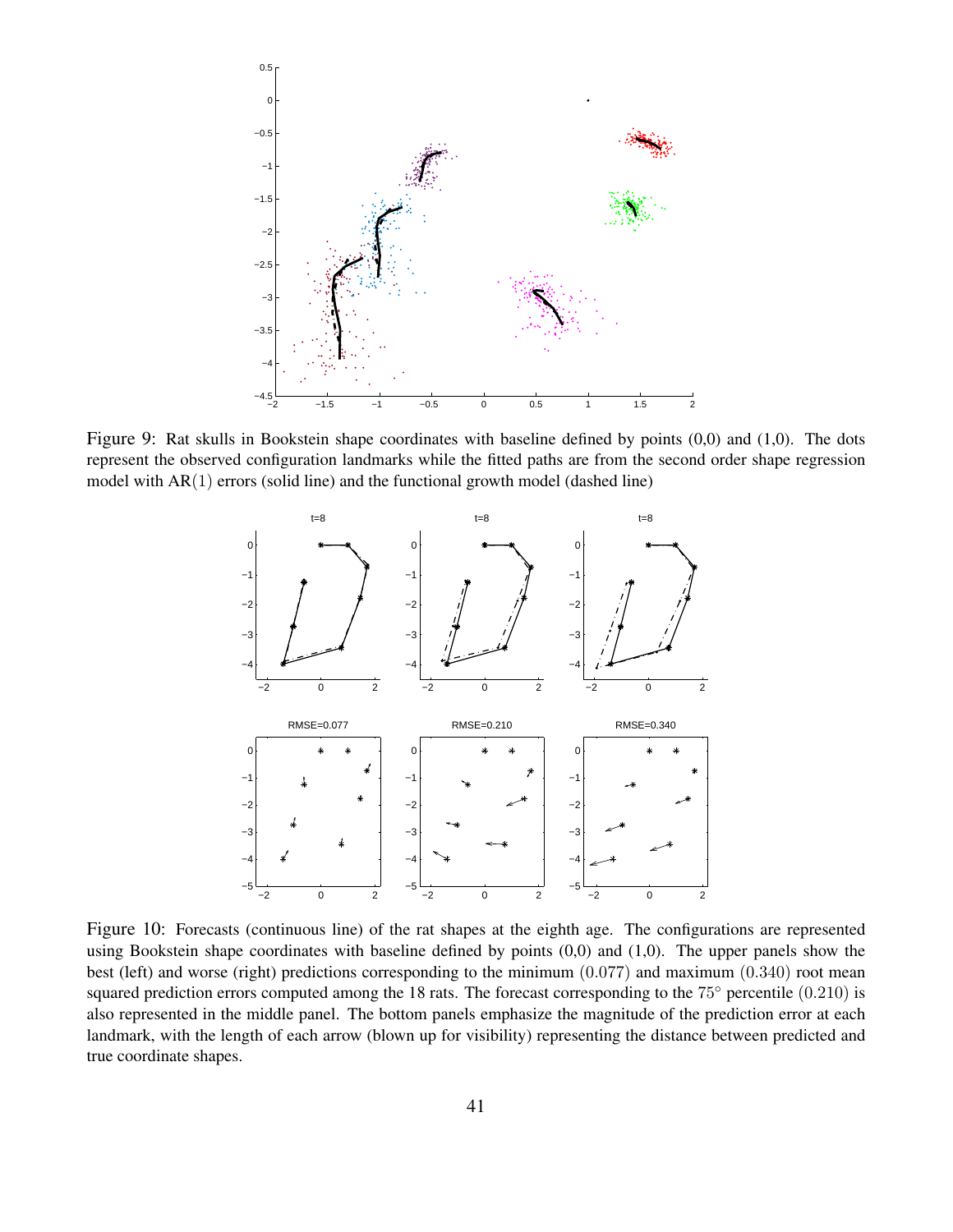Figure 9: Rat skulls in Bookstein shape coordinates with baseline defined by points (0,0) and (1,0). The dots represent the observed configuration landmarks while the fitted paths are from the second order shape regression model with AR$(1)$ errors (solid line) and the functional growth model (dashed line)

t=8

RMSE=0.077

RMSE=0.210

RMSE=0.340

Figure 10: Forecasts (continuous line) of the rat shapes at the eighth age. The configurations are represented using Bookstein shape coordinates with baseline defined by points (0,0) and (1,0). The upper panels show the best (left) and worse (right) predictions corresponding to the minimum $(0.077)$ and maximum $(0.340)$ root mean squared prediction errors computed among the 18 rats. The forecast corresponding to the $75^{\circ}$ percentile $(0.210)$ is also represented in the middle panel. The bottom panels emphasize the magnitude of the prediction error at each landmark, with the length of each arrow (blown up for visibility) representing the distance between predicted and true coordinate shapes.